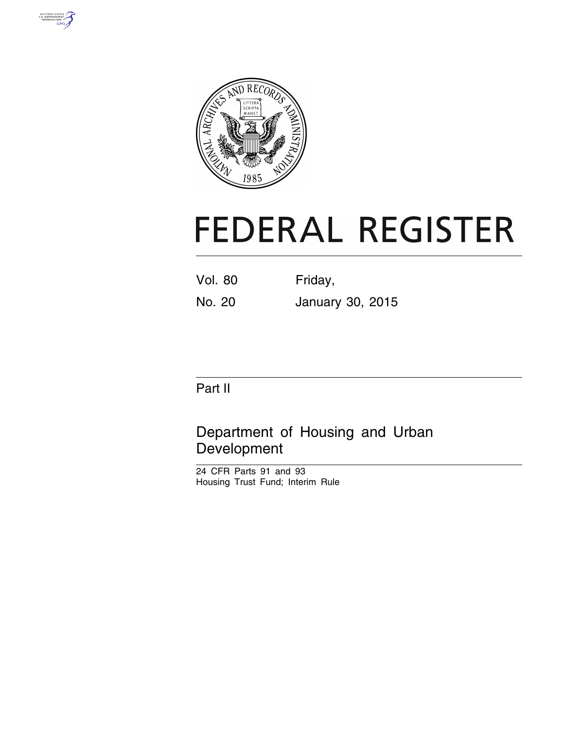# FEDERAL REGISTER

Vol. 80 Friday,

No. 20 January 30, 2015

Part II

## Department of Housing and Urban Development

24 CFR Parts 91 and 93

Housing Trust Fund; Interim Rule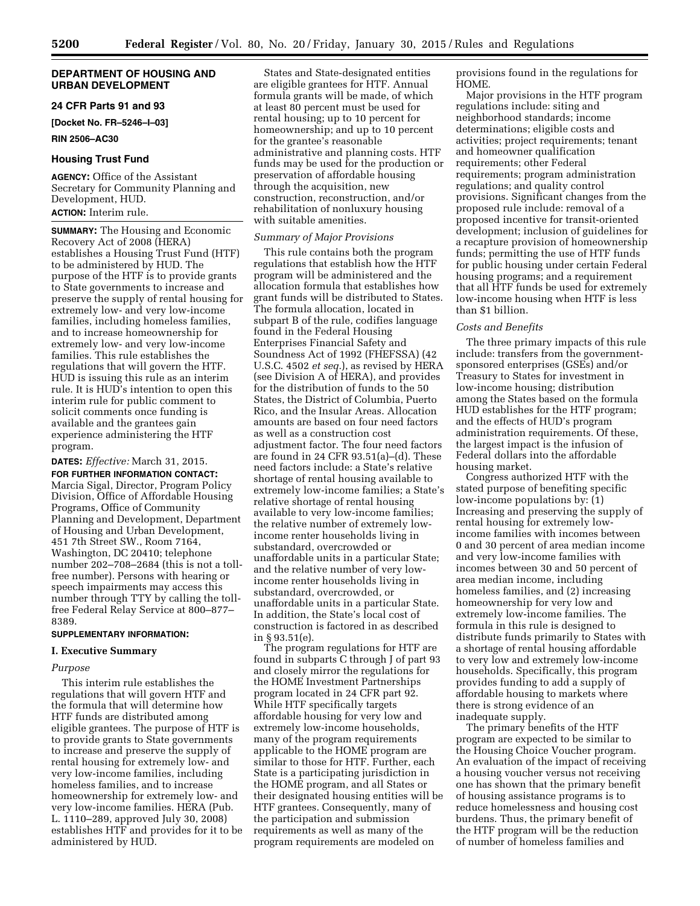## DEPARTMENT OF HOUSING AND URBAN DEVELOPMENT

### 24 CFR Parts 91 and 93

**[Docket No. FR–5246–I–03]**

**RIN 2506–AC30**

### Housing Trust Fund

**AGENCY:** Office of the Assistant Secretary for Community Planning and Development, HUD.

**ACTION:** Interim rule.

**SUMMARY:** The Housing and Economic Recovery Act of 2008 (HERA) establishes a Housing Trust Fund (HTF) to be administered by HUD. The purpose of the HTF is to provide grants to State governments to increase and preserve the supply of rental housing for extremely low- and very low-income families, including homeless families, and to increase homeownership for extremely low- and very low-income families. This rule establishes the regulations that will govern the HTF. HUD is issuing this rule as an interim rule. It is HUD's intention to open this interim rule for public comment to solicit comments once funding is available and the grantees gain experience administering the HTF program.

**DATES:** *Effective:* March 31, 2015.

**FOR FURTHER INFORMATION CONTACT:** Marcia Sigal, Director, Program Policy Division, Office of Affordable Housing Programs, Office of Community Planning and Development, Department of Housing and Urban Development, 451 7th Street SW., Room 7164, Washington, DC 20410; telephone number 202–708–2684 (this is not a toll-free number). Persons with hearing or speech impairments may access this number through TTY by calling the toll-free Federal Relay Service at 800–877–8389.

**SUPPLEMENTARY INFORMATION:**

### I. Executive Summary

*Purpose*

This interim rule establishes the regulations that will govern HTF and the formula that will determine how HTF funds are distributed among eligible grantees. The purpose of HTF is to provide grants to State governments to increase and preserve the supply of rental housing for extremely low- and very low-income families, including homeless families, and to increase homeownership for extremely low- and very low-income families. HERA (Pub. L. 1110–289, approved July 30, 2008) establishes HTF and provides for it to be administered by HUD.

States and State-designated entities are eligible grantees for HTF. Annual formula grants will be made, of which at least 80 percent must be used for rental housing; up to 10 percent for homeownership; and up to 10 percent for the grantee's reasonable administrative and planning costs. HTF funds may be used for the production or preservation of affordable housing through the acquisition, new construction, reconstruction, and/or rehabilitation of nonluxury housing with suitable amenities.

*Summary of Major Provisions*

This rule contains both the program regulations that establish how the HTF program will be administered and the allocation formula that establishes how grant funds will be distributed to States. The formula allocation, located in subpart B of the rule, codifies language found in the Federal Housing Enterprises Financial Safety and Soundness Act of 1992 (FHEFSSA) (42 U.S.C. 4502 *et seq.*), as revised by HERA (see Division A of HERA), and provides for the distribution of funds to the 50 States, the District of Columbia, Puerto Rico, and the Insular Areas. Allocation amounts are based on four need factors as well as a construction cost adjustment factor. The four need factors are found in 24 CFR 93.51(a)–(d). These need factors include: a State's relative shortage of rental housing available to extremely low-income families; a State's relative shortage of rental housing available to very low-income families; the relative number of extremely low-income renter households living in substandard, overcrowded or unaffordable units in a particular State; and the relative number of very low-income renter households living in substandard, overcrowded, or unaffordable units in a particular State. In addition, the State's local cost of construction is factored in as described in § 93.51(e).

The program regulations for HTF are found in subparts C through J of part 93 and closely mirror the regulations for the HOME Investment Partnerships program located in 24 CFR part 92. While HTF specifically targets affordable housing for very low and extremely low-income households, many of the program requirements applicable to the HOME program are similar to those for HTF. Further, each State is a participating jurisdiction in the HOME program, and all States or their designated housing entities will be HTF grantees. Consequently, many of the participation and submission requirements as well as many of the program requirements are modeled on provisions found in the regulations for HOME.

Major provisions in the HTF program regulations include: siting and neighborhood standards; income determinations; eligible costs and activities; project requirements; tenant and homeowner qualification requirements; other Federal requirements; program administration regulations; and quality control provisions. Significant changes from the proposed rule include: removal of a proposed incentive for transit-oriented development; inclusion of guidelines for a recapture provision of homeownership funds; permitting the use of HTF funds for public housing under certain Federal housing programs; and a requirement that all HTF funds be used for extremely low-income housing when HTF is less than $1 billion.

*Costs and Benefits*

The three primary impacts of this rule include: transfers from the government-sponsored enterprises (GSEs) and/or Treasury to States for investment in low-income housing; distribution among the States based on the formula HUD establishes for the HTF program; and the effects of HUD's program administration requirements. Of these, the largest impact is the infusion of Federal dollars into the affordable housing market.

Congress authorized HTF with the stated purpose of benefiting specific low-income populations by: (1) Increasing and preserving the supply of rental housing for extremely low-income families with incomes between 0 and 30 percent of area median income and very low-income families with incomes between 30 and 50 percent of area median income, including homeless families, and (2) increasing homeownership for very low and extremely low-income families. The formula in this rule is designed to distribute funds primarily to States with a shortage of rental housing affordable to very low and extremely low-income households. Specifically, this program provides funding to add a supply of affordable housing to markets where there is strong evidence of an inadequate supply.

The primary benefits of the HTF program are expected to be similar to the Housing Choice Voucher program. An evaluation of the impact of receiving a housing voucher versus not receiving one has shown that the primary benefit of housing assistance programs is to reduce homelessness and housing cost burdens. Thus, the primary benefit of the HTF program will be the reduction of number of homeless families and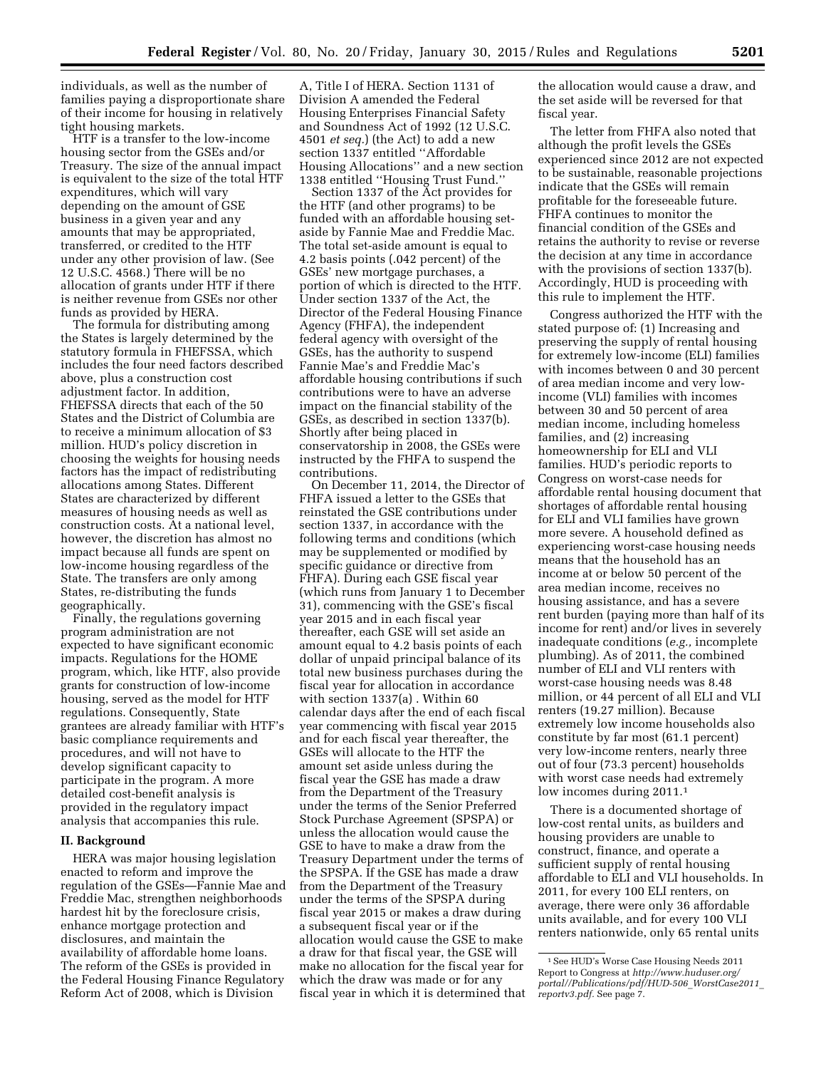individuals, as well as the number of families paying a disproportionate share of their income for housing in relatively tight housing markets.

HTF is a transfer to the low-income housing sector from the GSEs and/or Treasury. The size of the annual impact is equivalent to the size of the total HTF expenditures, which will vary depending on the amount of GSE business in a given year and any amounts that may be appropriated, transferred, or credited to the HTF under any other provision of law. (See 12 U.S.C. 4568.) There will be no allocation of grants under HTF if there is neither revenue from GSEs nor other funds as provided by HERA.

The formula for distributing among the States is largely determined by the statutory formula in FHEFSSA, which includes the four need factors described above, plus a construction cost adjustment factor. In addition, FHEFSSA directs that each of the 50 States and the District of Columbia are to receive a minimum allocation of $3 million. HUD's policy discretion in choosing the weights for housing needs factors has the impact of redistributing allocations among States. Different States are characterized by different measures of housing needs as well as construction costs. At a national level, however, the discretion has almost no impact because all funds are spent on low-income housing regardless of the State. The transfers are only among States, re-distributing the funds geographically.

Finally, the regulations governing program administration are not expected to have significant economic impacts. Regulations for the HOME program, which, like HTF, also provide grants for construction of low-income housing, served as the model for HTF regulations. Consequently, State grantees are already familiar with HTF's basic compliance requirements and procedures, and will not have to develop significant capacity to participate in the program. A more detailed cost-benefit analysis is provided in the regulatory impact analysis that accompanies this rule.

## II. Background

HERA was major housing legislation enacted to reform and improve the regulation of the GSEs—Fannie Mae and Freddie Mac, strengthen neighborhoods hardest hit by the foreclosure crisis, enhance mortgage protection and disclosures, and maintain the availability of affordable home loans. The reform of the GSEs is provided in the Federal Housing Finance Regulatory Reform Act of 2008, which is Division A, Title I of HERA. Section 1131 of Division A amended the Federal Housing Enterprises Financial Safety and Soundness Act of 1992 (12 U.S.C. 4501 *et seq.*) (the Act) to add a new section 1337 entitled ''Affordable Housing Allocations'' and a new section 1338 entitled ''Housing Trust Fund.''

Section 1337 of the Act provides for the HTF (and other programs) to be funded with an affordable housing set-aside by Fannie Mae and Freddie Mac. The total set-aside amount is equal to 4.2 basis points (.042 percent) of the GSEs' new mortgage purchases, a portion of which is directed to the HTF. Under section 1337 of the Act, the Director of the Federal Housing Finance Agency (FHFA), the independent federal agency with oversight of the GSEs, has the authority to suspend Fannie Mae's and Freddie Mac's affordable housing contributions if such contributions were to have an adverse impact on the financial stability of the GSEs, as described in section 1337(b). Shortly after being placed in conservatorship in 2008, the GSEs were instructed by the FHFA to suspend the contributions.

On December 11, 2014, the Director of FHFA issued a letter to the GSEs that reinstated the GSE contributions under section 1337, in accordance with the following terms and conditions (which may be supplemented or modified by specific guidance or directive from FHFA). During each GSE fiscal year (which runs from January 1 to December 31), commencing with the GSE's fiscal year 2015 and in each fiscal year thereafter, each GSE will set aside an amount equal to 4.2 basis points of each dollar of unpaid principal balance of its total new business purchases during the fiscal year for allocation in accordance with section 1337(a) . Within 60 calendar days after the end of each fiscal year commencing with fiscal year 2015 and for each fiscal year thereafter, the GSEs will allocate to the HTF the amount set aside unless during the fiscal year the GSE has made a draw from the Department of the Treasury under the terms of the Senior Preferred Stock Purchase Agreement (SPSPA) or unless the allocation would cause the GSE to have to make a draw from the Treasury Department under the terms of the SPSPA. If the GSE has made a draw from the Department of the Treasury under the terms of the SPSPA during fiscal year 2015 or makes a draw during a subsequent fiscal year or if the allocation would cause the GSE to make a draw for that fiscal year, the GSE will make no allocation for the fiscal year for which the draw was made or for any fiscal year in which it is determined that the allocation would cause a draw, and the set aside will be reversed for that fiscal year.

The letter from FHFA also noted that although the profit levels the GSEs experienced since 2012 are not expected to be sustainable, reasonable projections indicate that the GSEs will remain profitable for the foreseeable future. FHFA continues to monitor the financial condition of the GSEs and retains the authority to revise or reverse the decision at any time in accordance with the provisions of section 1337(b). Accordingly, HUD is proceeding with this rule to implement the HTF.

Congress authorized the HTF with the stated purpose of: (1) Increasing and preserving the supply of rental housing for extremely low-income (ELI) families with incomes between 0 and 30 percent of area median income and very low-income (VLI) families with incomes between 30 and 50 percent of area median income, including homeless families, and (2) increasing homeownership for ELI and VLI families. HUD's periodic reports to Congress on worst-case needs for affordable rental housing document that shortages of affordable rental housing for ELI and VLI families have grown more severe. A household defined as experiencing worst-case housing needs means that the household has an income at or below 50 percent of the area median income, receives no housing assistance, and has a severe rent burden (paying more than half of its income for rent) and/or lives in severely inadequate conditions (*e.g.,* incomplete plumbing). As of 2011, the combined number of ELI and VLI renters with worst-case housing needs was 8.48 million, or 44 percent of all ELI and VLI renters (19.27 million). Because extremely low income households also constitute by far most (61.1 percent) very low-income renters, nearly three out of four (73.3 percent) households with worst case needs had extremely low incomes during 2011.[1]

There is a documented shortage of low-cost rental units, as builders and housing providers are unable to construct, finance, and operate a sufficient supply of rental housing affordable to ELI and VLI households. In 2011, for every 100 ELI renters, on average, there were only 36 affordable units available, and for every 100 VLI renters nationwide, only 65 rental units

[1] See HUD's Worse Case Housing Needs 2011 Report to Congress at *http://www.huduser.org/portal//Publications/pdf/HUD-506_WorstCase2011_reportv3.pdf.* See page 7.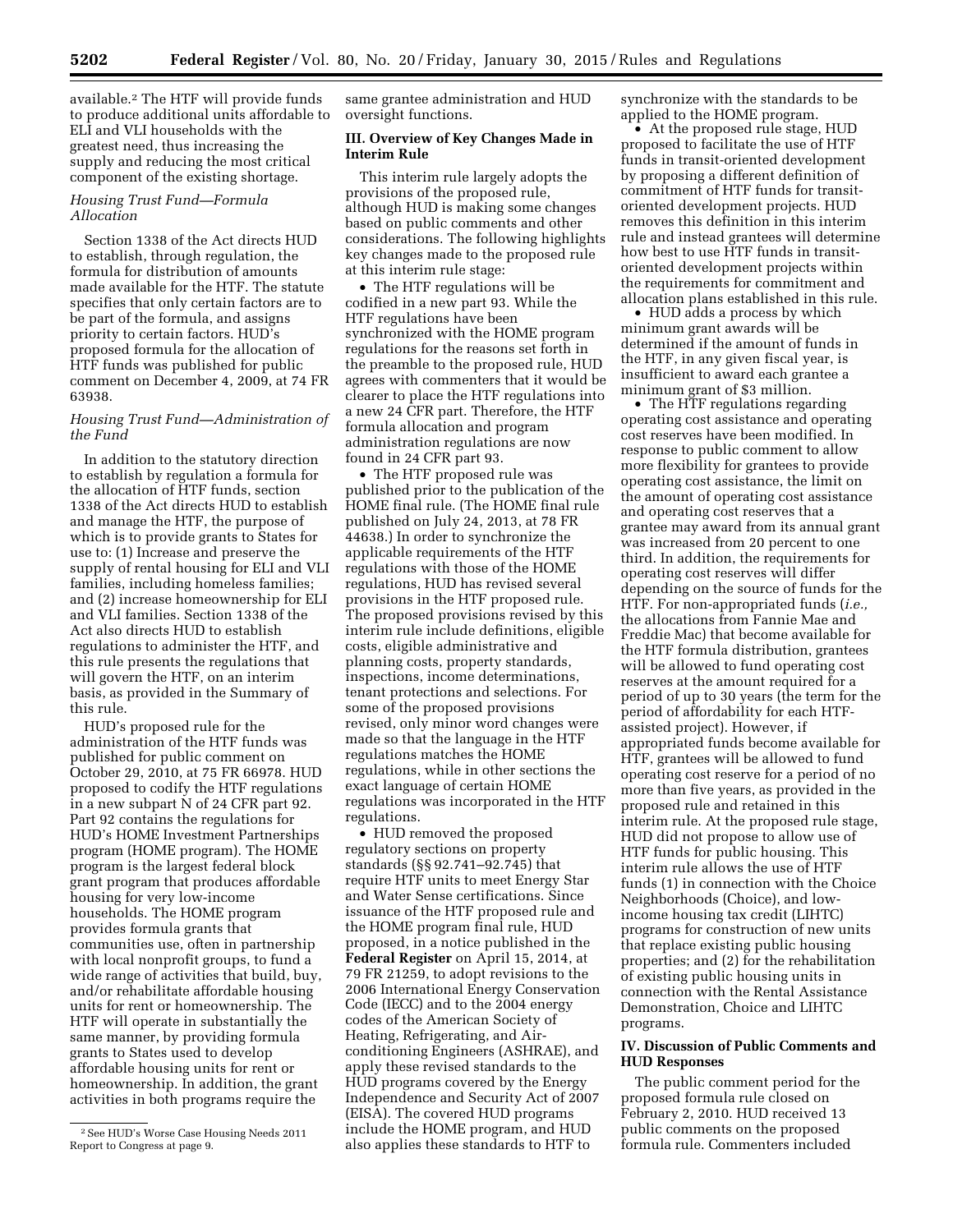available.[2] The HTF will provide funds to produce additional units affordable to ELI and VLI households with the greatest need, thus increasing the supply and reducing the most critical component of the existing shortage.

*Housing Trust Fund—Formula Allocation*

Section 1338 of the Act directs HUD to establish, through regulation, the formula for distribution of amounts made available for the HTF. The statute specifies that only certain factors are to be part of the formula, and assigns priority to certain factors. HUD's proposed formula for the allocation of HTF funds was published for public comment on December 4, 2009, at 74 FR 63938.

*Housing Trust Fund—Administration of the Fund*

In addition to the statutory direction to establish by regulation a formula for the allocation of HTF funds, section 1338 of the Act directs HUD to establish and manage the HTF, the purpose of which is to provide grants to States for use to: (1) Increase and preserve the supply of rental housing for ELI and VLI families, including homeless families; and (2) increase homeownership for ELI and VLI families. Section 1338 of the Act also directs HUD to establish regulations to administer the HTF, and this rule presents the regulations that will govern the HTF, on an interim basis, as provided in the Summary of this rule.

HUD's proposed rule for the administration of the HTF funds was published for public comment on October 29, 2010, at 75 FR 66978. HUD proposed to codify the HTF regulations in a new subpart N of 24 CFR part 92. Part 92 contains the regulations for HUD's HOME Investment Partnerships program (HOME program). The HOME program is the largest federal block grant program that produces affordable housing for very low-income households. The HOME program provides formula grants that communities use, often in partnership with local nonprofit groups, to fund a wide range of activities that build, buy, and/or rehabilitate affordable housing units for rent or homeownership. The HTF will operate in substantially the same manner, by providing formula grants to States used to develop affordable housing units for rent or homeownership. In addition, the grant activities in both programs require the same grantee administration and HUD oversight functions.

## III. Overview of Key Changes Made in Interim Rule

This interim rule largely adopts the provisions of the proposed rule, although HUD is making some changes based on public comments and other considerations. The following highlights key changes made to the proposed rule at this interim rule stage:

- The HTF regulations will be codified in a new part 93. While the HTF regulations have been synchronized with the HOME program regulations for the reasons set forth in the preamble to the proposed rule, HUD agrees with commenters that it would be clearer to place the HTF regulations into a new 24 CFR part. Therefore, the HTF formula allocation and program administration regulations are now found in 24 CFR part 93.
- The HTF proposed rule was published prior to the publication of the HOME final rule. (The HOME final rule published on July 24, 2013, at 78 FR 44638.) In order to synchronize the applicable requirements of the HTF regulations with those of the HOME regulations, HUD has revised several provisions in the HTF proposed rule. The proposed provisions revised by this interim rule include definitions, eligible costs, eligible administrative and planning costs, property standards, inspections, income determinations, tenant protections and selections. For some of the proposed provisions revised, only minor word changes were made so that the language in the HTF regulations matches the HOME regulations, while in other sections the exact language of certain HOME regulations was incorporated in the HTF regulations.
- HUD removed the proposed regulatory sections on property standards (§§ 92.741–92.745) that require HTF units to meet Energy Star and Water Sense certifications. Since issuance of the HTF proposed rule and the HOME program final rule, HUD proposed, in a notice published in the **Federal Register** on April 15, 2014, at 79 FR 21259, to adopt revisions to the 2006 International Energy Conservation Code (IECC) and to the 2004 energy codes of the American Society of Heating, Refrigerating, and Air-conditioning Engineers (ASHRAE), and apply these revised standards to the HUD programs covered by the Energy Independence and Security Act of 2007 (EISA). The covered HUD programs include the HOME program, and HUD also applies these standards to HTF to synchronize with the standards to be applied to the HOME program.
- At the proposed rule stage, HUD proposed to facilitate the use of HTF funds in transit-oriented development by proposing a different definition of commitment of HTF funds for transit-oriented development projects. HUD removes this definition in this interim rule and instead grantees will determine how best to use HTF funds in transit-oriented development projects within the requirements for commitment and allocation plans established in this rule.
- HUD adds a process by which minimum grant awards will be determined if the amount of funds in the HTF, in any given fiscal year, is insufficient to award each grantee a minimum grant of $3 million.
- The HTF regulations regarding operating cost assistance and operating cost reserves have been modified. In response to public comment to allow more flexibility for grantees to provide operating cost assistance, the limit on the amount of operating cost assistance and operating cost reserves that a grantee may award from its annual grant was increased from 20 percent to one third. In addition, the requirements for operating cost reserves will differ depending on the source of funds for the HTF. For non-appropriated funds (*i.e.,* the allocations from Fannie Mae and Freddie Mac) that become available for the HTF formula distribution, grantees will be allowed to fund operating cost reserves at the amount required for a period of up to 30 years (the term for the period of affordability for each HTF-assisted project). However, if appropriated funds become available for HTF, grantees will be allowed to fund operating cost reserve for a period of no more than five years, as provided in the proposed rule and retained in this interim rule. At the proposed rule stage, HUD did not propose to allow use of HTF funds for public housing. This interim rule allows the use of HTF funds (1) in connection with the Choice Neighborhoods (Choice), and low-income housing tax credit (LIHTC) programs for construction of new units that replace existing public housing properties; and (2) for the rehabilitation of existing public housing units in connection with the Rental Assistance Demonstration, Choice and LIHTC programs.

## IV. Discussion of Public Comments and HUD Responses

The public comment period for the proposed formula rule closed on February 2, 2010. HUD received 13 public comments on the proposed formula rule. Commenters included

---

[2] See HUD's Worse Case Housing Needs 2011 Report to Congress at page 9.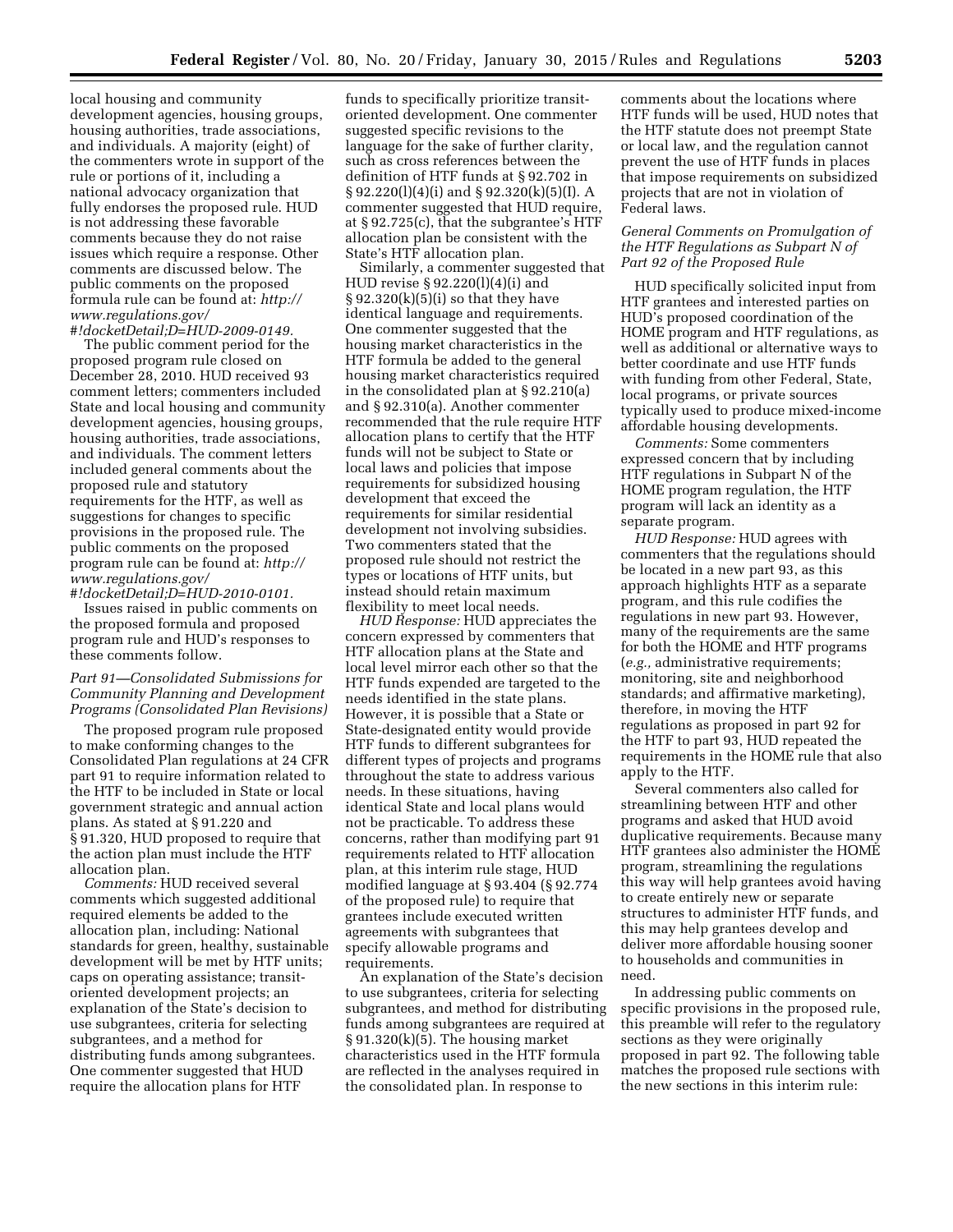local housing and community development agencies, housing groups, housing authorities, trade associations, and individuals. A majority (eight) of the commenters wrote in support of the rule or portions of it, including a national advocacy organization that fully endorses the proposed rule. HUD is not addressing these favorable comments because they do not raise issues which require a response. Other comments are discussed below. The public comments on the proposed formula rule can be found at: *http://www.regulations.gov/#!docketDetail;D=HUD-2009-0149.*

The public comment period for the proposed program rule closed on December 28, 2010. HUD received 93 comment letters; commenters included State and local housing and community development agencies, housing groups, housing authorities, trade associations, and individuals. The comment letters included general comments about the proposed rule and statutory requirements for the HTF, as well as suggestions for changes to specific provisions in the proposed rule. The public comments on the proposed program rule can be found at: *http://www.regulations.gov/#!docketDetail;D=HUD-2010-0101.*

Issues raised in public comments on the proposed formula and proposed program rule and HUD's responses to these comments follow.

### *Part 91—Consolidated Submissions for Community Planning and Development Programs (Consolidated Plan Revisions)*

The proposed program rule proposed to make conforming changes to the Consolidated Plan regulations at 24 CFR part 91 to require information related to the HTF to be included in State or local government strategic and annual action plans. As stated at § 91.220 and § 91.320, HUD proposed to require that the action plan must include the HTF allocation plan.

*Comments:* HUD received several comments which suggested additional required elements be added to the allocation plan, including: National standards for green, healthy, sustainable development will be met by HTF units; caps on operating assistance; transit-oriented development projects; an explanation of the State's decision to use subgrantees, criteria for selecting subgrantees, and a method for distributing funds among subgrantees. One commenter suggested that HUD require the allocation plans for HTF funds to specifically prioritize transit-oriented development. One commenter suggested specific revisions to the language for the sake of further clarity, such as cross references between the definition of HTF funds at § 92.702 in § 92.220(l)(4)(i) and § 92.320(k)(5)(I). A commenter suggested that HUD require, at § 92.725(c), that the subgrantee's HTF allocation plan be consistent with the State's HTF allocation plan.

Similarly, a commenter suggested that HUD revise § 92.220(l)(4)(i) and § 92.320(k)(5)(i) so that they have identical language and requirements. One commenter suggested that the housing market characteristics in the HTF formula be added to the general housing market characteristics required in the consolidated plan at § 92.210(a) and § 92.310(a). Another commenter recommended that the rule require HTF allocation plans to certify that the HTF funds will not be subject to State or local laws and policies that impose requirements for subsidized housing development that exceed the requirements for similar residential development not involving subsidies. Two commenters stated that the proposed rule should not restrict the types or locations of HTF units, but instead should retain maximum flexibility to meet local needs.

*HUD Response:* HUD appreciates the concern expressed by commenters that HTF allocation plans at the State and local level mirror each other so that the HTF funds expended are targeted to the needs identified in the state plans. However, it is possible that a State or State-designated entity would provide HTF funds to different subgrantees for different types of projects and programs throughout the state to address various needs. In these situations, having identical State and local plans would not be practicable. To address these concerns, rather than modifying part 91 requirements related to HTF allocation plan, at this interim rule stage, HUD modified language at § 93.404 (§ 92.774 of the proposed rule) to require that grantees include executed written agreements with subgrantees that specify allowable programs and requirements.

An explanation of the State's decision to use subgrantees, criteria for selecting subgrantees, and method for distributing funds among subgrantees are required at § 91.320(k)(5). The housing market characteristics used in the HTF formula are reflected in the analyses required in the consolidated plan. In response to comments about the locations where HTF funds will be used, HUD notes that the HTF statute does not preempt State or local law, and the regulation cannot prevent the use of HTF funds in places that impose requirements on subsidized projects that are not in violation of Federal laws.

### *General Comments on Promulgation of the HTF Regulations as Subpart N of Part 92 of the Proposed Rule*

HUD specifically solicited input from HTF grantees and interested parties on HUD's proposed coordination of the HOME program and HTF regulations, as well as additional or alternative ways to better coordinate and use HTF funds with funding from other Federal, State, local programs, or private sources typically used to produce mixed-income affordable housing developments.

*Comments:* Some commenters expressed concern that by including HTF regulations in Subpart N of the HOME program regulation, the HTF program will lack an identity as a separate program.

*HUD Response:* HUD agrees with commenters that the regulations should be located in a new part 93, as this approach highlights HTF as a separate program, and this rule codifies the regulations in new part 93. However, many of both the requirements are the same for both the HOME and HTF programs (*e.g.,* administrative requirements; monitoring, site and neighborhood standards; and affirmative marketing), therefore, in moving the HTF regulations as proposed in part 92 for the HTF to part 93, HUD repeated the requirements in the HOME rule that also apply to the HTF.

Several commenters also called for streamlining between HTF and other programs and asked that HUD avoid duplicative requirements. Because many HTF grantees also administer the HOME program, streamlining the regulations this way will help grantees avoid having to create entirely new or separate structures to administer HTF funds, and this may help grantees develop and deliver more affordable housing sooner to households and communities in need.

In addressing public comments on specific provisions in the proposed rule, this preamble will refer to the regulatory sections as they were originally proposed in part 92. The following table matches the proposed rule sections with the new sections in this interim rule: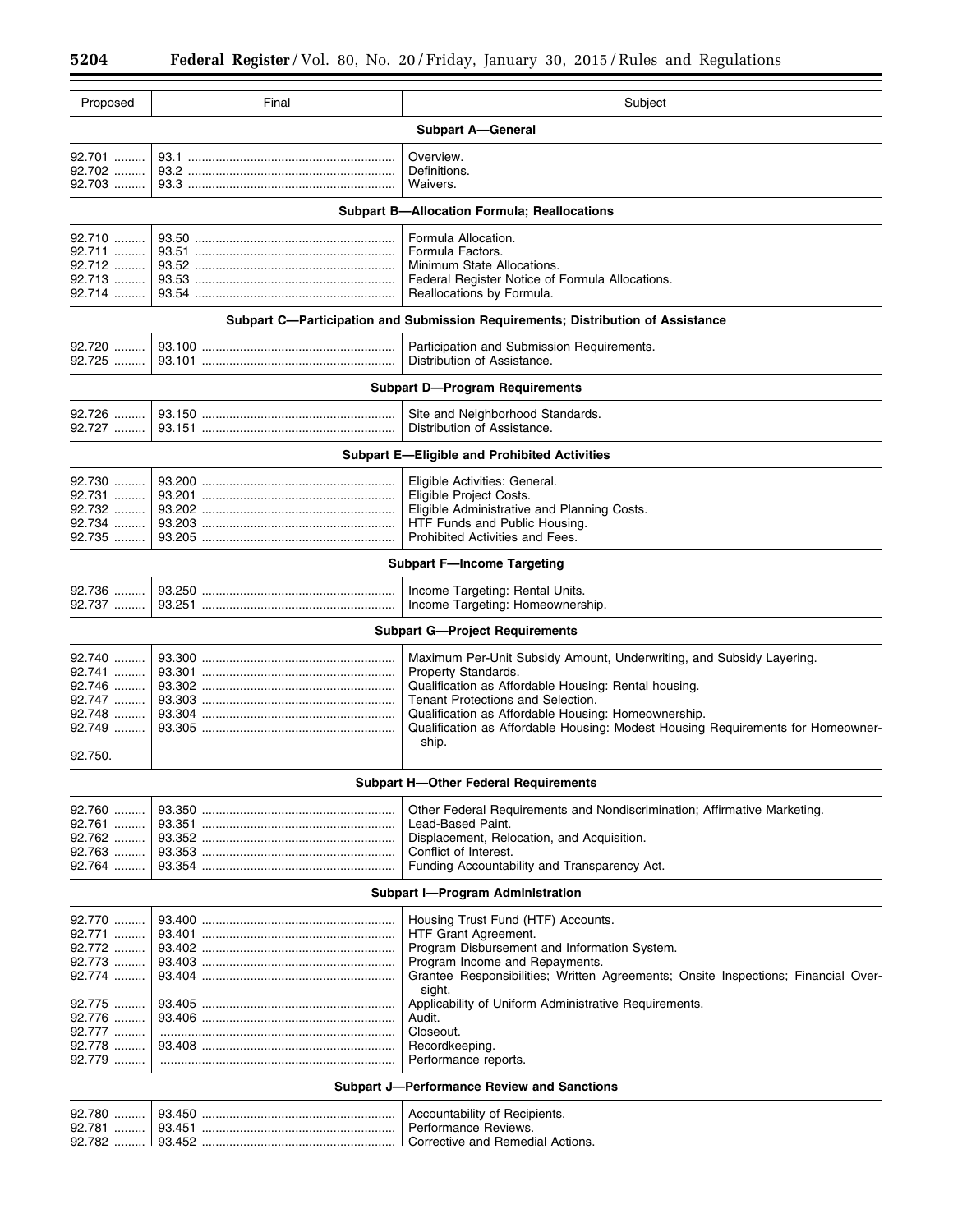| Proposed | Final | Subject |
| --- | --- | --- |
| | | **Subpart A—General** |
| 92.701 | 93.1 | Overview. |
| 92.702 | 93.2 | Definitions. |
| 92.703 | 93.3 | Waivers. |
| | | **Subpart B—Allocation Formula; Reallocations** |
| 92.710 | 93.50 | Formula Allocation. |
| 92.711 | 93.51 | Formula Factors. |
| 92.712 | 93.52 | Minimum State Allocations. |
| 92.713 | 93.53 | Federal Register Notice of Formula Allocations. |
| 92.714 | 93.54 | Reallocations by Formula. |
| | | **Subpart C—Participation and Submission Requirements; Distribution of Assistance** |
| 92.720 | 93.100 | Participation and Submission Requirements. |
| 92.725 | 93.101 | Distribution of Assistance. |
| | | **Subpart D—Program Requirements** |
| 92.726 | 93.150 | Site and Neighborhood Standards. |
| 92.727 | 93.151 | Distribution of Assistance. |
| | | **Subpart E—Eligible and Prohibited Activities** |
| 92.730 | 93.200 | Eligible Activities: General. |
| 92.731 | 93.201 | Eligible Project Costs. |
| 92.732 | 93.202 | Eligible Administrative and Planning Costs. |
| 92.734 | 93.203 | HTF Funds and Public Housing. |
| 92.735 | 93.205 | Prohibited Activities and Fees. |
| | | **Subpart F—Income Targeting** |
| 92.736 | 93.250 | Income Targeting: Rental Units. |
| 92.737 | 93.251 | Income Targeting: Homeownership. |
| | | **Subpart G—Project Requirements** |
| 92.740 | 93.300 | Maximum Per-Unit Subsidy Amount, Underwriting, and Subsidy Layering. |
| 92.741 | 93.301 | Property Standards. |
| 92.746 | 93.302 | Qualification as Affordable Housing: Rental housing. |
| 92.747 | 93.303 | Tenant Protections and Selection. |
| 92.748 | 93.304 | Qualification as Affordable Housing: Homeownership. |
| 92.749 | 93.305 | Qualification as Affordable Housing: Modest Housing Requirements for Homeownership. |
| 92.750. | | |
| | | **Subpart H—Other Federal Requirements** |
| 92.760 | 93.350 | Other Federal Requirements and Nondiscrimination; Affirmative Marketing. |
| 92.761 | 93.351 | Lead-Based Paint. |
| 92.762 | 93.352 | Displacement, Relocation, and Acquisition. |
| 92.763 | 93.353 | Conflict of Interest. |
| 92.764 | 93.354 | Funding Accountability and Transparency Act. |
| | | **Subpart I—Program Administration** |
| 92.770 | 93.400 | Housing Trust Fund (HTF) Accounts. |
| 92.771 | 93.401 | HTF Grant Agreement. |
| 92.772 | 93.402 | Program Disbursement and Information System. |
| 92.773 | 93.403 | Program Income and Repayments. |
| 92.774 | 93.404 | Grantee Responsibilities; Written Agreements; Onsite Inspections; Financial Oversight. |
| 92.775 | 93.405 | Applicability of Uniform Administrative Requirements. |
| 92.776 | 93.406 | Audit. |
| 92.777 | | Closeout. |
| 92.778 | 93.408 | Recordkeeping. |
| 92.779 | | Performance reports. |
| | | **Subpart J—Performance Review and Sanctions** |
| 92.780 | 93.450 | Accountability of Recipients. |
| 92.781 | 93.451 | Performance Reviews. |
| 92.782 | 93.452 | Corrective and Remedial Actions. |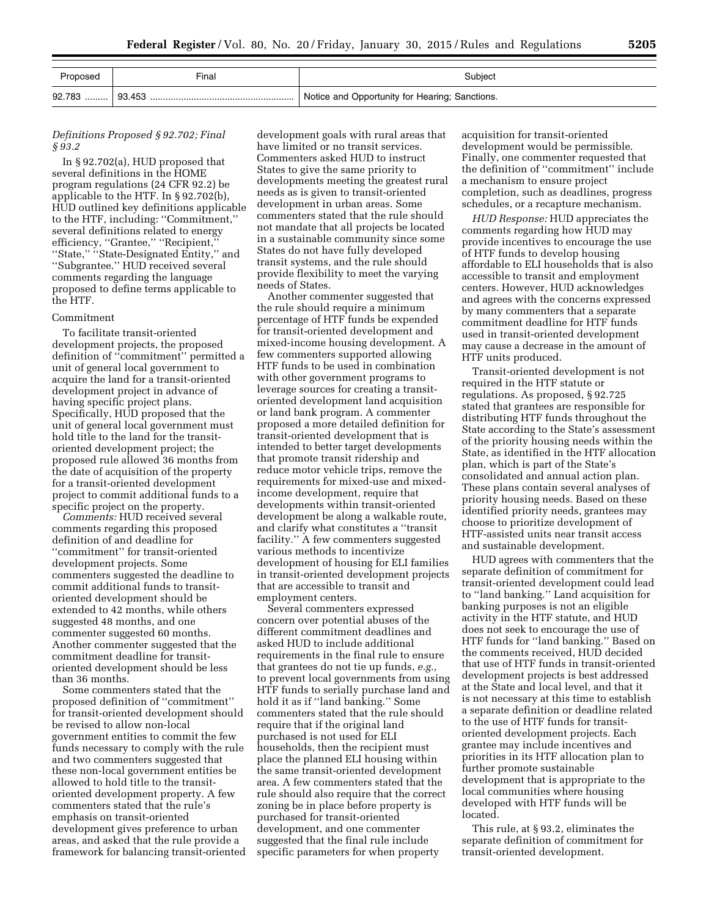| Proposed | Final | Subject |
| --- | --- | --- |
| 92.783 ......... | 93.453 ........................................................ | Notice and Opportunity for Hearing; Sanctions. |

*Definitions Proposed § 92.702; Final § 93.2*

In § 92.702(a), HUD proposed that several definitions in the HOME program regulations (24 CFR 92.2) be applicable to the HTF. In § 92.702(b), HUD outlined key definitions applicable to the HTF, including: ''Commitment,'' several definitions related to energy efficiency, ''Grantee,'' ''Recipient,'' ''State,'' ''State-Designated Entity,'' and ''Subgrantee.'' HUD received several comments regarding the language proposed to define terms applicable to the HTF.

Commitment

To facilitate transit-oriented development projects, the proposed definition of ''commitment'' permitted a unit of general local government to acquire the land for a transit-oriented development project in advance of having specific project plans. Specifically, HUD proposed that the unit of general local government must hold title to the land for the transit-oriented development project; the proposed rule allowed 36 months from the date of acquisition of the property for a transit-oriented development project to commit additional funds to a specific project on the property.

*Comments:* HUD received several comments regarding this proposed definition of and deadline for ''commitment'' for transit-oriented development projects. Some commenters suggested the deadline to commit additional funds to transit-oriented development should be extended to 42 months, while others suggested 48 months, and one commenter suggested 60 months. Another commenter suggested that the commitment deadline for transit-oriented development should be less than 36 months.

Some commenters stated that the proposed definition of ''commitment'' for transit-oriented development should be revised to allow non-local government entities to commit the few funds necessary to comply with the rule and two commenters suggested that these non-local government entities be allowed to hold title to the transit-oriented development property. A few commenters stated that the rule's emphasis on transit-oriented development gives preference to urban areas, and asked that the rule provide a framework for balancing transit-oriented development goals with rural areas that have limited or no transit services. Commenters asked HUD to instruct States to give the same priority to developments meeting the greatest rural needs as is given to transit-oriented development in urban areas. Some commenters stated that the rule should not mandate that all projects be located in a sustainable community since some States do not have fully developed transit systems, and the rule should provide flexibility to meet the varying needs of States.

Another commenter suggested that the rule should require a minimum percentage of HTF funds be expended for transit-oriented development and mixed-income housing development. A few commenters supported allowing HTF funds to be used in combination with other government programs to leverage sources for creating a transit-oriented development land acquisition or land bank program. A commenter proposed a more detailed definition for transit-oriented development that is intended to better target developments that promote transit ridership and reduce motor vehicle trips, remove the requirements for mixed-use and mixed-income development, require that developments within transit-oriented development be along a walkable route, and clarify what constitutes a ''transit facility.'' A few commenters suggested various methods to incentivize development of housing for ELI families in transit-oriented development projects that are accessible to transit and employment centers.

Several commenters expressed concern over potential abuses of the different commitment deadlines and asked HUD to include additional requirements in the final rule to ensure that grantees do not tie up funds, *e.g.,* to prevent local governments from using HTF funds to serially purchase land and hold it as if ''land banking.'' Some commenters stated that the rule should require that if the original land purchased is not used for ELI households, then the recipient must place the planned ELI housing within the same transit-oriented development area. A few commenters stated that the rule should also require that the correct zoning be in place before property is purchased for transit-oriented development, and one commenter suggested that the final rule include specific parameters for when property acquisition for transit-oriented development would be permissible. Finally, one commenter requested that the definition of ''commitment'' include a mechanism to ensure project completion, such as deadlines, progress schedules, or a recapture mechanism.

*HUD Response:* HUD appreciates the comments regarding how HUD may provide incentives to encourage the use of HTF funds to develop housing affordable to ELI households that is also accessible to transit and employment centers. However, HUD acknowledges and agrees with the concerns expressed by many commenters that a separate commitment deadline for HTF funds used in transit-oriented development may cause a decrease in the amount of HTF units produced.

Transit-oriented development is not required in the HTF statute or regulations. As proposed, § 92.725 stated that grantees are responsible for distributing HTF funds throughout the State according to the State's assessment of the priority housing needs within the State, as identified in the HTF allocation plan, which is part of the State's consolidated and annual action plan. These plans contain several analyses of priority housing needs. Based on these identified priority needs, grantees may choose to prioritize development of HTF-assisted units near transit access and sustainable development.

HUD agrees with commenters that the separate definition of commitment for transit-oriented development could lead to ''land banking.'' Land acquisition for banking purposes is not an eligible activity in the HTF statute, and HUD does not seek to encourage the use of HTF funds for ''land banking.'' Based on the comments received, HUD decided that use of HTF funds in transit-oriented development projects is best addressed at the State and local level, and that it is not necessary at this time to establish a separate definition or deadline related to the use of HTF funds for transit-oriented development projects. Each grantee may include incentives and priorities in its HTF allocation plan to further promote sustainable development that is appropriate to the local communities where housing developed with HTF funds will be located.

This rule, at § 93.2, eliminates the separate definition of commitment for transit-oriented development.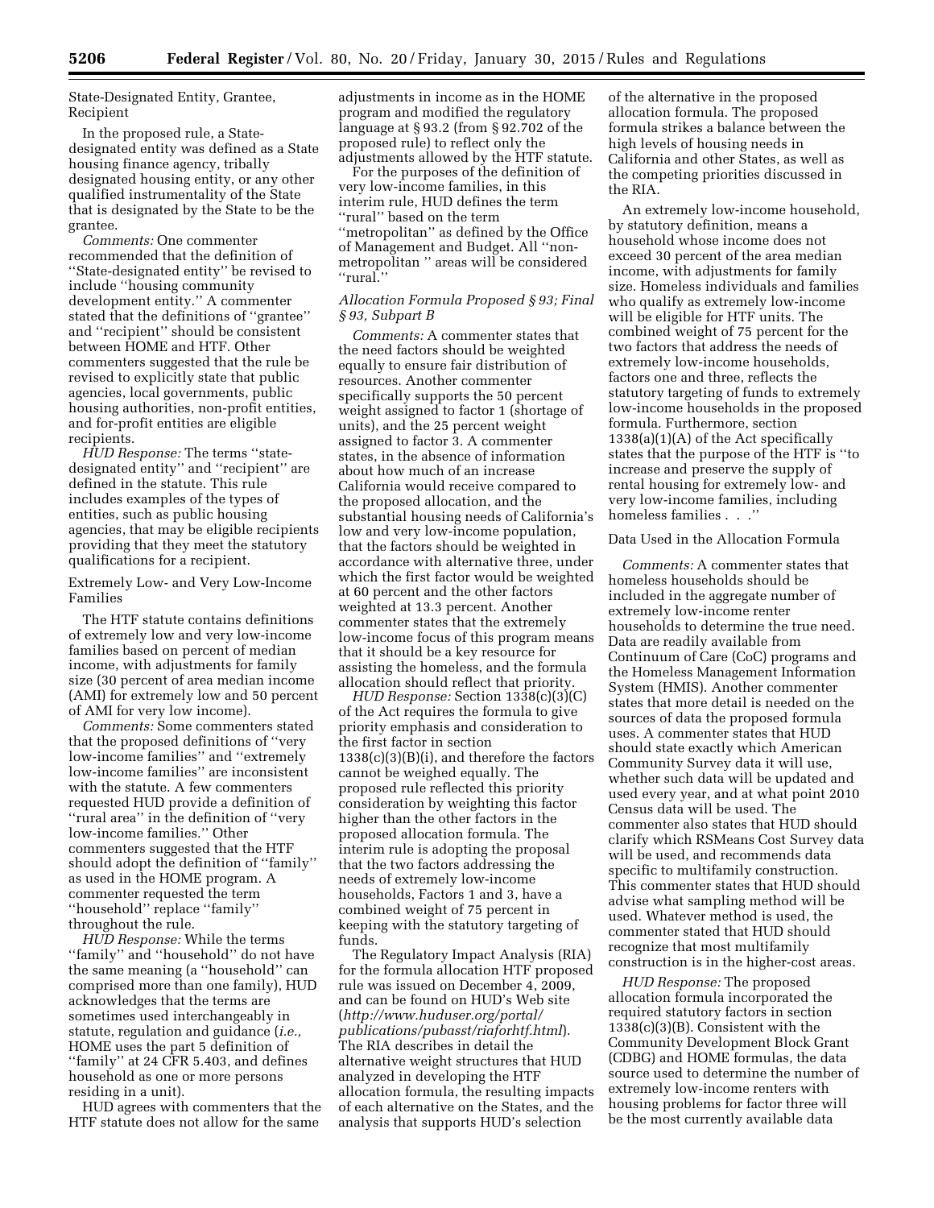State-Designated Entity, Grantee, Recipient

In the proposed rule, a State-designated entity was defined as a State housing finance agency, tribally designated housing entity, or any other qualified instrumentality of the State that is designated by the State to be the grantee.

*Comments:* One commenter recommended that the definition of ''State-designated entity'' be revised to include ''housing community development entity.'' A commenter stated that the definitions of ''grantee'' and ''recipient'' should be consistent between HOME and HTF. Other commenters suggested that the rule be revised to explicitly state that public agencies, local governments, public housing authorities, non-profit entities, and for-profit entities are eligible recipients.

*HUD Response:* The terms ''state-designated entity'' and ''recipient'' are defined in the statute. This rule includes examples of the types of entities, such as public housing agencies, that may be eligible recipients providing that they meet the statutory qualifications for a recipient.

Extremely Low- and Very Low-Income Families

The HTF statute contains definitions of extremely low and very low-income families based on percent of median income, with adjustments for family size (30 percent of area median income (AMI) for extremely low and 50 percent of AMI for very low income).

*Comments:* Some commenters stated that the proposed definitions of ''very low-income families'' and ''extremely low-income families'' are inconsistent with the statute. A few commenters requested HUD provide a definition of ''rural area'' in the definition of ''very low-income families.'' Other commenters suggested that the HTF should adopt the definition of ''family'' as used in the HOME program. A commenter requested the term ''household'' replace ''family'' throughout the rule.

*HUD Response:* While the terms ''family'' and ''household'' do not have the same meaning (a ''household'' can comprised more than one family), HUD acknowledges that the terms are sometimes used interchangeably in statute, regulation and guidance (*i.e.,* HOME uses the part 5 definition of ''family'' at 24 CFR 5.403, and defines household as one or more persons residing in a unit).

HUD agrees with commenters that the HTF statute does not allow for the same adjustments in income as in the HOME program and modified the regulatory language at § 93.2 (from § 92.702 of the proposed rule) to reflect only the adjustments allowed by the HTF statute.

For the purposes of the definition of very low-income families, in this interim rule, HUD defines the term ''rural'' based on the term ''metropolitan'' as defined by the Office of Management and Budget. All ''non-metropolitan '' areas will be considered ''rural.''

*Allocation Formula Proposed § 93; Final § 93, Subpart B*

*Comments:* A commenter states that the need factors should be weighted equally to ensure fair distribution of resources. Another commenter specifically supports the 50 percent weight assigned to factor 1 (shortage of units), and the 25 percent weight assigned to factor 3. A commenter states, in the absence of information about how much of an increase California would receive compared to the proposed allocation, and the substantial housing needs of California's low and very low-income population, that the factors should be weighted in accordance with alternative three, under which the first factor would be weighted at 60 percent and the other factors weighted at 13.3 percent. Another commenter states that the extremely low-income focus of this program means that it should be a key resource for assisting the homeless, and the formula allocation should reflect that priority.

*HUD Response:* Section 1338(c)(3)(C) of the Act requires the formula to give priority emphasis and consideration to the first factor in section 1338(c)(3)(B)(i), and therefore the factors cannot be weighed equally. The proposed rule reflected this priority consideration by weighting this factor higher than the other factors in the proposed allocation formula. The interim rule is adopting the proposal that the two factors addressing the needs of extremely low-income households, Factors 1 and 3, have a combined weight of 75 percent in keeping with the statutory targeting of funds.

The Regulatory Impact Analysis (RIA) for the formula allocation HTF proposed rule was issued on December 4, 2009, and can be found on HUD's Web site (*http://www.huduser.org/portal/publications/pubasst/riaforhtf.html*). The RIA describes in detail the alternative weight structures that HUD analyzed in developing the HTF allocation formula, the resulting impacts of each alternative on the States, and the analysis that supports HUD's selection of the alternative in the proposed allocation formula. The proposed formula strikes a balance between the high levels of housing needs in California and other States, as well as the competing priorities discussed in the RIA.

An extremely low-income household, by statutory definition, means a household whose income does not exceed 30 percent of the area median income, with adjustments for family size. Homeless individuals and families who qualify as extremely low-income will be eligible for HTF units. The combined weight of 75 percent for the two factors that address the needs of extremely low-income households, factors one and three, reflects the statutory targeting of funds to extremely low-income households in the proposed formula. Furthermore, section 1338(a)(1)(A) of the Act specifically states that the purpose of the HTF is ''to increase and preserve the supply of rental housing for extremely low- and very low-income families, including homeless families . . .''

Data Used in the Allocation Formula

*Comments:* A commenter states that homeless households should be included in the aggregate number of extremely low-income renter households to determine the true need. Data are readily available from Continuum of Care (CoC) programs and the Homeless Management Information System (HMIS). Another commenter states that more detail is needed on the sources of data the proposed formula uses. A commenter states that HUD should state exactly which American Community Survey data it will use, whether such data will be updated and used every year, and at what point 2010 Census data will be used. The commenter also states that HUD should clarify which RSMeans Cost Survey data will be used, and recommends data specific to multifamily construction. This commenter states that HUD should advise what sampling method will be used. Whatever method is used, the commenter stated that HUD should recognize that most multifamily construction is in the higher-cost areas.

*HUD Response:* The proposed allocation formula incorporated the required statutory factors in section 1338(c)(3)(B). Consistent with the Community Development Block Grant (CDBG) and HOME formulas, the data source used to determine the number of extremely low-income renters with housing problems for factor three will be the most currently available data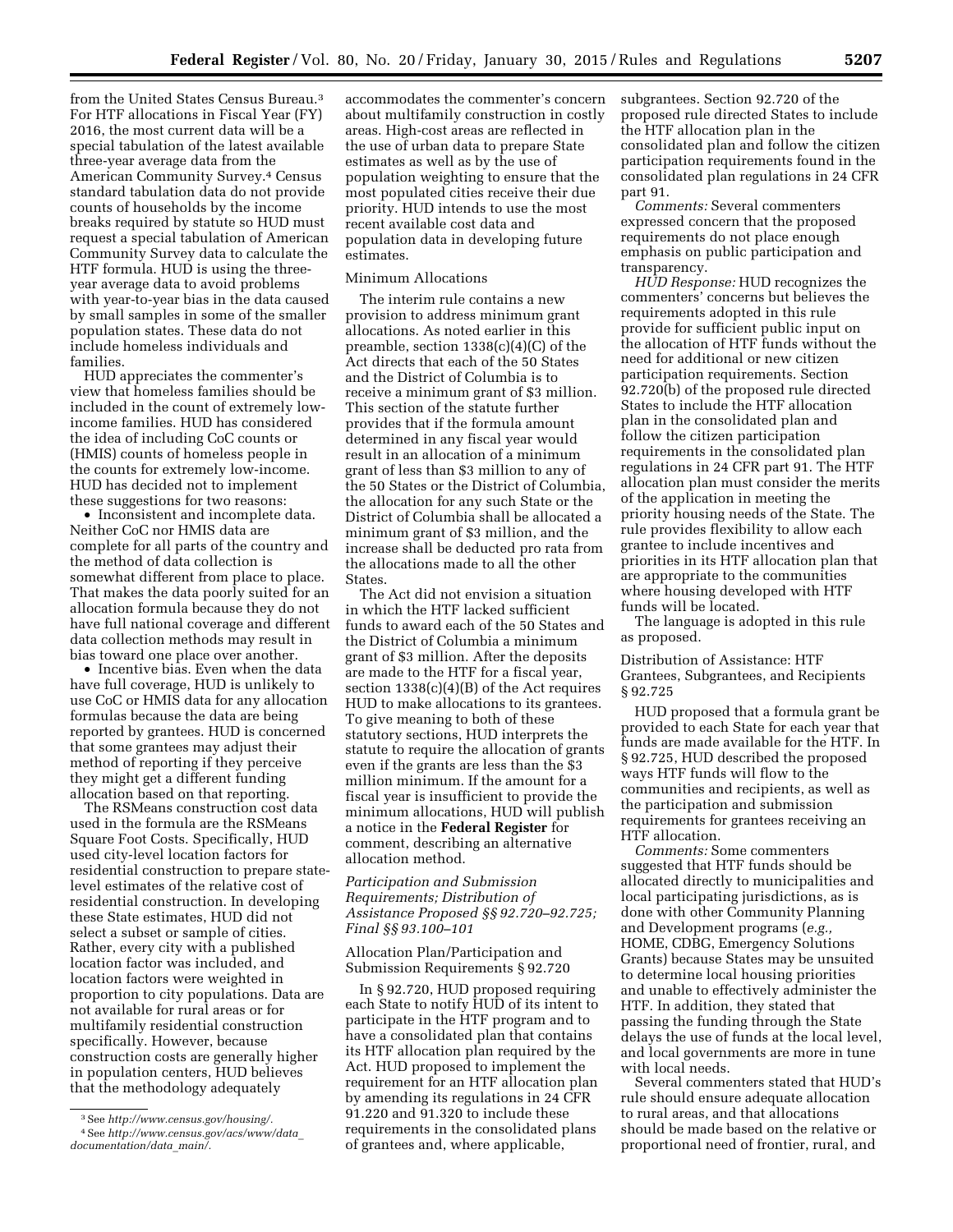from the United States Census Bureau.[3] For HTF allocations in Fiscal Year (FY) 2016, the most current data will be a special tabulation of the latest available three-year average data from the American Community Survey.[4] Census standard tabulation data do not provide counts of households by the income breaks required by statute so HUD must request a special tabulation of American Community Survey data to calculate the HTF formula. HUD is using the three-year average data to avoid problems with year-to-year bias in the data caused by small samples in some of the smaller population states. These data do not include homeless individuals and families.

HUD appreciates the commenter's view that homeless families should be included in the count of extremely low-income families. HUD has considered the idea of including CoC counts or (HMIS) counts of homeless people in the counts for extremely low-income. HUD has decided not to implement these suggestions for two reasons:

- Inconsistent and incomplete data. Neither CoC nor HMIS data are complete for all parts of the country and the method of data collection is somewhat different from place to place. That makes the data poorly suited for an allocation formula because they do not have full national coverage and different data collection methods may result in bias toward one place over another.
- Incentive bias. Even when the data have full coverage, HUD is unlikely to use CoC or HMIS data for any allocation formulas because the data are being reported by grantees. HUD is concerned that some grantees may adjust their method of reporting if they perceive they might get a different funding allocation based on that reporting.

The RSMeans construction cost data used in the formula are the RSMeans Square Foot Costs. Specifically, HUD used city-level location factors for residential construction to prepare state-level estimates of the relative cost of residential construction. In developing these State estimates, HUD did not select a subset or sample of cities. Rather, every city with a published location factor was included, and location factors were weighted in proportion to city populations. Data are not available for rural areas or for multifamily residential construction specifically. However, because construction costs are generally higher in population centers, HUD believes that the methodology adequately accommodates the commenter's concern about multifamily construction in costly areas. High-cost areas are reflected in the use of urban data to prepare State estimates as well as by the use of population weighting to ensure that the most populated cities receive their due priority. HUD intends to use the most recent available cost data and population data in developing future estimates.

Minimum Allocations

The interim rule contains a new provision to address minimum grant allocations. As noted earlier in this preamble, section 1338(c)(4)(C) of the Act directs that each of the 50 States and the District of Columbia is to receive a minimum grant of $3 million. This section of the statute further provides that if the formula amount determined in any fiscal year would result in an allocation of a minimum grant of less than $3 million to any of the 50 States or the District of Columbia, the allocation for any such State or the District of Columbia shall be allocated a minimum grant of $3 million, and the increase shall be deducted pro rata from the allocations made to all the other States.

The Act did not envision a situation in which the HTF lacked sufficient funds to award each of the 50 States and the District of Columbia a minimum grant of $3 million. After the deposits are made to the HTF for a fiscal year, section 1338(c)(4)(B) of the Act requires HUD to make allocations to its grantees. To give meaning to both of these statutory sections, HUD interprets the statute to require the allocation of grants even if the grants are less than the $3 million minimum. If the amount for a fiscal year is insufficient to provide the minimum allocations, HUD will publish a notice in the **Federal Register** for comment, describing an alternative allocation method.

*Participation and Submission Requirements; Distribution of Assistance Proposed §§ 92.720–92.725; Final §§ 93.100–101*

Allocation Plan/Participation and Submission Requirements § 92.720

In § 92.720, HUD proposed requiring each State to notify HUD of its intent to participate in the HTF program and to have a consolidated plan that contains its HTF allocation plan required by the Act. HUD proposed to implement the requirement for an HTF allocation plan by amending its regulations in 24 CFR 91.220 and 91.320 to include these requirements in the consolidated plans of grantees and, where applicable, subgrantees. Section 92.720 of the proposed rule directed States to include the HTF allocation plan in the consolidated plan and follow the citizen participation requirements found in the consolidated plan regulations in 24 CFR part 91.

*Comments:* Several commenters expressed concern that the proposed requirements do not place enough emphasis on public participation and transparency.

*HUD Response:* HUD recognizes the commenters' concerns but believes the requirements adopted in this rule provide for sufficient public input on the allocation of HTF funds without the need for additional or new citizen participation requirements. Section 92.720(b) of the proposed rule directed States to include the HTF allocation plan in the consolidated plan and follow the citizen participation requirements in the consolidated plan regulations in 24 CFR part 91. The HTF allocation plan must consider the merits of the application in meeting the priority housing needs of the State. The rule provides flexibility to allow each grantee to include incentives and priorities in its HTF allocation plan that are appropriate to the communities where housing developed with HTF funds will be located.

The language is adopted in this rule as proposed.

Distribution of Assistance: HTF Grantees, Subgrantees, and Recipients § 92.725

HUD proposed that a formula grant be provided to each State for each year that funds are made available for the HTF. In § 92.725, HUD described the proposed ways HTF funds will flow to the communities and recipients, as well as the participation and submission requirements for grantees receiving an HTF allocation.

*Comments:* Some commenters suggested that HTF funds should be allocated directly to municipalities and local participating jurisdictions, as is done with other Community Planning and Development programs (*e.g.,* HOME, CDBG, Emergency Solutions Grants) because States may be unsuited to determine local housing priorities and unable to effectively administer the HTF. In addition, they stated that passing the funding through the State delays the use of funds at the local level, and local governments are more in tune with local needs.

Several commenters stated that HUD's rule should ensure adequate allocation to rural areas, and that allocations should be made based on the relative or proportional need of frontier, rural, and

[3] See *http://www.census.gov/housing/.*

[4] See *http://www.census.gov/acs/www/data_documentation/data_main/.*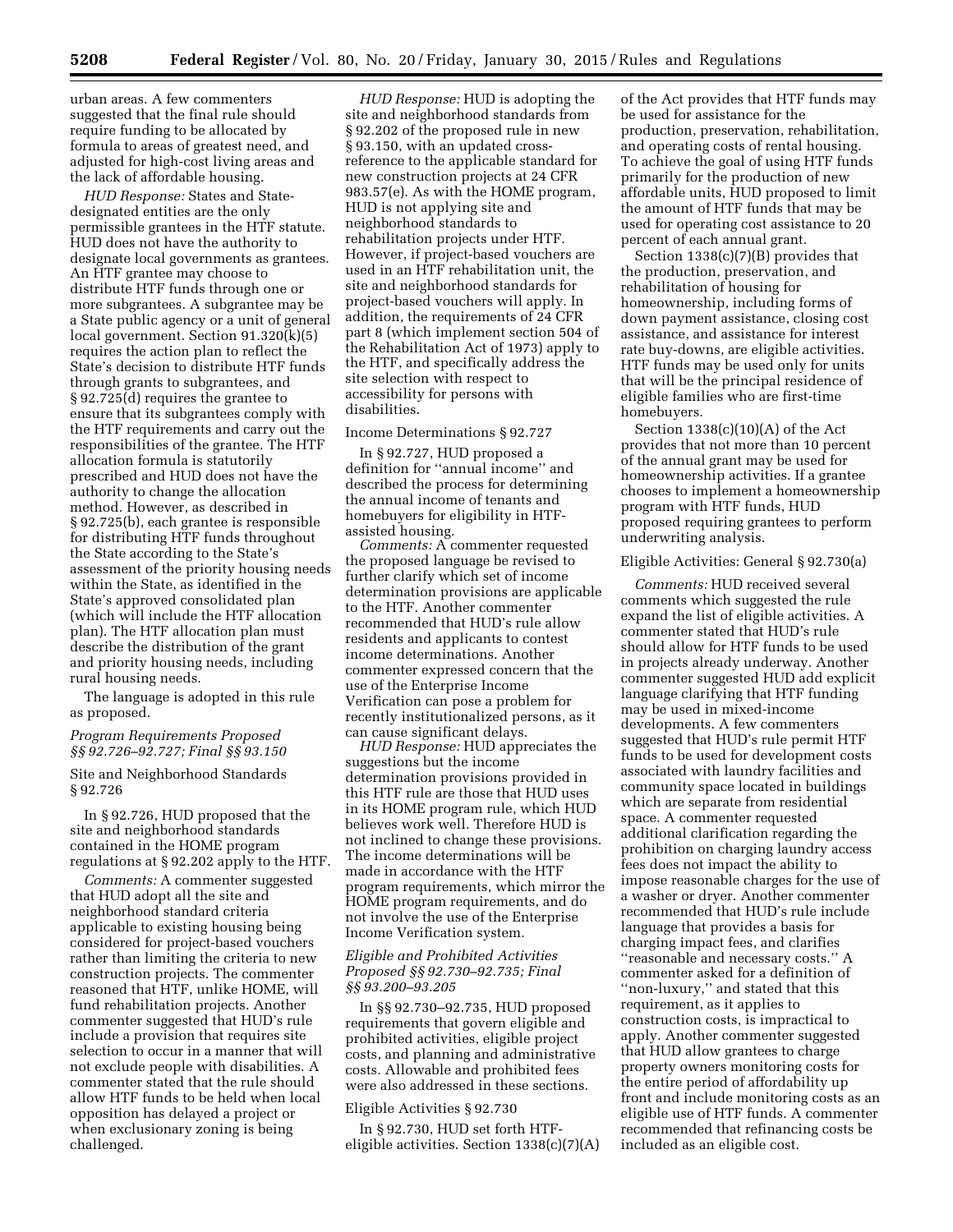urban areas. A few commenters suggested that the final rule should require funding to be allocated by formula to areas of greatest need, and adjusted for high-cost living areas and the lack of affordable housing.

*HUD Response:* States and State-designated entities are the only permissible grantees in the HTF statute. HUD does not have the authority to designate local governments as grantees. An HTF grantee may choose to distribute HTF funds through one or more subgrantees. A subgrantee may be a State public agency or a unit of general local government. Section 91.320(k)(5) requires the action plan to reflect the State's decision to distribute HTF funds through grants to subgrantees, and § 92.725(d) requires the grantee to ensure that its subgrantees comply with the HTF requirements and carry out the responsibilities of the grantee. The HTF allocation formula is statutorily prescribed and HUD does not have the authority to change the allocation method. However, as described in § 92.725(b), each grantee is responsible for distributing HTF funds throughout the State according to the State's assessment of the priority housing needs within the State, as identified in the State's approved consolidated plan (which will include the HTF allocation plan). The HTF allocation plan must describe the distribution of the grant and priority housing needs, including rural housing needs.

The language is adopted in this rule as proposed.

### *Program Requirements Proposed §§ 92.726–92.727; Final §§ 93.150*

#### Site and Neighborhood Standards § 92.726

In § 92.726, HUD proposed that the site and neighborhood standards contained in the HOME program regulations at § 92.202 apply to the HTF.

*Comments:* A commenter suggested that HUD adopt all the site and neighborhood standard criteria applicable to existing housing being considered for project-based vouchers rather than limiting the criteria to new construction projects. The commenter reasoned that HTF, unlike HOME, will fund rehabilitation projects. Another commenter suggested that HUD's rule include a provision that requires site selection to occur in a manner that will not exclude people with disabilities. A commenter stated that the rule should allow HTF funds to be held when local opposition has delayed a project or when exclusionary zoning is being challenged.

*HUD Response:* HUD is adopting the site and neighborhood standards from § 92.202 of the proposed rule in new § 93.150, with an updated cross-reference to the applicable standard for new construction projects at 24 CFR 983.57(e). As with the HOME program, HUD is not applying site and neighborhood standards to rehabilitation projects under HTF. However, if project-based vouchers are used in an HTF rehabilitation unit, the site and neighborhood standards for project-based vouchers will apply. In addition, the requirements of 24 CFR part 8 (which implement section 504 of the Rehabilitation Act of 1973) apply to the HTF, and specifically address the site selection with respect to accessibility for persons with disabilities.

#### Income Determinations § 92.727

In § 92.727, HUD proposed a definition for ''annual income'' and described the process for determining the annual income of tenants and homebuyers for eligibility in HTF-assisted housing.

*Comments:* A commenter requested the proposed language be revised to further clarify which set of income determination provisions are applicable to the HTF. Another commenter recommended that HUD's rule allow residents and applicants to contest income determinations. Another commenter expressed concern that the use of the Enterprise Income Verification can pose a problem for recently institutionalized persons, as it can cause significant delays.

*HUD Response:* HUD appreciates the suggestions but the income determination provisions provided in this HTF rule are those that HUD uses in its HOME program rule, which HUD believes work well. Therefore HUD is not inclined to change these provisions. The income determinations will be made in accordance with the HTF program requirements, which mirror the HOME program requirements, and do not involve the use of the Enterprise Income Verification system.

### *Eligible and Prohibited Activities Proposed §§ 92.730–92.735; Final §§ 93.200–93.205*

In §§ 92.730–92.735, HUD proposed requirements that govern eligible and prohibited activities, eligible project costs, and planning and administrative costs. Allowable and prohibited fees were also addressed in these sections.

#### Eligible Activities § 92.730

In § 92.730, HUD set forth HTF-eligible activities. Section 1338(c)(7)(A) of the Act provides that HTF funds may be used for assistance for the production, preservation, rehabilitation, and operating costs of rental housing. To achieve the goal of using HTF funds primarily for the production of new affordable units, HUD proposed to limit the amount of HTF funds that may be used for operating cost assistance to 20 percent of each annual grant.

Section 1338(c)(7)(B) provides that the production, preservation, and rehabilitation of housing for homeownership, including forms of down payment assistance, closing cost assistance, and assistance for interest rate buy-downs, are eligible activities. HTF funds may be used only for units that will be the principal residence of eligible families who are first-time homebuyers.

Section 1338(c)(10)(A) of the Act provides that not more than 10 percent of the annual grant may be used for homeownership activities. If a grantee chooses to implement a homeownership program with HTF funds, HUD proposed requiring grantees to perform underwriting analysis.

#### Eligible Activities: General § 92.730(a)

*Comments:* HUD received several comments which suggested the rule expand the list of eligible activities. A commenter stated that HUD's rule should allow for HTF funds to be used in projects already underway. Another commenter suggested HUD add explicit language clarifying that HTF funding may be used in mixed-income developments. A few commenters suggested that HUD's rule permit HTF funds to be used for development costs associated with laundry facilities and community space located in buildings which are separate from residential space. A commenter requested additional clarification regarding the prohibition on charging laundry access fees does not impact the ability to impose reasonable charges for the use of a washer or dryer. Another commenter recommended that HUD's rule include language that provides a basis for charging impact fees, and clarifies ''reasonable and necessary costs.'' A commenter asked for a definition of ''non-luxury,'' and stated that this requirement, as it applies to construction costs, is impractical to apply. Another commenter suggested that HUD allow grantees to charge property owners monitoring costs for the entire period of affordability up front and include monitoring costs as an eligible use of HTF funds. A commenter recommended that refinancing costs be included as an eligible cost.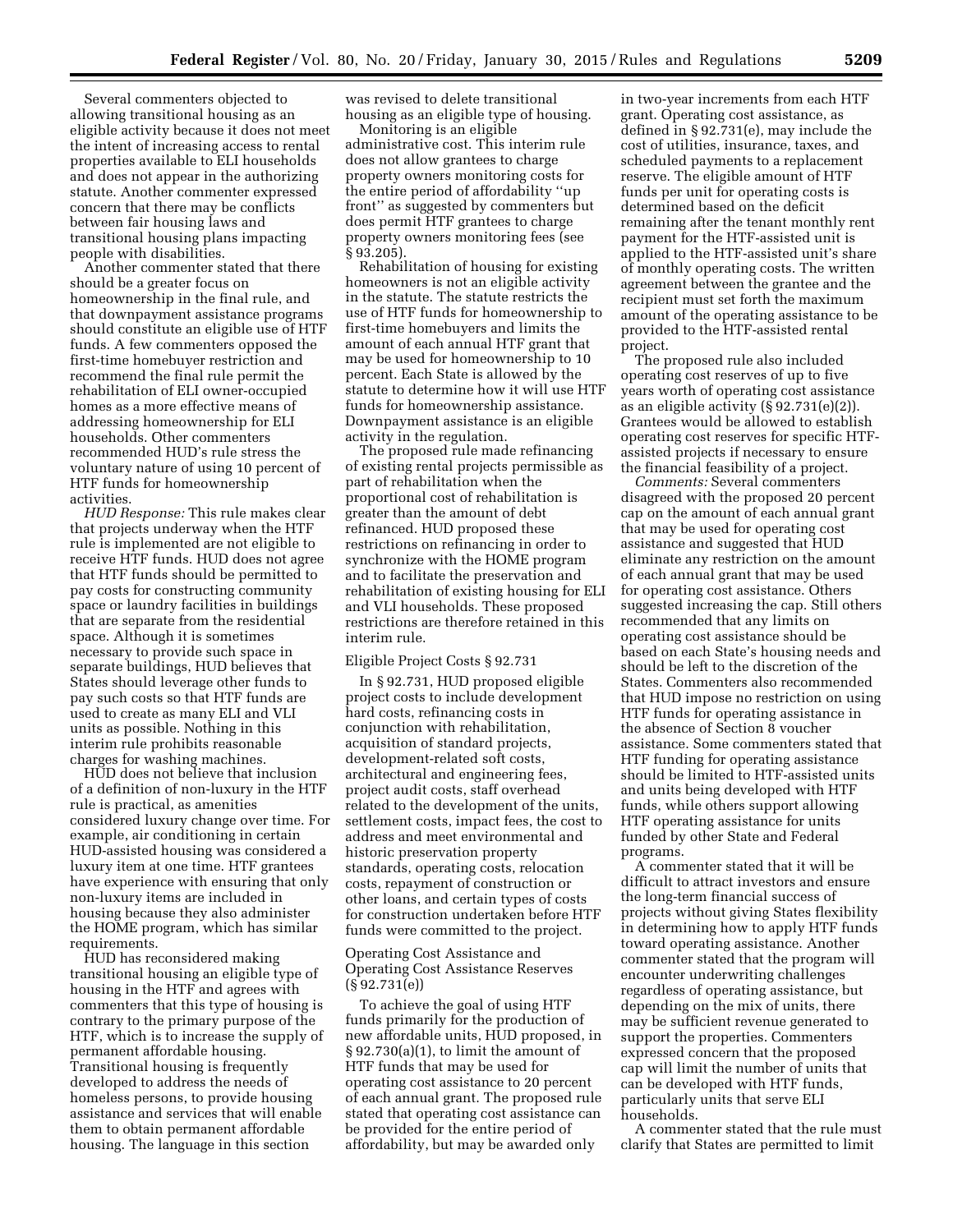Several commenters objected to allowing transitional housing as an eligible activity because it does not meet the intent of increasing access to rental properties available to ELI households and does not appear in the authorizing statute. Another commenter expressed concern that there may be conflicts between fair housing laws and transitional housing plans impacting people with disabilities.

Another commenter stated that there should be a greater focus on homeownership in the final rule, and that downpayment assistance programs should constitute an eligible use of HTF funds. A few commenters opposed the first-time homebuyer restriction and recommend the final rule permit the rehabilitation of ELI owner-occupied homes as a more effective means of addressing homeownership for ELI households. Other commenters recommended HUD's rule stress the voluntary nature of using 10 percent of HTF funds for homeownership activities.

*HUD Response:* This rule makes clear that projects underway when the HTF rule is implemented are not eligible to receive HTF funds. HUD does not agree that HTF funds should be permitted to pay costs for constructing community space or laundry facilities in buildings that are separate from the residential space. Although it is sometimes necessary to provide such space in separate buildings, HUD believes that States should leverage other funds to pay such costs so that HTF funds are used to create as many ELI and VLI units as possible. Nothing in this interim rule prohibits reasonable charges for washing machines.

HUD does not believe that inclusion of a definition of non-luxury in the HTF rule is practical, as amenities considered luxury change over time. For example, air conditioning in certain HUD-assisted housing was considered a luxury item at one time. HTF grantees have experience with ensuring that only non-luxury items are included in housing because they also administer the HOME program, which has similar requirements.

HUD has reconsidered making transitional housing an eligible type of housing in the HTF and agrees with commenters that this type of housing is contrary to the primary purpose of the HTF, which is to increase the supply of permanent affordable housing. Transitional housing is frequently developed to address the needs of homeless persons, to provide housing assistance and services that will enable them to obtain permanent affordable housing. The language in this section was revised to delete transitional housing as an eligible type of housing.

Monitoring is an eligible administrative cost. This interim rule does not allow grantees to charge property owners monitoring costs for the entire period of affordability "up front" as suggested by commenters but does permit HTF grantees to charge property owners monitoring fees (see § 93.205).

Rehabilitation of housing for existing homeowners is not an eligible activity in the statute. The statute restricts the use of HTF funds for homeownership to first-time homebuyers and limits the amount of each annual HTF grant that may be used for homeownership to 10 percent. Each State is allowed by the statute to determine how it will use HTF funds for homeownership assistance. Downpayment assistance is an eligible activity in the regulation.

The proposed rule made refinancing of existing rental projects permissible as part of rehabilitation when the proportional cost of rehabilitation is greater than the amount of debt refinanced. HUD proposed these restrictions on refinancing in order to synchronize with the HOME program and to facilitate the preservation and rehabilitation of existing housing for ELI and VLI households. These proposed restrictions are therefore retained in this interim rule.

Eligible Project Costs § 92.731

In § 92.731, HUD proposed eligible project costs to include development hard costs, refinancing costs in conjunction with rehabilitation, acquisition of standard projects, development-related soft costs, architectural and engineering fees, project audit costs, staff overhead related to the development of the units, settlement costs, impact fees, the cost to address and meet environmental and historic preservation property standards, operating costs, relocation costs, repayment of construction or other loans, and certain types of costs for construction undertaken before HTF funds were committed to the project.

Operating Cost Assistance and Operating Cost Assistance Reserves (§ 92.731(e))

To achieve the goal of using HTF funds primarily for the production of new affordable units, HUD proposed, in § 92.730(a)(1), to limit the amount of HTF funds that may be used for operating cost assistance to 20 percent of each annual grant. The proposed rule stated that operating cost assistance can be provided for the entire period of affordability, but may be awarded only in two-year increments from each HTF grant. Operating cost assistance, as defined in § 92.731(e), may include the cost of utilities, insurance, taxes, and scheduled payments to a replacement reserve. The eligible amount of HTF funds per unit for operating costs is determined based on the deficit remaining after the tenant monthly rent payment for the HTF-assisted unit is applied to the HTF-assisted unit's share of monthly operating costs. The written agreement between the grantee and the recipient must set forth the maximum amount of the operating assistance to be provided to the HTF-assisted rental project.

The proposed rule also included operating cost reserves of up to five years worth of operating cost assistance as an eligible activity (§ 92.731(e)(2)). Grantees would be allowed to establish operating cost reserves for specific HTF-assisted projects if necessary to ensure the financial feasibility of a project.

*Comments:* Several commenters disagreed with the proposed 20 percent cap on the amount of each annual grant that may be used for operating cost assistance and suggested that HUD eliminate any restriction on the amount of each annual grant that may be used for operating cost assistance. Others suggested increasing the cap. Still others recommended that any limits on operating cost assistance should be based on each State's housing needs and should be left to the discretion of the States. Commenters also recommended that HUD impose no restriction on using HTF funds for operating assistance in the absence of Section 8 voucher assistance. Some commenters stated that HTF funding for operating assistance should be limited to HTF-assisted units and units being developed with HTF funds, while others support allowing HTF operating assistance for units funded by other State and Federal programs.

A commenter stated that it will be difficult to attract investors and ensure the long-term financial success of projects without giving States flexibility in determining how to apply HTF funds toward operating assistance. Another commenter stated that the program will encounter underwriting challenges regardless of operating assistance, but depending on the mix of units, there may be sufficient revenue generated to support the properties. Commenters expressed concern that the proposed cap will limit the number of units that can be developed with HTF funds, particularly units that serve ELI households.

A commenter stated that the rule must clarify that States are permitted to limit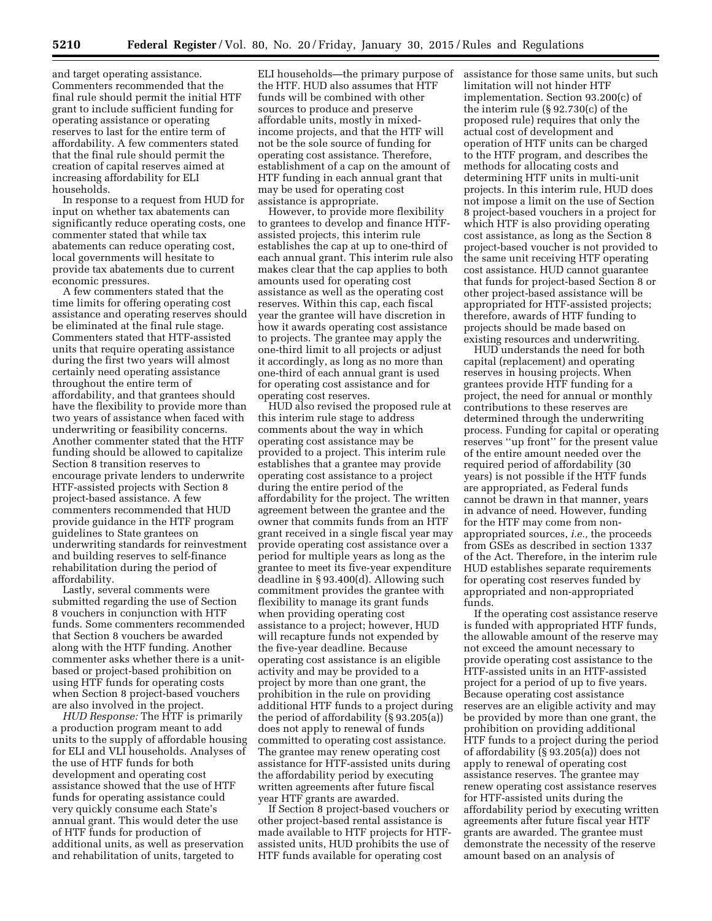and target operating assistance. Commenters recommended that the final rule should permit the initial HTF grant to include sufficient funding for operating assistance or operating reserves to last for the entire term of affordability. A few commenters stated that the final rule should permit the creation of capital reserves aimed at increasing affordability for ELI households.

In response to a request from HUD for input on whether tax abatements can significantly reduce operating costs, one commenter stated that while tax abatements can reduce operating cost, local governments will hesitate to provide tax abatements due to current economic pressures.

A few commenters stated that the time limits for offering operating cost assistance and operating reserves should be eliminated at the final rule stage. Commenters stated that HTF-assisted units that require operating assistance during the first two years will almost certainly need operating assistance throughout the entire term of affordability, and that grantees should have the flexibility to provide more than two years of assistance when faced with underwriting or feasibility concerns. Another commenter stated that the HTF funding should be allowed to capitalize Section 8 transition reserves to encourage private lenders to underwrite HTF-assisted projects with Section 8 project-based assistance. A few commenters recommended that HUD provide guidance in the HTF program guidelines to State grantees on underwriting standards for reinvestment and building reserves to self-finance rehabilitation during the period of affordability.

Lastly, several comments were submitted regarding the use of Section 8 vouchers in conjunction with HTF funds. Some commenters recommended that Section 8 vouchers be awarded along with the HTF funding. Another commenter asks whether there is a unit-based or project-based prohibition on using HTF funds for operating costs when Section 8 project-based vouchers are also involved in the project.

*HUD Response:* The HTF is primarily a production program meant to add units to the supply of affordable housing for ELI and VLI households. Analyses of the use of HTF funds for both development and operating cost assistance showed that the use of HTF funds for operating assistance could very quickly consume each State's annual grant. This would deter the use of HTF funds for production of additional units, as well as preservation and rehabilitation of units, targeted to ELI households—the primary purpose of the HTF. HUD also assumes that HTF funds will be combined with other sources to produce and preserve affordable units, mostly in mixed-income projects, and that the HTF will not be the sole source of funding for operating cost assistance. Therefore, establishment of a cap on the amount of HTF funding in each annual grant that may be used for operating cost assistance is appropriate.

However, to provide more flexibility to grantees to develop and finance HTF-assisted projects, this interim rule establishes the cap at up to one-third of each annual grant. This interim rule also makes clear that the cap applies to both amounts used for operating cost assistance as well as the operating cost reserves. Within this cap, each fiscal year the grantee will have discretion in how it awards operating cost assistance to projects. The grantee may apply the one-third limit to all projects or adjust it accordingly, as long as no more than one-third of each annual grant is used for operating cost assistance and for operating cost reserves.

HUD also revised the proposed rule at this interim rule stage to address comments about the way in which operating cost assistance may be provided to a project. This interim rule establishes that a grantee may provide operating cost assistance to a project during the entire period of the affordability for the project. The written agreement between the grantee and the owner that commits funds from an HTF grant received in a single fiscal year may provide operating cost assistance over a period for multiple years as long as the grantee to meet its five-year expenditure deadline in § 93.400(d). Allowing such commitment provides the grantee with flexibility to manage its grant funds when providing operating cost assistance to a project; however, HUD will recapture funds not expended by the five-year deadline. Because operating cost assistance is an eligible activity and may be provided to a project by more than one grant, the prohibition in the rule on providing additional HTF funds to a project during the period of affordability (§ 93.205(a)) does not apply to renewal of funds committed to operating cost assistance. The grantee may renew operating cost assistance for HTF-assisted units during the affordability period by executing written agreements after future fiscal year HTF grants are awarded.

If Section 8 project-based vouchers or other project-based rental assistance is made available to HTF projects for HTF-assisted units, HUD prohibits the use of HTF funds available for operating cost assistance for those same units, but such limitation will not hinder HTF implementation. Section 93.200(c) of the interim rule (§ 92.730(c) of the proposed rule) requires that only the actual cost of development and operation of HTF units can be charged to the HTF program, and describes the methods for allocating costs and determining HTF units in multi-unit projects. In this interim rule, HUD does not impose a limit on the use of Section 8 project-based vouchers in a project for which HTF is also providing operating cost assistance, as long as the Section 8 project-based voucher is not provided to the same unit receiving HTF operating cost assistance. HUD cannot guarantee that funds for project-based Section 8 or other project-based assistance will be appropriated for HTF-assisted projects; therefore, awards of HTF funding to projects should be made based on existing resources and underwriting.

HUD understands the need for both capital (replacement) and operating reserves in housing projects. When grantees provide HTF funding for a project, the need for annual or monthly contributions to these reserves are determined through the underwriting process. Funding for capital or operating reserves "up front" for the present value of the entire amount needed over the required period of affordability (30 years) is not possible if the HTF funds are appropriated, as Federal funds cannot be drawn in that manner, years in advance of need. However, funding for the HTF may come from non-appropriated sources, *i.e.,* the proceeds from GSEs as described in section 1337 of the Act. Therefore, in the interim rule HUD establishes separate requirements for operating cost reserves funded by appropriated and non-appropriated funds.

If the operating cost assistance reserve is funded with appropriated HTF funds, the allowable amount of the reserve may not exceed the amount necessary to provide operating cost assistance to the HTF-assisted units in an HTF-assisted project for a period of up to five years. Because operating cost assistance reserves are an eligible activity and may be provided by more than one grant, the prohibition on providing additional HTF funds to a project during the period of affordability (§ 93.205(a)) does not apply to renewal of operating cost assistance reserves. The grantee may renew operating cost assistance reserves for HTF-assisted units during the affordability period by executing written agreements after future fiscal year HTF grants are awarded. The grantee must demonstrate the necessity of the reserve amount based on an analysis of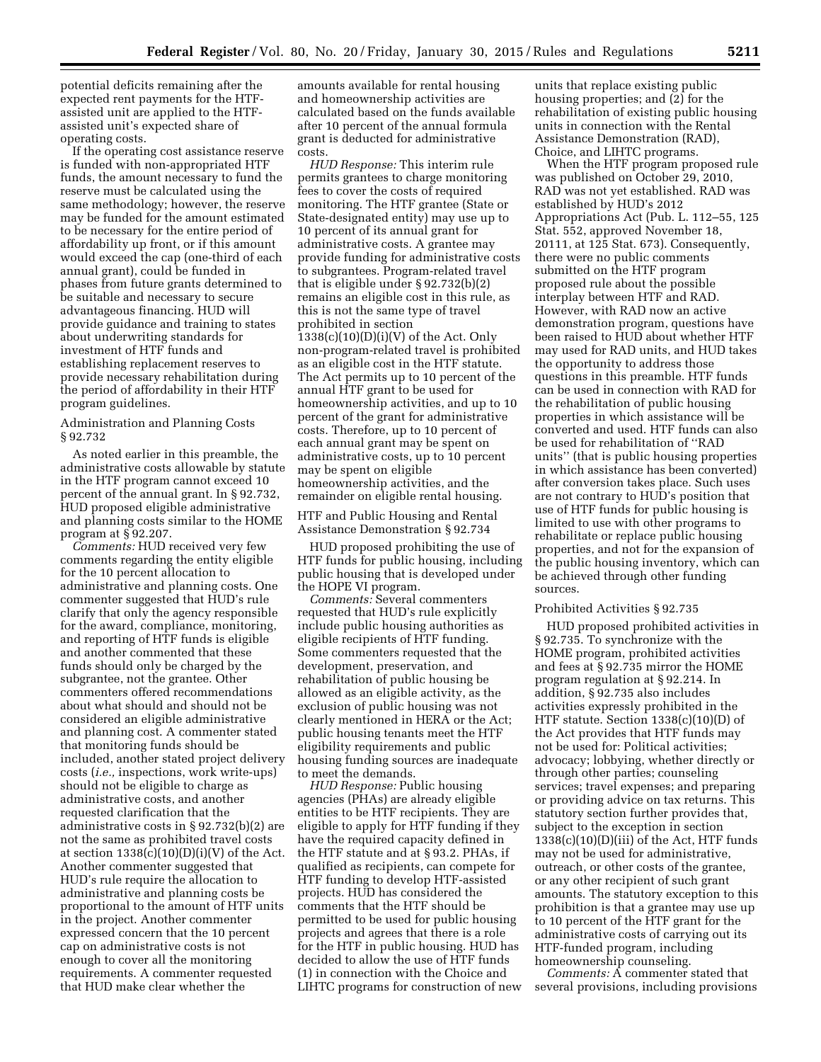potential deficits remaining after the expected rent payments for the HTF-assisted unit are applied to the HTF-assisted unit's expected share of operating costs.

If the operating cost assistance reserve is funded with non-appropriated HTF funds, the amount necessary to fund the reserve must be calculated using the same methodology; however, the reserve may be funded for the amount estimated to be necessary for the entire period of affordability up front, or if this amount would exceed the cap (one-third of each annual grant), could be funded in phases from future grants determined to be suitable and necessary to secure advantageous financing. HUD will provide guidance and training to states about underwriting standards for investment of HTF funds and establishing replacement reserves to provide necessary rehabilitation during the period of affordability in their HTF program guidelines.

Administration and Planning Costs § 92.732

As noted earlier in this preamble, the administrative costs allowable by statute in the HTF program cannot exceed 10 percent of the annual grant. In § 92.732, HUD proposed eligible administrative and planning costs similar to the HOME program at § 92.207.

*Comments:* HUD received very few comments regarding the entity eligible for the 10 percent allocation to administrative and planning costs. One commenter suggested that HUD's rule clarify that only the agency responsible for the award, compliance, monitoring, and reporting of HTF funds is eligible and another commented that these funds should only be charged by the subgrantee, not the grantee. Other commenters offered recommendations about what should and should not be considered an eligible administrative and planning cost. A commenter stated that monitoring funds should be included, another stated project delivery costs (*i.e.,* inspections, work write-ups) should not be eligible to charge as administrative costs, and another requested clarification that the administrative costs in § 92.732(b)(2) are not the same as prohibited travel costs at section 1338(c)(10)(D)(i)(V) of the Act. Another commenter suggested that HUD's rule require the allocation to administrative and planning costs be proportional to the amount of HTF units in the project. Another commenter expressed concern that the 10 percent cap on administrative costs is not enough to cover all the monitoring requirements. A commenter requested that HUD make clear whether the amounts available for rental housing and homeownership activities are calculated based on the funds available after 10 percent of the annual formula grant is deducted for administrative costs.

*HUD Response:* This interim rule permits grantees to charge monitoring fees to cover the costs of required monitoring. The HTF grantee (State or State-designated entity) may use up to 10 percent of its annual grant for administrative costs. A grantee may provide funding for administrative costs to subgrantees. Program-related travel that is eligible under § 92.732(b)(2) remains an eligible cost in this rule, as this is not the same type of travel prohibited in section 1338(c)(10)(D)(i)(V) of the Act. Only non-program-related travel is prohibited as an eligible cost in the HTF statute. The Act permits up to 10 percent of the annual HTF grant to be used for homeownership activities, and up to 10 percent of the grant for administrative costs. Therefore, up to 10 percent of each annual grant may be spent on administrative costs, up to 10 percent may be spent on eligible homeownership activities, and the remainder on eligible rental housing.

HTF and Public Housing and Rental Assistance Demonstration § 92.734

HUD proposed prohibiting the use of HTF funds for public housing, including public housing that is developed under the HOPE VI program.

*Comments:* Several commenters requested that HUD's rule explicitly include public housing authorities as eligible recipients of HTF funding. Some commenters requested that the development, preservation, and rehabilitation of public housing be allowed as an eligible activity, as the exclusion of public housing was not clearly mentioned in HERA or the Act; public housing tenants meet the HTF eligibility requirements and public housing funding sources are inadequate to meet the demands.

*HUD Response:* Public housing agencies (PHAs) are already eligible entities to be HTF recipients. They are eligible to apply for HTF funding if they have the required capacity defined in the HTF statute and at § 93.2. PHAs, if qualified as recipients, can compete for HTF funding to develop HTF-assisted projects. HUD has considered the comments that the HTF should be permitted to be used for public housing projects and agrees that there is a role for the HTF in public housing. HUD has decided to allow the use of HTF funds (1) in connection with the Choice and LIHTC programs for construction of new units that replace existing public housing properties; and (2) for the rehabilitation of existing public housing units in connection with the Rental Assistance Demonstration (RAD), Choice, and LIHTC programs.

When the HTF program proposed rule was published on October 29, 2010, RAD was not yet established. RAD was established by HUD's 2012 Appropriations Act (Pub. L. 112–55, 125 Stat. 552, approved November 18, 20111, at 125 Stat. 673). Consequently, there were no public comments submitted on the HTF program proposed rule about the possible interplay between HTF and RAD. However, with RAD now an active demonstration program, questions have been raised to HUD about whether HTF may used for RAD units, and HUD takes the opportunity to address those questions in this preamble. HTF funds can be used in connection with RAD for the rehabilitation of public housing properties in which assistance will be converted and used. HTF funds can also be used for rehabilitation of ''RAD units'' (that is public housing properties in which assistance has been converted) after conversion takes place. Such uses are not contrary to HUD's position that use of HTF funds for public housing is limited to use with other programs to rehabilitate or replace public housing properties, and not for the expansion of the public housing inventory, which can be achieved through other funding sources.

Prohibited Activities § 92.735

HUD proposed prohibited activities in § 92.735. To synchronize with the HOME program, prohibited activities and fees at § 92.735 mirror the HOME program regulation at § 92.214. In addition, § 92.735 also includes activities expressly prohibited in the HTF statute. Section 1338(c)(10)(D) of the Act provides that HTF funds may not be used for: Political activities; advocacy; lobbying, whether directly or through other parties; counseling services; travel expenses; and preparing or providing advice on tax returns. This statutory section further provides that, subject to the exception in section 1338(c)(10)(D)(iii) of the Act, HTF funds may not be used for administrative, outreach, or other costs of the grantee, or any other recipient of such grant amounts. The statutory exception to this prohibition is that a grantee may use up to 10 percent of the HTF grant for the administrative costs of carrying out its HTF-funded program, including homeownership counseling.

*Comments:* A commenter stated that several provisions, including provisions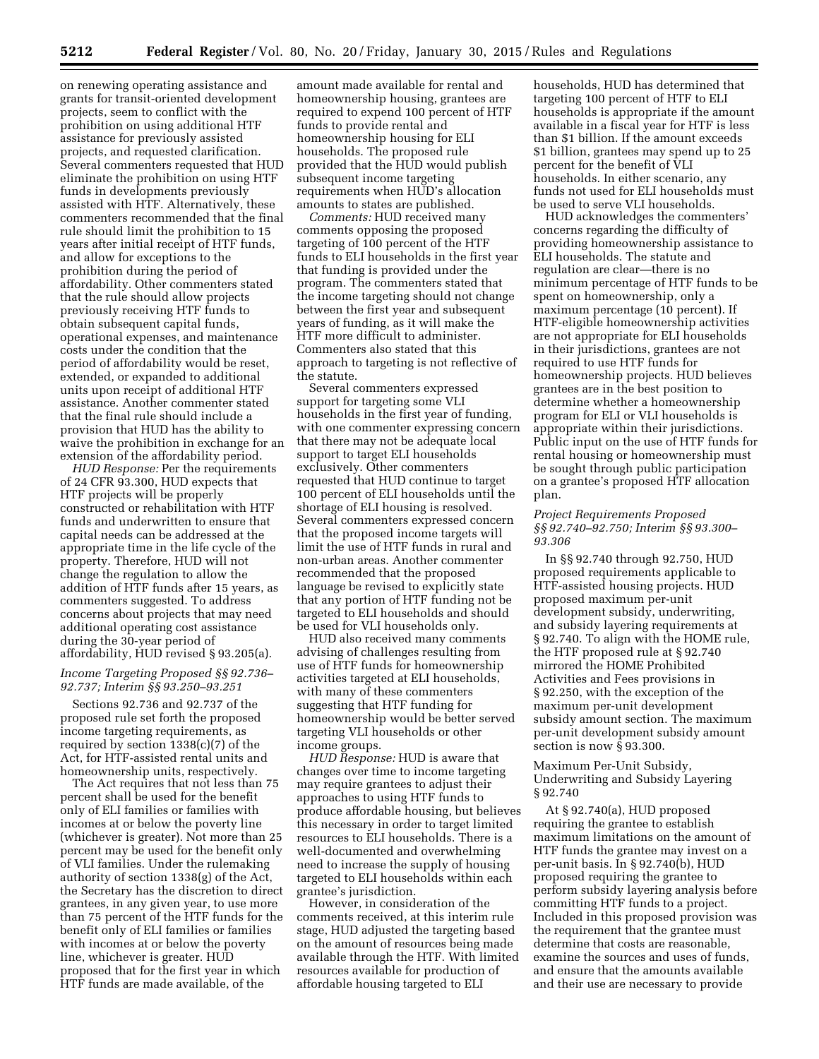on renewing operating assistance and grants for transit-oriented development projects, seem to conflict with the prohibition on using additional HTF assistance for previously assisted projects, and requested clarification. Several commenters requested that HUD eliminate the prohibition on using HTF funds in developments previously assisted with HTF. Alternatively, these commenters recommended that the final rule should limit the prohibition to 15 years after initial receipt of HTF funds, and allow for exceptions to the prohibition during the period of affordability. Other commenters stated that the rule should allow projects previously receiving HTF funds to obtain subsequent capital funds, operational expenses, and maintenance costs under the condition that the period of affordability would be reset, extended, or expanded to additional units upon receipt of additional HTF assistance. Another commenter stated that the final rule should include a provision that HUD has the ability to waive the prohibition in exchange for an extension of the affordability period.

*HUD Response:* Per the requirements of 24 CFR 93.300, HUD expects that HTF projects will be properly constructed or rehabilitation with HTF funds and underwritten to ensure that capital needs can be addressed at the appropriate time in the life cycle of the property. Therefore, HUD will not change the regulation to allow the addition of HTF funds after 15 years, as commenters suggested. To address concerns about projects that may need additional operating cost assistance during the 30-year period of affordability, HUD revised § 93.205(a).

### *Income Targeting Proposed §§ 92.736–92.737; Interim §§ 93.250–93.251*

Sections 92.736 and 92.737 of the proposed rule set forth the proposed income targeting requirements, as required by section 1338(c)(7) of the Act, for HTF-assisted rental units and homeownership units, respectively.

The Act requires that not less than 75 percent shall be used for the benefit only of ELI families or families with incomes at or below the poverty line (whichever is greater). Not more than 25 percent may be used for the benefit only of VLI families. Under the rulemaking authority of section 1338(g) of the Act, the Secretary has the discretion to direct grantees, in any given year, to use more than 75 percent of the HTF funds for the benefit only of ELI families or families with incomes at or below the poverty line, whichever is greater. HUD proposed that for the first year in which HTF funds are made available, of the amount made available for rental and homeownership housing, grantees are required to expend 100 percent of HTF funds to provide rental and homeownership housing for ELI households. The proposed rule provided that the HUD would publish subsequent income targeting requirements when HUD's allocation amounts to states are published.

*Comments:* HUD received many comments opposing the proposed targeting of 100 percent of the HTF funds to ELI households in the first year that funding is provided under the program. The commenters stated that the income targeting should not change between the first year and subsequent years of funding, as it will make the HTF more difficult to administer. Commenters also stated that this approach to targeting is not reflective of the statute.

Several commenters expressed support for targeting some VLI households in the first year of funding, with one commenter expressing concern that there may not be adequate local support to target ELI households exclusively. Other commenters requested that HUD continue to target 100 percent of ELI households until the shortage of ELI housing is resolved. Several commenters expressed concern that the proposed income targets will limit the use of HTF funds in rural and non-urban areas. Another commenter recommended that the proposed language be revised to explicitly state that any portion of HTF funding not be targeted to ELI households and should be used for VLI households only.

HUD also received many comments advising of challenges resulting from use of HTF funds for homeownership activities targeted at ELI households, with many of these commenters suggesting that HTF funding for homeownership would be better served targeting VLI households or other income groups.

*HUD Response:* HUD is aware that changes over time to income targeting may require grantees to adjust their approaches to using HTF funds to produce affordable housing, but believes this necessary in order to target limited resources to ELI households. There is a well-documented and overwhelming need to increase the supply of housing targeted to ELI households within each grantee's jurisdiction.

However, in consideration of the comments received, at this interim rule stage, HUD adjusted the targeting based on the amount of resources being made available through the HTF. With limited resources available for production of affordable housing targeted to ELI households, HUD has determined that targeting 100 percent of HTF to ELI households is appropriate if the amount available in a fiscal year for HTF is less than $1 billion. If the amount exceeds $1 billion, grantees may spend up to 25 percent for the benefit of VLI households. In either scenario, any funds not used for ELI households must be used to serve VLI households.

HUD acknowledges the commenters' concerns regarding the difficulty of providing homeownership assistance to ELI households. The statute and regulation are clear—there is no minimum percentage of HTF funds to be spent on homeownership, only a maximum percentage (10 percent). If HTF-eligible homeownership activities are not appropriate for ELI households in their jurisdictions, grantees are not required to use HTF funds for homeownership projects. HUD believes grantees are in the best position to determine whether a homeownership program for ELI or VLI households is appropriate within their jurisdictions. Public input on the use of HTF funds for rental housing or homeownership must be sought through public participation on a grantee's proposed HTF allocation plan.

### *Project Requirements Proposed §§ 92.740–92.750; Interim §§ 93.300–93.306*

In §§ 92.740 through 92.750, HUD proposed requirements applicable to HTF-assisted housing projects. HUD proposed maximum per-unit development subsidy, underwriting, and subsidy layering requirements at § 92.740. To align with the HOME rule, the HTF proposed rule at § 92.740 mirrored the HOME Prohibited Activities and Fees provisions in § 92.250, with the exception of the maximum per-unit development subsidy amount section. The maximum per-unit development subsidy amount section is now § 93.300.

#### Maximum Per-Unit Subsidy, Underwriting and Subsidy Layering § 92.740

At § 92.740(a), HUD proposed requiring the grantee to establish maximum limitations on the amount of HTF funds the grantee may invest on a per-unit basis. In § 92.740(b), HUD proposed requiring the grantee to perform subsidy layering analysis before committing HTF funds to a project. Included in this proposed provision was the requirement that the grantee must determine that costs are reasonable, examine the sources and uses of funds, and ensure that the amounts available and their use are necessary to provide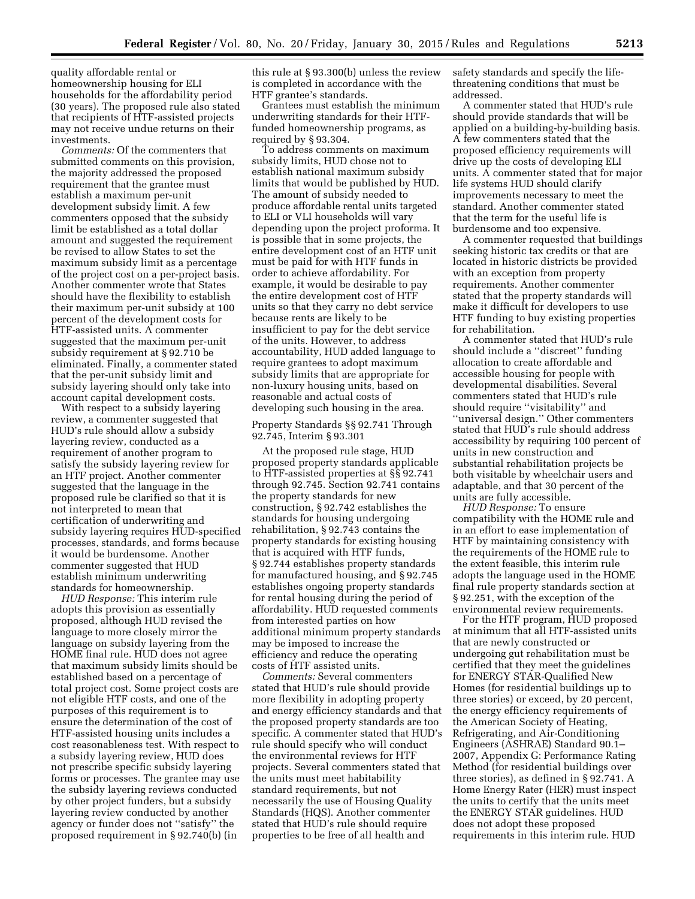quality affordable rental or homeownership housing for ELI households for the affordability period (30 years). The proposed rule also stated that recipients of HTF-assisted projects may not receive undue returns on their investments.

*Comments:* Of the commenters that submitted comments on this provision, the majority addressed the proposed requirement that the grantee must establish a maximum per-unit development subsidy limit. A few commenters opposed that the subsidy limit be established as a total dollar amount and suggested the requirement be revised to allow States to set the maximum subsidy limit as a percentage of the project cost on a per-project basis. Another commenter wrote that States should have the flexibility to establish their maximum per-unit subsidy at 100 percent of the development costs for HTF-assisted units. A commenter suggested that the maximum per-unit subsidy requirement at § 92.710 be eliminated. Finally, a commenter stated that the per-unit subsidy limit and subsidy layering should only take into account capital development costs.

With respect to a subsidy layering review, a commenter suggested that HUD's rule should allow a subsidy layering review, conducted as a requirement of another program to satisfy the subsidy layering review for an HTF project. Another commenter suggested that the language in the proposed rule be clarified so that it is not interpreted to mean that certification of underwriting and subsidy layering requires HUD-specified processes, standards, and forms because it would be burdensome. Another commenter suggested that HUD establish minimum underwriting standards for homeownership.

*HUD Response:* This interim rule adopts this provision as essentially proposed, although HUD revised the language to more closely mirror the language on subsidy layering from the HOME final rule. HUD does not agree that maximum subsidy limits should be established based on a percentage of total project cost. Some project costs are not eligible HTF costs, and one of the purposes of this requirement is to ensure the determination of the cost of HTF-assisted housing units includes a cost reasonableness test. With respect to a subsidy layering review, HUD does not prescribe specific subsidy layering forms or processes. The grantee may use the subsidy layering reviews conducted by other project funders, but a subsidy layering review conducted by another agency or funder does not ''satisfy'' the proposed requirement in § 92.740(b) (in this rule at § 93.300(b) unless the review is completed in accordance with the HTF grantee's standards.

Grantees must establish the minimum underwriting standards for their HTF-funded homeownership programs, as required by § 93.304.

To address comments on maximum subsidy limits, HUD chose not to establish national maximum subsidy limits that would be published by HUD. The amount of subsidy needed to produce affordable rental units targeted to ELI or VLI households will vary depending upon the project proforma. It is possible that in some projects, the entire development cost of an HTF unit must be paid for with HTF funds in order to achieve affordability. For example, it would be desirable to pay the entire development cost of HTF units so that they carry no debt service because rents are likely to be insufficient to pay for the debt service of the units. However, to address accountability, HUD added language to require grantees to adopt maximum subsidy limits that are appropriate for non-luxury housing units, based on reasonable and actual costs of developing such housing in the area.

Property Standards §§ 92.741 Through 92.745, Interim § 93.301

At the proposed rule stage, HUD proposed property standards applicable to HTF-assisted properties at §§ 92.741 through 92.745. Section 92.741 contains the property standards for new construction, § 92.742 establishes the standards for housing undergoing rehabilitation, § 92.743 contains the property standards for existing housing that is acquired with HTF funds, § 92.744 establishes property standards for manufactured housing, and § 92.745 establishes ongoing property standards for rental housing during the period of affordability. HUD requested comments from interested parties on how additional minimum property standards may be imposed to increase the efficiency and reduce the operating costs of HTF assisted units.

*Comments:* Several commenters stated that HUD's rule should provide more flexibility in adopting property and energy efficiency standards and that the proposed property standards are too specific. A commenter stated that HUD's rule should specify who will conduct the environmental reviews for HTF projects. Several commenters stated that the units must meet habitability standard requirements, but not necessarily the use of Housing Quality Standards (HQS). Another commenter stated that HUD's rule should require properties to be free of all health and safety standards and specify the life-threatening conditions that must be addressed.

A commenter stated that HUD's rule should provide standards that will be applied on a building-by-building basis. A few commenters stated that the proposed efficiency requirements will drive up the costs of developing ELI units. A commenter stated that for major life systems HUD should clarify improvements necessary to meet the standard. Another commenter stated that the term for the useful life is burdensome and too expensive.

A commenter requested that buildings seeking historic tax credits or that are located in historic districts be provided with an exception from property requirements. Another commenter stated that the property standards will make it difficult for developers to use HTF funding to buy existing properties for rehabilitation.

A commenter stated that HUD's rule should include a ''discreet'' funding allocation to create affordable and accessible housing for people with developmental disabilities. Several commenters stated that HUD's rule should require ''visitability'' and ''universal design.'' Other commenters stated that HUD's rule should address accessibility by requiring 100 percent of units in new construction and substantial rehabilitation projects be both visitable by wheelchair users and adaptable, and that 30 percent of the units are fully accessible.

*HUD Response:* To ensure compatibility with the HOME rule and in an effort to ease implementation of HTF by maintaining consistency with the requirements of the HOME rule to the extent feasible, this interim rule adopts the language used in the HOME final rule property standards section at § 92.251, with the exception of the environmental review requirements.

For the HTF program, HUD proposed at minimum that all HTF-assisted units that are newly constructed or undergoing gut rehabilitation must be certified that they meet the guidelines for ENERGY STAR-Qualified New Homes (for residential buildings up to three stories) or exceed, by 20 percent, the energy efficiency requirements of the American Society of Heating, Refrigerating, and Air-Conditioning Engineers (ASHRAE) Standard 90.1–2007, Appendix G: Performance Rating Method (for residential buildings over three stories), as defined in § 92.741. A Home Energy Rater (HER) must inspect the units to certify that the units meet the ENERGY STAR guidelines. HUD does not adopt these proposed requirements in this interim rule. HUD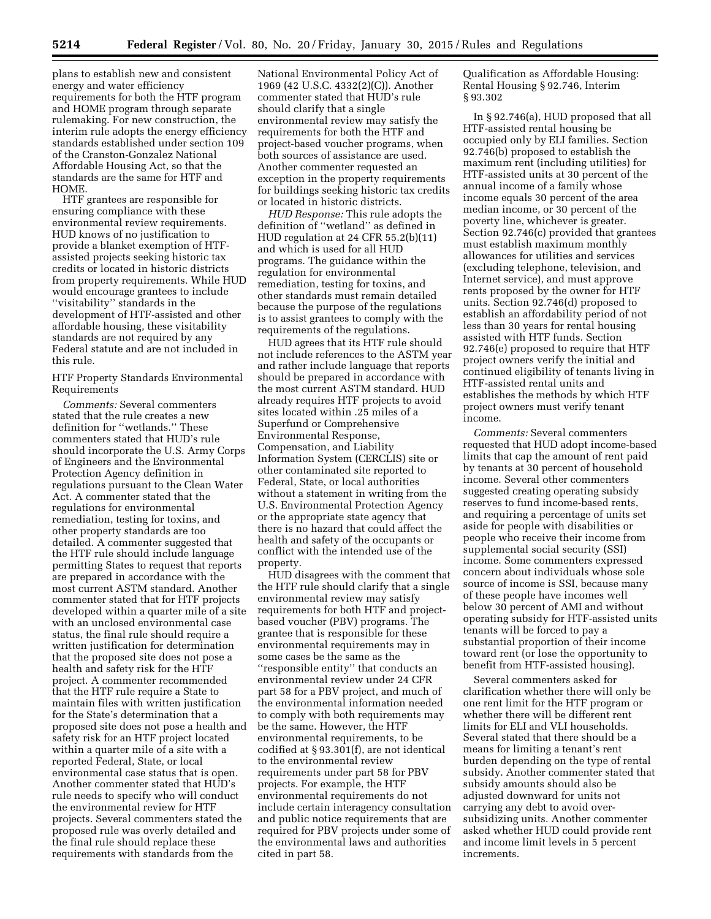plans to establish new and consistent energy and water efficiency requirements for both the HTF program and HOME program through separate rulemaking. For new construction, the interim rule adopts the energy efficiency standards established under section 109 of the Cranston-Gonzalez National Affordable Housing Act, so that the standards are the same for HTF and HOME.

HTF grantees are responsible for ensuring compliance with these environmental review requirements. HUD knows of no justification to provide a blanket exemption of HTF-assisted projects seeking historic tax credits or located in historic districts from property requirements. While HUD would encourage grantees to include ''visitability'' standards in the development of HTF-assisted and other affordable housing, these visitability standards are not required by any Federal statute and are not included in this rule.

HTF Property Standards Environmental Requirements

*Comments:* Several commenters stated that the rule creates a new definition for ''wetlands.'' These commenters stated that HUD's rule should incorporate the U.S. Army Corps of Engineers and the Environmental Protection Agency definition in regulations pursuant to the Clean Water Act. A commenter stated that the regulations for environmental remediation, testing for toxins, and other property standards are too detailed. A commenter suggested that the HTF rule should include language permitting States to request that reports are prepared in accordance with the most current ASTM standard. Another commenter stated that for HTF projects developed within a quarter mile of a site with an unclosed environmental case status, the final rule should require a written justification for determination that the proposed site does not pose a health and safety risk for the HTF project. A commenter recommended that the HTF rule require a State to maintain files with written justification for the State's determination that a proposed site does not pose a health and safety risk for an HTF project located within a quarter mile of a site with a reported Federal, State, or local environmental case status that is open. Another commenter stated that HUD's rule needs to specify who will conduct the environmental review for HTF projects. Several commenters stated the proposed rule was overly detailed and the final rule should replace these requirements with standards from the National Environmental Policy Act of 1969 (42 U.S.C. 4332(2)(C)). Another commenter stated that HUD's rule should clarify that a single environmental review may satisfy the requirements for both the HTF and project-based voucher programs, when both sources of assistance are used. Another commenter requested an exception in the property requirements for buildings seeking historic tax credits or located in historic districts.

*HUD Response:* This rule adopts the definition of ''wetland'' as defined in HUD regulation at 24 CFR 55.2(b)(11) and which is used for all HUD programs. The guidance within the regulation for environmental remediation, testing for toxins, and other standards must remain detailed because the purpose of the regulations is to assist grantees to comply with the requirements of the regulations.

HUD agrees that its HTF rule should not include references to the ASTM year and rather include language that reports should be prepared in accordance with the most current ASTM standard. HUD already requires HTF projects to avoid sites located within .25 miles of a Superfund or Comprehensive Environmental Response, Compensation, and Liability Information System (CERCLIS) site or other contaminated site reported to Federal, State, or local authorities without a statement in writing from the U.S. Environmental Protection Agency or the appropriate state agency that there is no hazard that could affect the health and safety of the occupants or conflict with the intended use of the property.

HUD disagrees with the comment that the HTF rule should clarify that a single environmental review may satisfy requirements for both HTF and project-based voucher (PBV) programs. The grantee that is responsible for these environmental requirements may in some cases be the same as the ''responsible entity'' that conducts an environmental review under 24 CFR part 58 for a PBV project, and much of the environmental information needed to comply with both requirements may be the same. However, the HTF environmental requirements, to be codified at § 93.301(f), are not identical to the environmental review requirements under part 58 for PBV projects. For example, the HTF environmental requirements do not include certain interagency consultation and public notice requirements that are required for PBV projects under some of the environmental laws and authorities cited in part 58.

Qualification as Affordable Housing: Rental Housing § 92.746, Interim § 93.302

In § 92.746(a), HUD proposed that all HTF-assisted rental housing be occupied only by ELI families. Section 92.746(b) proposed to establish the maximum rent (including utilities) for HTF-assisted units at 30 percent of the annual income of a family whose income equals 30 percent of the area median income, or 30 percent of the poverty line, whichever is greater. Section 92.746(c) provided that grantees must establish maximum monthly allowances for utilities and services (excluding telephone, television, and Internet service), and must approve rents proposed by the owner for HTF units. Section 92.746(d) proposed to establish an affordability period of not less than 30 years for rental housing assisted with HTF funds. Section 92.746(e) proposed to require that HTF project owners verify the initial and continued eligibility of tenants living in HTF-assisted rental units and establishes the methods by which HTF project owners must verify tenant income.

*Comments:* Several commenters requested that HUD adopt income-based limits that cap the amount of rent paid by tenants at 30 percent of household income. Several other commenters suggested creating operating subsidy reserves to fund income-based rents, and requiring a percentage of units set aside for people with disabilities or people who receive their income from supplemental social security (SSI) income. Some commenters expressed concern about individuals whose sole source of income is SSI, because many of these people have incomes well below 30 percent of AMI and without operating subsidy for HTF-assisted units tenants will be forced to pay a substantial proportion of their income toward rent (or lose the opportunity to benefit from HTF-assisted housing).

Several commenters asked for clarification whether there will only be one rent limit for the HTF program or whether there will be different rent limits for ELI and VLI households. Several stated that there should be a means for limiting a tenant's rent burden depending on the type of rental subsidy. Another commenter stated that subsidy amounts should also be adjusted downward for units not carrying any debt to avoid over-subsidizing units. Another commenter asked whether HUD could provide rent and income limit levels in 5 percent increments.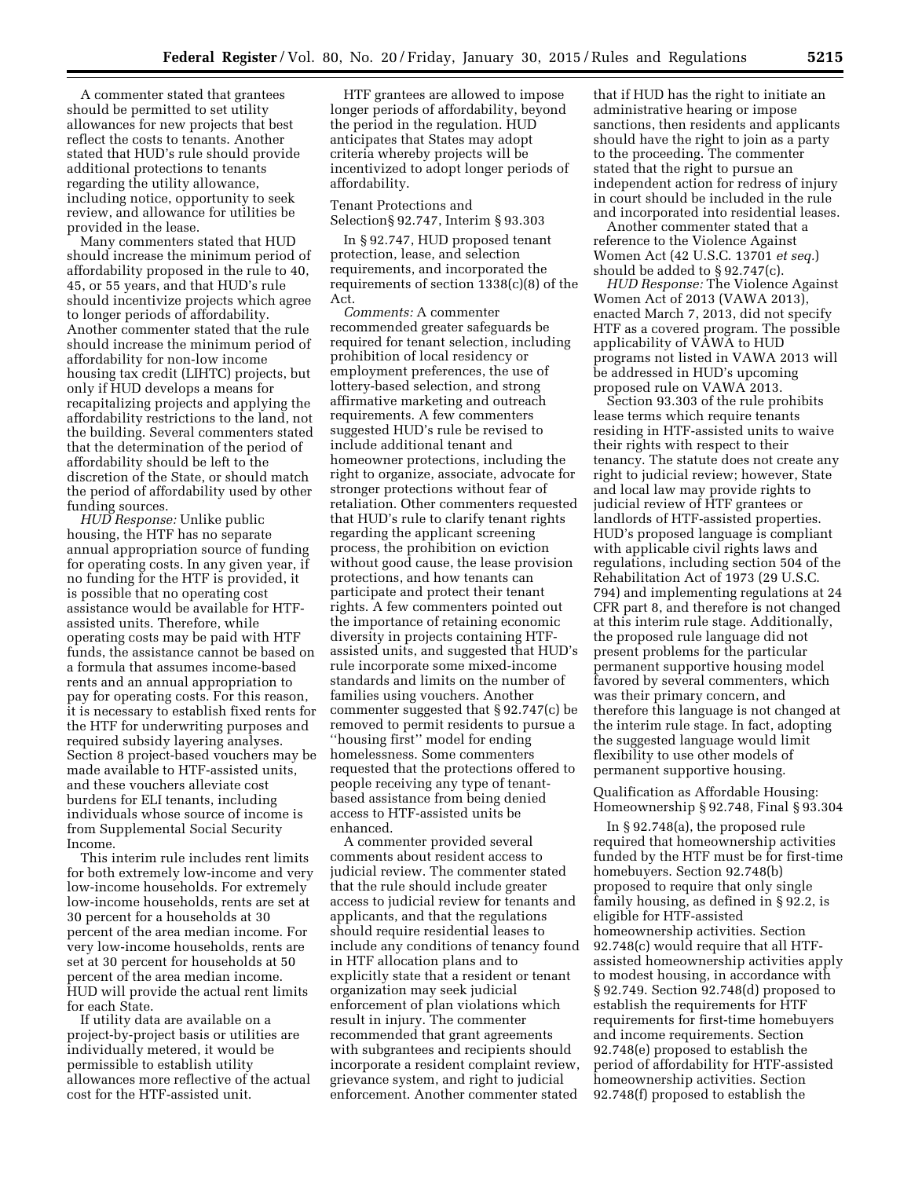A commenter stated that grantees should be permitted to set utility allowances for new projects that best reflect the costs to tenants. Another stated that HUD's rule should provide additional protections to tenants regarding the utility allowance, including notice, opportunity to seek review, and allowance for utilities be provided in the lease.

Many commenters stated that HUD should increase the minimum period of affordability proposed in the rule to 40, 45, or 55 years, and that HUD's rule should incentivize projects which agree to longer periods of affordability. Another commenter stated that the rule should increase the minimum period of affordability for non-low income housing tax credit (LIHTC) projects, but only if HUD develops a means for recapitalizing projects and applying the affordability restrictions to the land, not the building. Several commenters stated that the determination of the period of affordability should be left to the discretion of the State, or should match the period of affordability used by other funding sources.

*HUD Response:* Unlike public housing, the HTF has no separate annual appropriation source of funding for operating costs. In any given year, if no funding for the HTF is provided, it is possible that no operating cost assistance would be available for HTF-assisted units. Therefore, while operating costs may be paid with HTF funds, the assistance cannot be based on a formula that assumes income-based rents and an annual appropriation to pay for operating costs. For this reason, it is necessary to establish fixed rents for the HTF for underwriting purposes and required subsidy layering analyses. Section 8 project-based vouchers may be made available to HTF-assisted units, and these vouchers alleviate cost burdens for ELI tenants, including individuals whose source of income is from Supplemental Social Security Income.

This interim rule includes rent limits for both extremely low-income and very low-income households. For extremely low-income households, rents are set at 30 percent for a households at 30 percent of the area median income. For very low-income households, rents are set at 30 percent for households at 50 percent of the area median income. HUD will provide the actual rent limits for each State.

If utility data are available on a project-by-project basis or utilities are individually metered, it would be permissible to establish utility allowances more reflective of the actual cost for the HTF-assisted unit.

HTF grantees are allowed to impose longer periods of affordability, beyond the period in the regulation. HUD anticipates that States may adopt criteria whereby projects will be incentivized to adopt longer periods of affordability.

Tenant Protections and Selection§ 92.747, Interim § 93.303

In § 92.747, HUD proposed tenant protection, lease, and selection requirements, and incorporated the requirements of section 1338(c)(8) of the Act.

*Comments:* A commenter recommended greater safeguards be required for tenant selection, including prohibition of local residency or employment preferences, the use of lottery-based selection, and strong affirmative marketing and outreach requirements. A few commenters suggested HUD's rule be revised to include additional tenant and homeowner protections, including the right to organize, associate, advocate for stronger protections without fear of retaliation. Other commenters requested that HUD's rule to clarify tenant rights regarding the applicant screening process, the prohibition on eviction without good cause, the lease provision protections, and how tenants can participate and protect their tenant rights. A few commenters pointed out the importance of retaining economic diversity in projects containing HTF-assisted units, and suggested that HUD's rule incorporate some mixed-income standards and limits on the number of families using vouchers. Another commenter suggested that § 92.747(c) be removed to permit residents to pursue a ''housing first'' model for ending homelessness. Some commenters requested that the protections offered to people receiving any type of tenant-based assistance from being denied access to HTF-assisted units be enhanced.

A commenter provided several comments about resident access to judicial review. The commenter stated that the rule should include greater access to judicial review for tenants and applicants, and that the regulations should require residential leases to include any conditions of tenancy found in HTF allocation plans and to explicitly state that a resident or tenant organization may seek judicial enforcement of plan violations which result in injury. The commenter recommended that grant agreements with subgrantees and recipients should incorporate a resident complaint review, grievance system, and right to judicial enforcement. Another commenter stated that if HUD has the right to initiate an administrative hearing or impose sanctions, then residents and applicants should have the right to join as a party to the proceeding. The commenter stated that the right to pursue an independent action for redess of injury in court should be included in the rule and incorporated into residential leases.

Another commenter stated that a reference to the Violence Against Women Act (42 U.S.C. 13701 *et seq.*) should be added to § 92.747(c).

*HUD Response:* The Violence Against Women Act of 2013 (VAWA 2013), enacted March 7, 2013, did not specify HTF as a covered program. The possible applicability of VAWA to HUD programs not listed in VAWA 2013 will be addressed in HUD's upcoming proposed rule on VAWA 2013.

Section 93.303 of the rule prohibits lease terms which require tenants residing in HTF-assisted units to waive their rights with respect to their tenancy. The statute does not create any right to judicial review; however, State and local law may provide rights to judicial review of HTF grantees or landlords of HTF-assisted properties. HUD's proposed language is compliant with applicable civil rights laws and regulations, including section 504 of the Rehabilitation Act of 1973 (29 U.S.C. 794) and implementing regulations at 24 CFR part 8, and therefore is not changed at this interim rule stage. Additionally, the proposed rule language did not present problems for the particular permanent supportive housing model favored by several commenters, which was their primary concern, and therefore this language is not changed at the interim rule stage. In fact, adopting the suggested language would limit flexibility to use other models of permanent supportive housing.

Qualification as Affordable Housing: Homeownership § 92.748, Final § 93.304

In § 92.748(a), the proposed rule required that homeownership activities funded by the HTF must be for first-time homebuyers. Section 92.748(b) proposed to require that only single family housing, as defined in § 92.2, is eligible for HTF-assisted homeownership activities. Section 92.748(c) would require that all HTF-assisted homeownership activities apply to modest housing, in accordance with § 92.749. Section 92.748(d) proposed to establish the requirements for HTF requirements for first-time homebuyers and income requirements. Section 92.748(e) proposed to establish the period of affordability for HTF-assisted homeownership activities. Section 92.748(f) proposed to establish the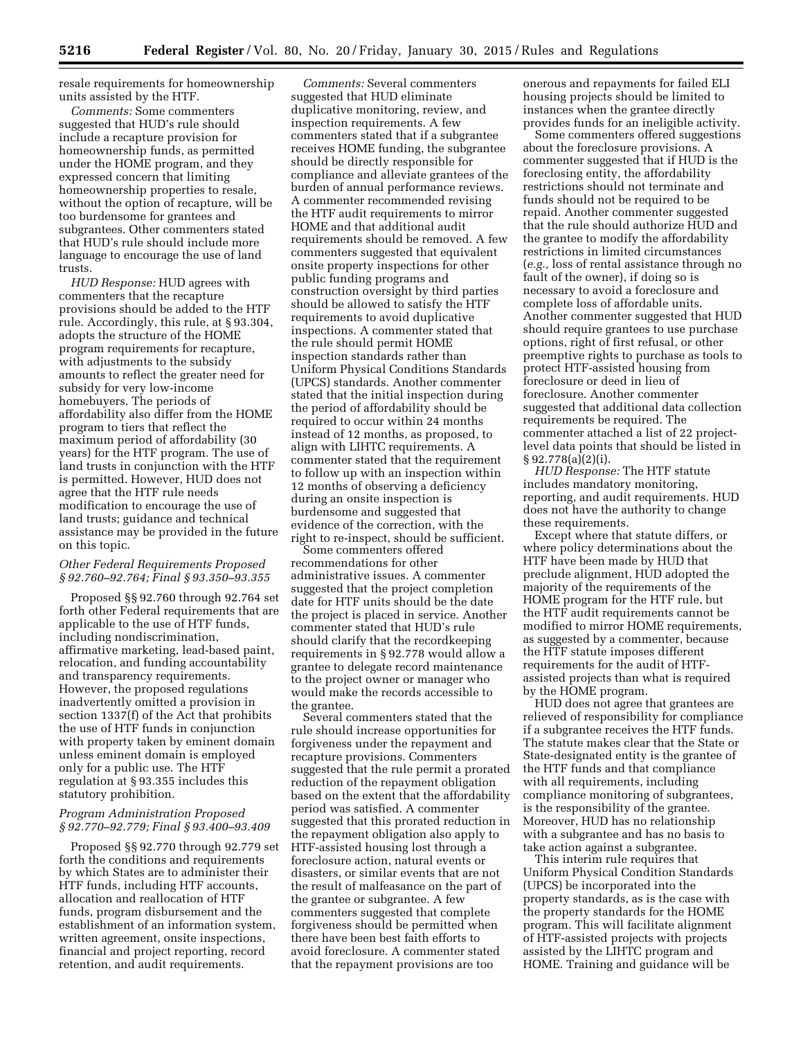resale requirements for homeownership units assisted by the HTF.

*Comments:* Some commenters suggested that HUD's rule should include a recapture provision for homeownership funds, as permitted under the HOME program, and they expressed concern that limiting homeownership properties to resale, without the option of recapture, will be too burdensome for grantees and subgrantees. Other commenters stated that HUD's rule should include more language to encourage the use of land trusts.

*HUD Response:* HUD agrees with commenters that the recapture provisions should be added to the HTF rule. Accordingly, this rule, at § 93.304, adopts the structure of the HOME program requirements for recapture, with adjustments to the subsidy amounts to reflect the greater need for subsidy for very low-income homebuyers. The periods of affordability also differ from the HOME program to tiers that reflect the maximum period of affordability (30 years) for the HTF program. The use of land trusts in conjunction with the HTF is permitted. However, HUD does not agree that the HTF rule needs modification to encourage the use of land trusts; guidance and technical assistance may be provided in the future on this topic.

### *Other Federal Requirements Proposed § 92.760–92.764; Final § 93.350–93.355*

Proposed §§ 92.760 through 92.764 set forth other Federal requirements that are applicable to the use of HTF funds, including nondiscrimination, affirmative marketing, lead-based paint, relocation, and funding accountability and transparency requirements. However, the proposed regulations inadvertently omitted a provision in section 1337(f) of the Act that prohibits the use of HTF funds in conjunction with property taken by eminent domain unless eminent domain is employed only for a public use. The HTF regulation at § 93.355 includes this statutory prohibition.

### *Program Administration Proposed § 92.770–92.779; Final § 93.400–93.409*

Proposed §§ 92.770 through 92.779 set forth the conditions and requirements by which States are to administer their HTF funds, including HTF accounts, allocation and reallocation of HTF funds, program disbursement and the establishment of an information system, written agreement, onsite inspections, financial and project reporting, record retention, and audit requirements.

*Comments:* Several commenters suggested that HUD eliminate duplicative monitoring, review, and inspection requirements. A few commenters stated that if a subgrantee receives HOME funding, the subgrantee should be directly responsible for compliance and alleviate grantees of the burden of annual performance reviews. A commenter recommended revising the HTF audit requirements to mirror HOME and that additional audit requirements should be removed. A few commenters suggested that equivalent onsite property inspections for other public funding programs and construction oversight by third parties should be allowed to satisfy the HTF requirements to avoid duplicative inspections. A commenter stated that the rule should permit HOME inspection standards rather than Uniform Physical Conditions Standards (UPCS) standards. Another commenter stated that the initial inspection during the period of affordability should be required to occur within 24 months instead of 12 months, as proposed, to align with LIHTC requirements. A commenter stated that the requirement to follow up with an inspection within 12 months of observing a deficiency during an onsite inspection is burdensome and suggested that evidence of the correction, with the right to re-inspect, should be sufficient.

Some commenters offered recommendations for other administrative issues. A commenter suggested that the project completion date for HTF units should be the date the project is placed in service. Another commenter stated that HUD's rule should clarify that the recordkeeping requirements in § 92.778 would allow a grantee to delegate record maintenance to the project owner or manager who would make the records accessible to the grantee.

Several commenters stated that the rule should increase opportunities for forgiveness under the repayment and recapture provisions. Commenters suggested that the rule permit a prorated reduction of the repayment obligation based on the extent that the affordability period was satisfied. A commenter suggested that this prorated reduction in the repayment obligation also apply to HTF-assisted housing lost through a foreclosure action, natural events or disasters, or similar events that are not the result of malfeasance on the part of the grantee or subgrantee. A few commenters suggested that complete forgiveness should be permitted when there have been best faith efforts to avoid foreclosure. A commenter stated that the repayment provisions are too onerous and repayments for failed ELI housing projects should be limited to instances when the grantee directly provides funds for an ineligible activity.

Some commenters offered suggestions about the foreclosure provisions. A commenter suggested that if HUD is the foreclosing entity, the affordability restrictions should not terminate and funds should not be required to be repaid. Another commenter suggested that the rule should authorize HUD and the grantee to modify the affordability restrictions in limited circumstances (*e.g.,* loss of rental assistance through no fault of the owner), if doing so is necessary to avoid a foreclosure and complete loss of affordable units. Another commenter suggested that HUD should require grantees to use purchase options, right of first refusal, or other preemptive rights to purchase as tools to protect HTF-assisted housing from foreclosure or deed in lieu of foreclosure. Another commenter suggested that additional data collection requirements be required. The commenter attached a list of 22 project-level data points that should be listed in § 92.778(a)(2)(i).

*HUD Response:* The HTF statute includes mandatory monitoring, reporting, and audit requirements. HUD does not have the authority to change these requirements.

Except where that statute differs, or where policy determinations about the HTF have been made by HUD that preclude alignment, HUD adopted the majority of the requirements of the HOME program for the HTF rule, but the HTF audit requirements cannot be modified to mirror HOME requirements, as suggested by a commenter, because the HTF statute imposes different requirements for the audit of HTF-assisted projects than what is required by the HOME program.

HUD does not agree that grantees are relieved of responsibility for compliance if a subgrantee receives the HTF funds. The statute makes clear that the State or State-designated entity is the grantee of the HTF funds and that compliance with all requirements, including compliance monitoring of subgrantees, is the responsibility of the grantee. Moreover, HUD has no relationship with a subgrantee and has no basis to take action against a subgrantee.

This interim rule requires that Uniform Physical Condition Standards (UPCS) be incorporated into the property standards, as is the case with the property standards for the HOME program. This will facilitate alignment of HTF-assisted projects with projects assisted by the LIHTC program and HOME. Training and guidance will be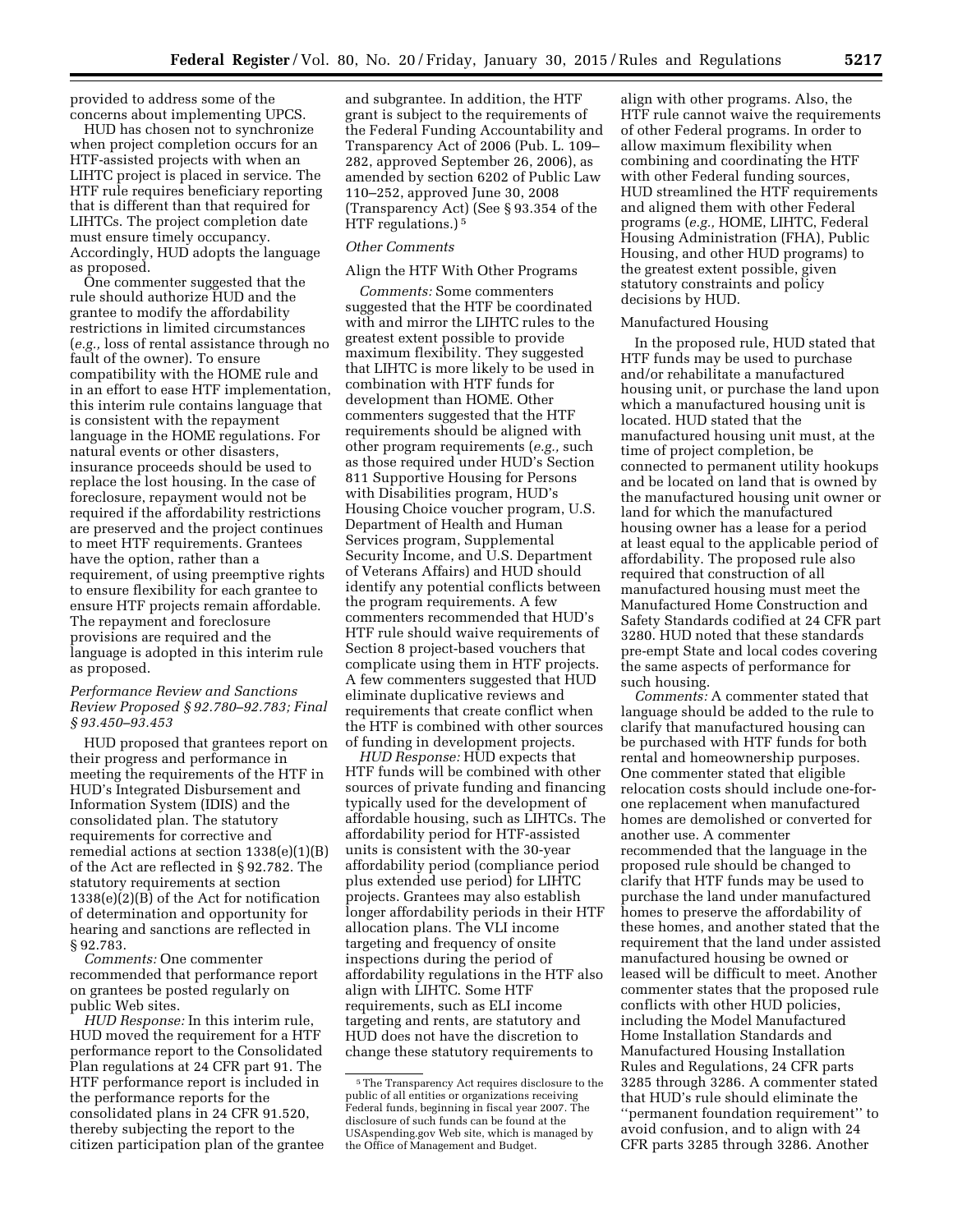provided to address some of the concerns about implementing UPCS.

HUD has chosen not to synchronize when project completion occurs for an HTF-assisted projects with when an LIHTC project is placed in service. The HTF rule requires beneficiary reporting that is different than that required for LIHTCs. The project completion date must ensure timely occupancy. Accordingly, HUD adopts the language as proposed.

One commenter suggested that the rule should authorize HUD and the grantee to modify the affordability restrictions in limited circumstances (*e.g.,* loss of rental assistance through no fault of the owner). To ensure compatibility with the HOME rule and in an effort to ease HTF implementation, this interim rule contains language that is consistent with the repayment language in the HOME regulations. For natural events or other disasters, insurance proceeds should be used to replace the lost housing. In the case of foreclosure, repayment would not be required if the affordability restrictions are preserved and the project continues to meet HTF requirements. Grantees have the option, rather than a requirement, of using preemptive rights to ensure flexibility for each grantee to ensure HTF projects remain affordable. The repayment and foreclosure provisions are required and the language is adopted in this interim rule as proposed.

*Performance Review and Sanctions Review Proposed § 92.780–92.783; Final § 93.450–93.453*

HUD proposed that grantees report on their progress and performance in meeting the requirements of the HTF in HUD's Integrated Disbursement and Information System (IDIS) and the consolidated plan. The statutory requirements for corrective and remedial actions at section 1338(e)(1)(B) of the Act are reflected in § 92.782. The statutory requirements at section 1338(e)(2)(B) of the Act for notification of determination and opportunity for hearing and sanctions are reflected in § 92.783.

*Comments:* One commenter recommended that performance report on grantees be posted regularly on public Web sites.

*HUD Response:* In this interim rule, HUD moved the requirement for a HTF performance report to the Consolidated Plan regulations at 24 CFR part 91. The HTF performance report is included in the performance reports for the consolidated plans in 24 CFR 91.520, thereby subjecting the report to the citizen participation plan of the grantee and subgrantee. In addition, the HTF grant is subject to the requirements of the Federal Funding Accountability and Transparency Act of 2006 (Pub. L. 109–282, approved September 26, 2006), as amended by section 6202 of Public Law 110–252, approved June 30, 2008 (Transparency Act) (See § 93.354 of the HTF regulations.) [5]

*Other Comments*

Align the HTF With Other Programs

*Comments:* Some commenters suggested that the HTF be coordinated with and mirror the LIHTC rules to the greatest extent possible to provide maximum flexibility. They suggested that LIHTC is more likely to be used in combination with HTF funds for development than HOME. Other commenters suggested that the HTF requirements should be aligned with other program requirements (*e.g.,* such as those required under HUD's Section 811 Supportive Housing for Persons with Disabilities program, HUD's Housing Choice voucher program, U.S. Department of Health and Human Services program, Supplemental Security Income, and U.S. Department of Veterans Affairs) and HUD should identify any potential conflicts between the program requirements. A few commenters recommended that HUD's HTF rule should waive requirements of Section 8 project-based vouchers that complicate using them in HTF projects. A few commenters suggested that HUD eliminate duplicative reviews and requirements that create conflict when the HTF is combined with other sources of funding in development projects.

*HUD Response:* HUD expects that HTF funds will be combined with other sources of private funding and financing typically used for the development of affordable housing, such as LIHTCs. The affordability period for HTF-assisted units is consistent with the 30-year affordability period (compliance period plus extended use period) for LIHTC projects. Grantees may also establish longer affordability periods in their HTF allocation plans. The VLI income targeting and frequency of onsite inspections during the period of affordability regulations in the HTF also align with LIHTC. Some HTF requirements, such as ELI income targeting and rents, are statutory and HUD does not have the discretion to change these statutory requirements to align with other programs. Also, the HTF rule cannot waive the requirements of other Federal programs. In order to allow maximum flexibility when combining and coordinating the HTF with other Federal funding sources, HUD streamlined the HTF requirements and aligned them with other Federal programs (*e.g.,* HOME, LIHTC, Federal Housing Administration (FHA), Public Housing, and other HUD programs) to the greatest extent possible, given statutory constraints and policy decisions by HUD.

Manufactured Housing

In the proposed rule, HUD stated that HTF funds may be used to purchase and/or rehabilitate a manufactured housing unit, or purchase the land upon which a manufactured housing unit is located. HUD stated that the manufactured housing unit must, at the time of project completion, be connected to permanent utility hookups and be located on land that is owned by the manufactured housing unit owner or land for which the manufactured housing owner has a lease for a period at least equal to the applicable period of affordability. The proposed rule also required that construction of all manufactured housing must meet the Manufactured Home Construction and Safety Standards codified at 24 CFR part 3280. HUD noted that these standards pre-empt State and local codes covering the same aspects of performance for such housing.

*Comments:* A commenter stated that language should be added to the rule to clarify that manufactured housing can be purchased with HTF funds for both rental and homeownership purposes. One commenter stated that eligible relocation costs should include one-for-one replacement when manufactured homes are demolished or converted for another use. A commenter recommended that the language in the proposed rule should be changed to clarify that HTF funds may be used to purchase the land under manufactured homes to preserve the affordability of these homes, and another stated that the requirement that the land under assisted manufactured housing be owned or leased will be difficult to meet. Another commenter states that the proposed rule conflicts with other HUD policies, including the Model Manufactured Home Installation Standards and Manufactured Housing Installation Rules and Regulations, 24 CFR parts 3285 through 3286. A commenter stated that HUD's rule should eliminate the ''permanent foundation requirement'' to avoid confusion, and to align with 24 CFR parts 3285 through 3286. Another

[5] The Transparency Act requires disclosure to the public of all entities or organizations receiving Federal funds, beginning in fiscal year 2007. The disclosure of such funds can be found at the USAspending.gov Web site, which is managed by the Office of Management and Budget.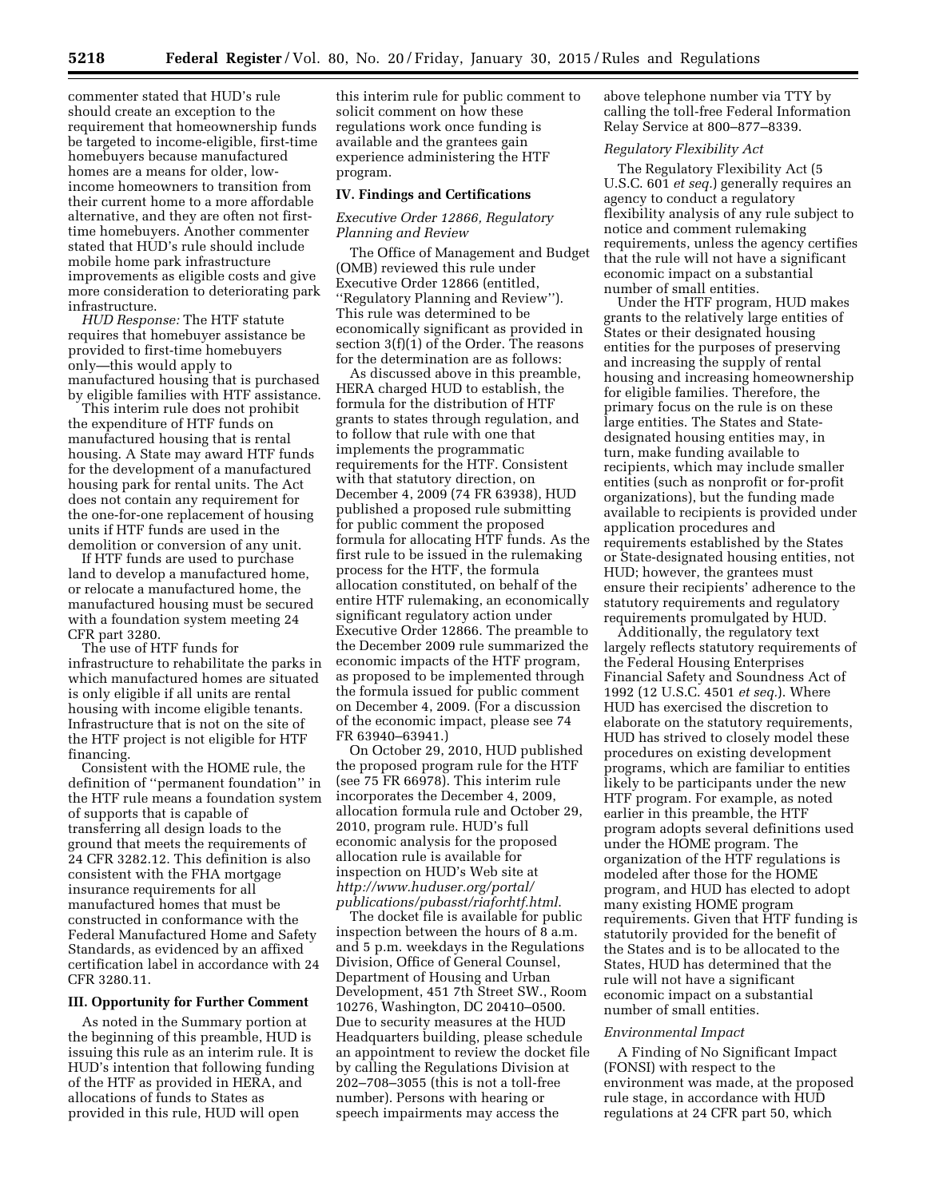commenter stated that HUD's rule should create an exception to the requirement that homeownership funds be targeted to income-eligible, first-time homebuyers because manufactured homes are a means for older, low-income homeowners to transition from their current home to a more affordable alternative, and they are often not first-time homebuyers. Another commenter stated that HUD's rule should include mobile home park infrastructure improvements as eligible costs and give more consideration to deteriorating park infrastructure.

*HUD Response:* The HTF statute requires that homebuyer assistance be provided to first-time homebuyers only—this would apply to manufactured housing that is purchased by eligible families with HTF assistance.

This interim rule does not prohibit the expenditure of HTF funds on manufactured housing that is rental housing. A State may award HTF funds for the development of a manufactured housing park for rental units. The Act does not contain any requirement for the one-for-one replacement of housing units if HTF funds are used in the demolition or conversion of any unit.

If HTF funds are used to purchase land to develop a manufactured home, or relocate a manufactured home, the manufactured housing must be secured with a foundation system meeting 24 CFR part 3280.

The use of HTF funds for infrastructure to rehabilitate the parks in which manufactured homes are situated is only eligible if all units are rental housing with income eligible tenants. Infrastructure that is not on the site of the HTF project is not eligible for HTF financing.

Consistent with the HOME rule, the definition of ''permanent foundation'' in the HTF rule means a foundation system of supports that is capable of transferring all design loads to the ground that meets the requirements of 24 CFR 3282.12. This definition is also consistent with the FHA mortgage insurance requirements for all manufactured homes that must be constructed in conformance with the Federal Manufactured Home and Safety Standards, as evidenced by an affixed certification label in accordance with 24 CFR 3280.11.

## III. Opportunity for Further Comment

As noted in the Summary portion at the beginning of this preamble, HUD is issuing this rule as an interim rule. It is HUD's intention that following funding of the HTF as provided in HERA, and allocations of funds to States as provided in this rule, HUD will open this interim rule for public comment to solicit comment on how these regulations work once funding is available and the grantees gain experience administering the HTF program.

## IV. Findings and Certifications

### *Executive Order 12866, Regulatory Planning and Review*

The Office of Management and Budget (OMB) reviewed this rule under Executive Order 12866 (entitled, ''Regulatory Planning and Review''). This rule was determined to be economically significant as provided in section 3(f)(1) of the Order. The reasons for the determination are as follows:

As discussed above in this preamble, HERA charged HUD to establish, the formula for the distribution of HTF grants to states through regulation, and to follow that rule with one that implements the programmatic requirements for the HTF. Consistent with that statutory direction, on December 4, 2009 (74 FR 63938), HUD published a proposed rule submitting for public comment the proposed formula for allocating HTF funds. As the first rule to be issued in the rulemaking process for the HTF, the formula allocation constituted, on behalf of the entire HTF rulemaking, an economically significant regulatory action under Executive Order 12866. The preamble to the December 2009 rule summarized the economic impacts of the HTF program, as proposed to be implemented through the formula issued for public comment on December 4, 2009. (For a discussion of the economic impact, please see 74 FR 63940–63941.)

On October 29, 2010, HUD published the proposed program rule for the HTF (see 75 FR 66978). This interim rule incorporates the December 4, 2009, allocation formula rule and October 29, 2010, program rule. HUD's full economic analysis for the proposed allocation rule is available for inspection on HUD's Web site at *http://www.huduser.org/portal/publications/pubasst/riaforhtf.html.*

The docket file is available for public inspection between the hours of 8 a.m. and 5 p.m. weekdays in the Regulations Division, Office of General Counsel, Department of Housing and Urban Development, 451 7th Street SW., Room 10276, Washington, DC 20410–0500. Due to security measures at the HUD Headquarters building, please schedule an appointment to review the docket file by calling the Regulations Division at 202–708–3055 (this is not a toll-free number). Persons with hearing or speech impairments may access the above telephone number via TTY by calling the toll-free Federal Information Relay Service at 800–877–8339.

### *Regulatory Flexibility Act*

The Regulatory Flexibility Act (5 U.S.C. 601 *et seq.*) generally requires an agency to conduct a regulatory flexibility analysis of any rule subject to notice and comment rulemaking requirements, unless the agency certifies that the rule will not have a significant economic impact on a substantial number of small entities.

Under the HTF program, HUD makes grants to the relatively large entities of States or their designated housing entities for the purposes of preserving and increasing the supply of rental housing and increasing homeownership for eligible families. Therefore, the primary focus on the rule is on these large entities. The States and State-designated housing entities may, in turn, make funding available to recipients, which may include smaller entities (such as nonprofit or for-profit organizations), but the funding made available to recipients is provided under application procedures and requirements established by the States or State-designated housing entities, not HUD; however, the grantees must ensure their recipients' adherence to the statutory requirements and regulatory requirements promulgated by HUD.

Additionally, the regulatory text largely reflects statutory requirements of the Federal Housing Enterprises Financial Safety and Soundness Act of 1992 (12 U.S.C. 4501 *et seq.*). Where HUD has exercised the discretion to elaborate on the statutory requirements, HUD has strived to closely model these procedures on existing development programs, which are familiar to entities likely to be participants under the new HTF program. For example, as noted earlier in this preamble, the HTF program adopts several definitions used under the HOME program. The organization of the HTF regulations is modeled after those for the HOME program, and HUD has elected to adopt many existing HOME program requirements. Given that HTF funding is statutorily provided for the benefit of the States and is to be allocated to the States, HUD has determined that the rule will not have a significant economic impact on a substantial number of small entities.

### *Environmental Impact*

A Finding of No Significant Impact (FONSI) with respect to the environment was made, at the proposed rule stage, in accordance with HUD regulations at 24 CFR part 50, which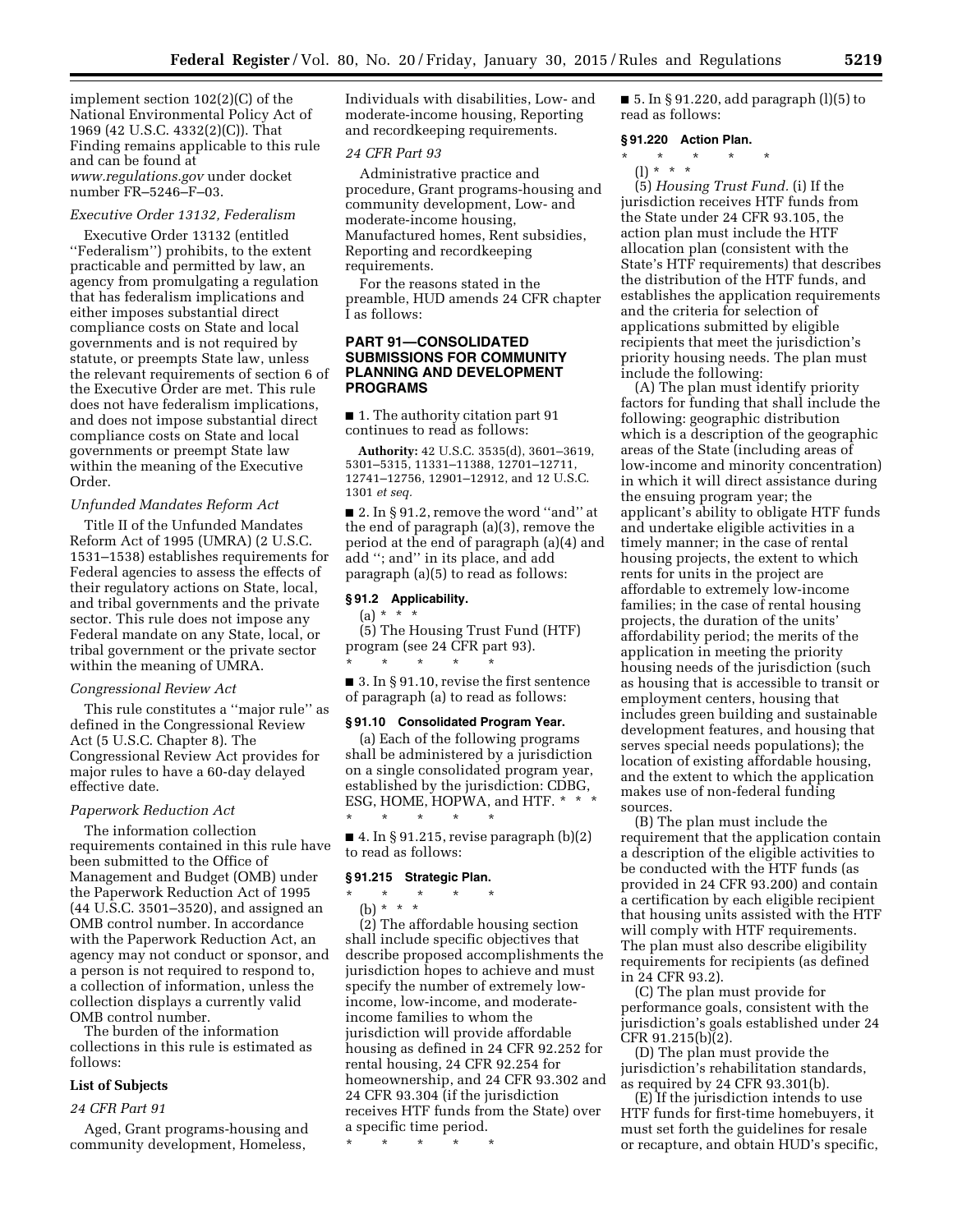implement section 102(2)(C) of the National Environmental Policy Act of 1969 (42 U.S.C. 4332(2)(C)). That Finding remains applicable to this rule and can be found at *www.regulations.gov* under docket number FR–5246–F–03.

*Executive Order 13132, Federalism*

Executive Order 13132 (entitled ''Federalism'') prohibits, to the extent practicable and permitted by law, an agency from promulgating a regulation that has federalism implications and either imposes substantial direct compliance costs on State and local governments and is not required by statute, or preempts State law, unless the relevant requirements of section 6 of the Executive Order are met. This rule does not have federalism implications, and does not impose substantial direct compliance costs on State and local governments or preempt State law within the meaning of the Executive Order.

*Unfunded Mandates Reform Act*

Title II of the Unfunded Mandates Reform Act of 1995 (UMRA) (2 U.S.C. 1531–1538) establishes requirements for Federal agencies to assess the effects of their regulatory actions on State, local, and tribal governments and the private sector. This rule does not impose any Federal mandate on any State, local, or tribal government or the private sector within the meaning of UMRA.

*Congressional Review Act*

This rule constitutes a ''major rule'' as defined in the Congressional Review Act (5 U.S.C. Chapter 8). The Congressional Review Act provides for major rules to have a 60-day delayed effective date.

*Paperwork Reduction Act*

The information collection requirements contained in this rule have been submitted to the Office of Management and Budget (OMB) under the Paperwork Reduction Act of 1995 (44 U.S.C. 3501–3520), and assigned an OMB control number. In accordance with the Paperwork Reduction Act, an agency may not conduct or sponsor, and a person is not required to respond to, a collection of information, unless the collection displays a currently valid OMB control number.

The burden of the information collections in this rule is estimated as follows:

**List of Subjects**

*24 CFR Part 91*

Aged, Grant programs-housing and community development, Homeless, Individuals with disabilities, Low- and moderate-income housing, Reporting and recordkeeping requirements.

*24 CFR Part 93*

Administrative practice and procedure, Grant programs-housing and community development, Low- and moderate-income housing, Manufactured homes, Rent subsidies, Reporting and recordkeeping requirements.

For the reasons stated in the preamble, HUD amends 24 CFR chapter I as follows:

**PART 91—CONSOLIDATED SUBMISSIONS FOR COMMUNITY PLANNING AND DEVELOPMENT PROGRAMS**

■ 1. The authority citation part 91 continues to read as follows:

**Authority:** 42 U.S.C. 3535(d), 3601–3619, 5301–5315, 11331–11388, 12701–12711, 12741–12756, 12901–12912, and 12 U.S.C. 1301 *et seq.*

■ 2. In § 91.2, remove the word ''and'' at the end of paragraph (a)(3), remove the period at the end of paragraph (a)(4) and add ''; and'' in its place, and add paragraph (a)(5) to read as follows:

**§ 91.2 Applicability.**

(a) * * *

(5) The Housing Trust Fund (HTF) program (see 24 CFR part 93).

\* \* \* \* \*

■ 3. In § 91.10, revise the first sentence of paragraph (a) to read as follows:

**§ 91.10 Consolidated Program Year.**

(a) Each of the following programs shall be administered by a jurisdiction on a single consolidated program year, established by the jurisdiction: CDBG, ESG, HOME, HOPWA, and HTF. * * *

\* \* \* \* \*

■ 4. In § 91.215, revise paragraph (b)(2) to read as follows:

**§ 91.215 Strategic Plan.**

\* \* \* \* \*

(b) * * *

(2) The affordable housing section shall include specific objectives that describe proposed accomplishments the jurisdiction hopes to achieve and must specify the number of extremely low-income, low-income, and moderate-income families to whom the jurisdiction will provide affordable housing as defined in 24 CFR 92.252 for rental housing, 24 CFR 92.254 for homeownership, and 24 CFR 93.302 and 24 CFR 93.304 (if the jurisdiction receives HTF funds from the State) over a specific time period.

\* \* \* \* \*

■ 5. In § 91.220, add paragraph (l)(5) to read as follows:

**§ 91.220 Action Plan.**

\* \* \* \* \*

(l) * * *

(5) *Housing Trust Fund.* (i) If the jurisdiction receives HTF funds from the State under 24 CFR 93.105, the action plan must include the HTF allocation plan (consistent with the State's HTF requirements) that describes the distribution of the HTF funds, and establishes the application requirements and the criteria for selection of applications submitted by eligible recipients that meet the jurisdiction's priority housing needs. The plan must include the following:

(A) The plan must identify priority factors for funding that shall include the following: geographic distribution which is a description of the geographic areas of the State (including areas of low-income and minority concentration) in which it will direct assistance during the ensuing program year; the applicant's ability to obligate HTF funds and undertake eligible activities in a timely manner; in the case of rental housing projects, the extent to which rents for units in the project are affordable to extremely low-income families; in the case of rental housing projects, the duration of the units' affordability period; the merits of the application in meeting the priority housing needs of the jurisdiction (such as housing that is accessible to transit or employment centers, housing that includes green building and sustainable development features, and housing that serves special needs populations); the location of existing affordable housing, and the extent to which the application makes use of non-federal funding sources.

(B) The plan must include the requirement that the application contain a description of the eligible activities to be conducted with the HTF funds (as provided in 24 CFR 93.200) and contain a certification by each eligible recipient that housing units assisted with the HTF will comply with HTF requirements. The plan must also describe eligibility requirements for recipients (as defined in 24 CFR 93.2).

(C) The plan must provide for performance goals, consistent with the jurisdiction's goals established under 24 CFR 91.215(b)(2).

(D) The plan must provide the jurisdiction's rehabilitation standards, as required by 24 CFR 93.301(b).

(E) If the jurisdiction intends to use HTF funds for first-time homebuyers, it must set forth the guidelines for resale or recapture, and obtain HUD's specific,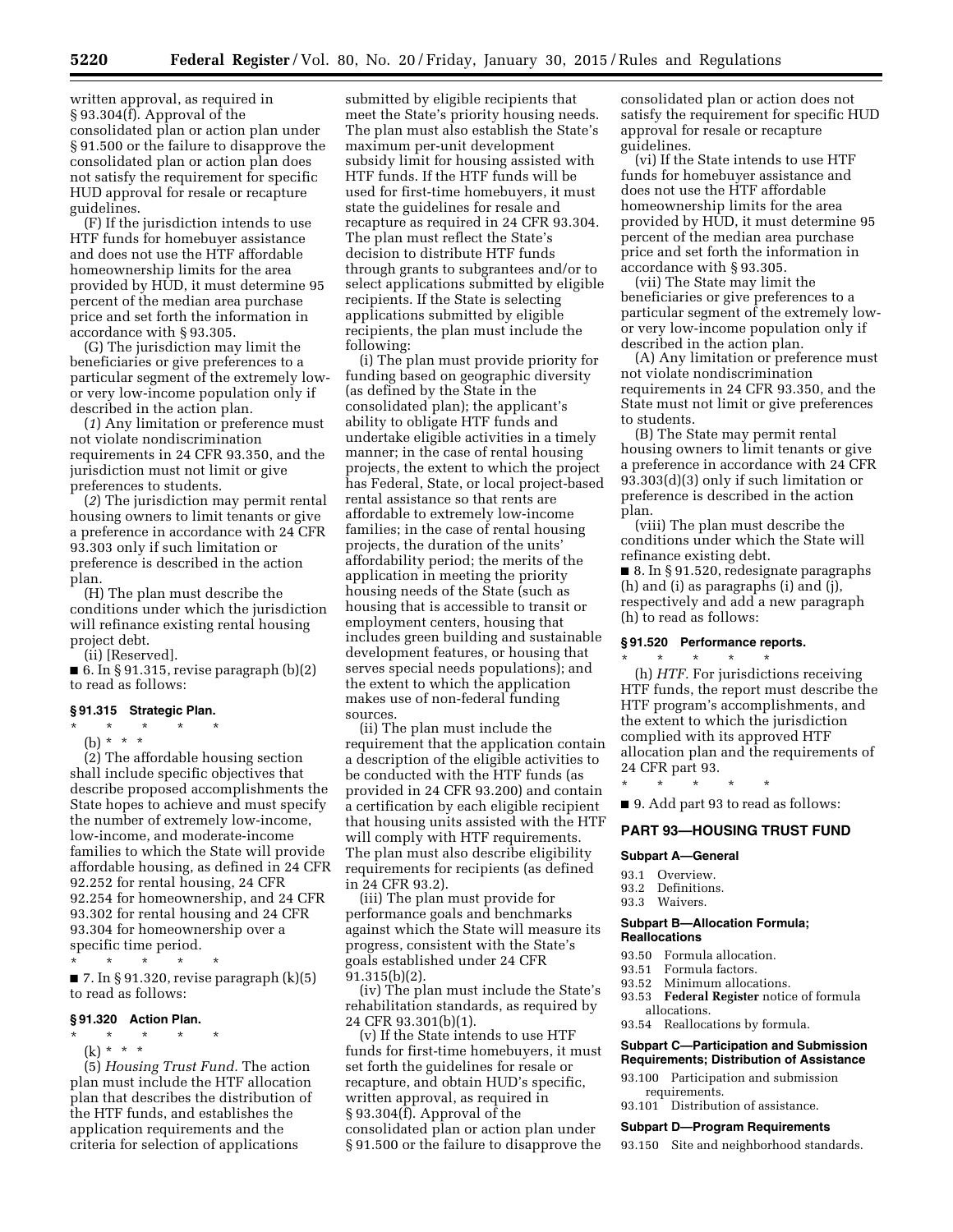written approval, as required in § 93.304(f). Approval of the consolidated plan or action plan under § 91.500 or the failure to disapprove the consolidated plan or action plan does not satisfy the requirement for specific HUD approval for resale or recapture guidelines.

(F) If the jurisdiction intends to use HTF funds for homebuyer assistance and does not use the HTF affordable homeownership limits for the area provided by HUD, it must determine 95 percent of the median area purchase price and set forth the information in accordance with § 93.305.

(G) The jurisdiction may limit the beneficiaries or give preferences to a particular segment of the extremely low- or very low-income population only if described in the action plan.

(*1*) Any limitation or preference must not violate nondiscrimination requirements in 24 CFR 93.350, and the jurisdiction must not limit or give preferences to students.

(*2*) The jurisdiction may permit rental housing owners to limit tenants or give a preference in accordance with 24 CFR 93.303 only if such limitation or preference is described in the action plan.

(H) The plan must describe the conditions under which the jurisdiction will refinance existing rental housing project debt.

(ii) [Reserved].

■ 6. In § 91.315, revise paragraph (b)(2) to read as follows:

### § 91.315 Strategic Plan.

\* \* \* \* \*

(b) \* \* \*

(2) The affordable housing section shall include specific objectives that describe proposed accomplishments the State hopes to achieve and must specify the number of extremely low-income, low-income, and moderate-income families to which the State will provide affordable housing, as defined in 24 CFR 92.252 for rental housing, 24 CFR 92.254 for homeownership, and 24 CFR 93.302 for rental housing and 24 CFR 93.304 for homeownership over a specific time period.

\* \* \* \* \*

■ 7. In § 91.320, revise paragraph (k)(5) to read as follows:

### § 91.320 Action Plan.

\* \* \* \* \*

(k) \* \* \*

(5) *Housing Trust Fund.* The action plan must include the HTF allocation plan that describes the distribution of the HTF funds, and establishes the application requirements and the criteria for selection of applications submitted by eligible recipients that meet the State's priority housing needs. The plan must also establish the State's maximum per-unit development subsidy limit for housing assisted with HTF funds. If the HTF funds will be used for first-time homebuyers, it must state the guidelines for resale and recapture as required in 24 CFR 93.304. The plan must reflect the State's decision to distribute HTF funds through grants to subgrantees and/or to select applications submitted by eligible recipients. If the State is selecting applications submitted by eligible recipients, the plan must include the following:

(i) The plan must provide priority for funding based on geographic diversity (as defined by the State in the consolidated plan); the applicant's ability to obligate HTF funds and undertake eligible activities in a timely manner; in the case of rental housing projects, the extent to which the project has Federal, State, or local project-based rental assistance so that rents are affordable to extremely low-income families; in the case of rental housing projects, the duration of the units' affordability period; the merits of the application in meeting the priority housing needs of the State (such as housing that is accessible to transit or employment centers, housing that includes green building and sustainable development features, or housing that serves special needs populations); and the extent to which the application makes use of non-federal funding sources.

(ii) The plan must include the requirement that the application contain a description of the eligible activities to be conducted with the HTF funds (as provided in 24 CFR 93.200) and contain a certification by each eligible recipient that housing units assisted with the HTF will comply with HTF requirements. The plan must also describe eligibility requirements for recipients (as defined in 24 CFR 93.2).

(iii) The plan must provide for performance goals and benchmarks against which the State will measure its progress, consistent with the State's goals established under 24 CFR 91.315(b)(2).

(iv) The plan must include the State's rehabilitation standards, as required by 24 CFR 93.301(b)(1).

(v) If the State intends to use HTF funds for first-time homebuyers, it must set forth the guidelines for resale or recapture, and obtain HUD's specific, written approval, as required in § 93.304(f). Approval of the consolidated plan or action plan under § 91.500 or the failure to disapprove the consolidated plan or action does not satisfy the requirement for specific HUD approval for resale or recapture guidelines.

(vi) If the State intends to use HTF funds for homebuyer assistance and does not use the HTF affordable homeownership limits for the area provided by HUD, it must determine 95 percent of the median area purchase price and set forth the information in accordance with § 93.305.

(vii) The State may limit the beneficiaries or give preferences to a particular segment of the extremely low- or very low-income population only if described in the action plan.

(A) Any limitation or preference must not violate nondiscrimination requirements in 24 CFR 93.350, and the State must not limit or give preferences to students.

(B) The State may permit rental housing owners to limit tenants or give a preference in accordance with 24 CFR 93.303(d)(3) only if such limitation or preference is described in the action plan.

(viii) The plan must describe the conditions under which the State will refinance existing debt.

■ 8. In § 91.520, redesignate paragraphs (h) and (i) as paragraphs (i) and (j), respectively and add a new paragraph (h) to read as follows:

### § 91.520 Performance reports.

\* \* \* \* \*

(h) *HTF.* For jurisdictions receiving HTF funds, the report must describe the HTF program's accomplishments, and the extent to which the jurisdiction complied with its approved HTF allocation plan and the requirements of 24 CFR part 93.

\* \* \* \* \*

■ 9. Add part 93 to read as follows:

## PART 93—HOUSING TRUST FUND

#### Subpart A—General

93.1 Overview.
93.2 Definitions.
93.3 Waivers.

#### Subpart B—Allocation Formula; Reallocations

93.50 Formula allocation.
93.51 Formula factors.
93.52 Minimum allocations.
93.53 **Federal Register** notice of formula allocations.
93.54 Reallocations by formula.

#### Subpart C—Participation and Submission Requirements; Distribution of Assistance

93.100 Participation and submission requirements.
93.101 Distribution of assistance.

#### Subpart D—Program Requirements

93.150 Site and neighborhood standards.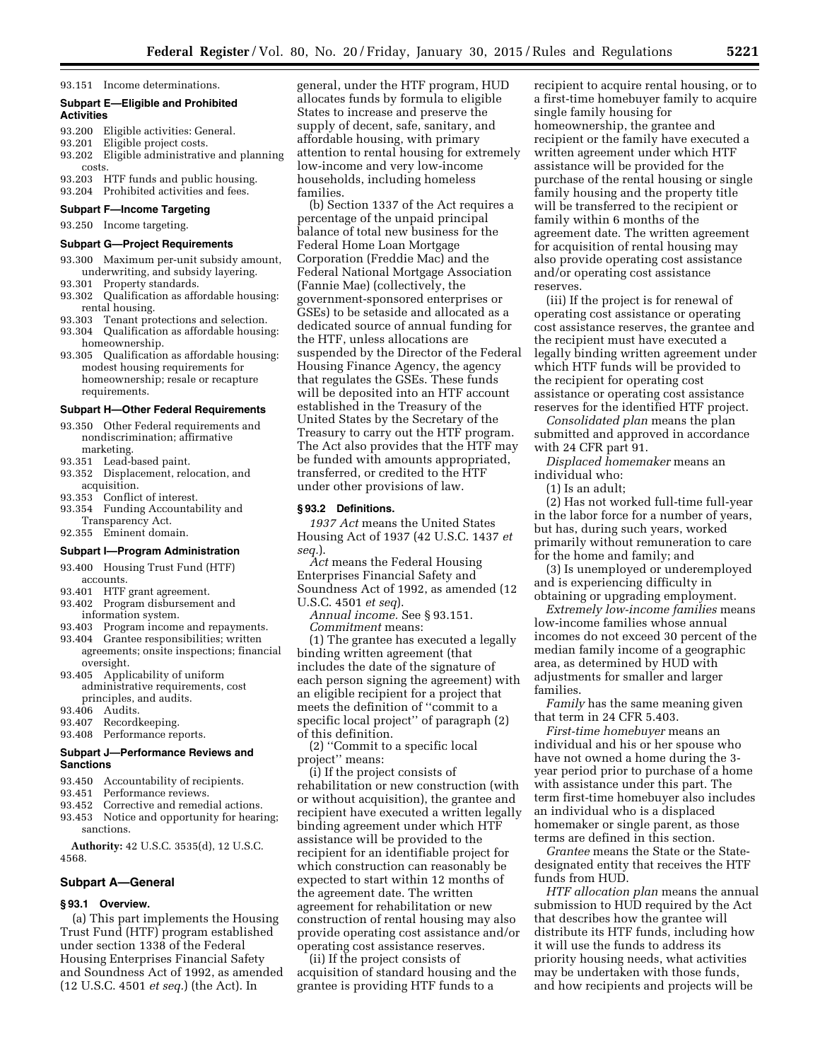93.151 Income determinations.

**Subpart E—Eligible and Prohibited Activities**

93.200 Eligible activities: General.
93.201 Eligible project costs.
93.202 Eligible administrative and planning costs.
93.203 HTF funds and public housing.
93.204 Prohibited activities and fees.

**Subpart F—Income Targeting**

93.250 Income targeting.

**Subpart G—Project Requirements**

93.300 Maximum per-unit subsidy amount, underwriting, and subsidy layering.
93.301 Property standards.
93.302 Qualification as affordable housing: rental housing.
93.303 Tenant protections and selection.
93.304 Qualification as affordable housing: homeownership.
93.305 Qualification as affordable housing: modest housing requirements for homeownership; resale or recapture requirements.

**Subpart H—Other Federal Requirements**

93.350 Other Federal requirements and nondiscrimination; affirmative marketing.
93.351 Lead-based paint.
93.352 Displacement, relocation, and acquisition.
93.353 Conflict of interest.
93.354 Funding Accountability and Transparency Act.
92.355 Eminent domain.

**Subpart I—Program Administration**

93.400 Housing Trust Fund (HTF) accounts.
93.401 HTF grant agreement.
93.402 Program disbursement and information system.
93.403 Program income and repayments.
93.404 Grantee responsibilities; written agreements; onsite inspections; financial oversight.
93.405 Applicability of uniform administrative requirements, cost principles, and audits.
93.406 Audits.
93.407 Recordkeeping.
93.408 Performance reports.

**Subpart J—Performance Reviews and Sanctions**

93.450 Accountability of recipients.
93.451 Performance reviews.
93.452 Corrective and remedial actions.
93.453 Notice and opportunity for hearing; sanctions.

**Authority:** 42 U.S.C. 3535(d), 12 U.S.C. 4568.

## Subpart A—General

### § 93.1 Overview.

(a) This part implements the Housing Trust Fund (HTF) program established under section 1338 of the Federal Housing Enterprises Financial Safety and Soundness Act of 1992, as amended (12 U.S.C. 4501 *et seq.*) (the Act). In general, under the HTF program, HUD allocates funds by formula to eligible States to increase and preserve the supply of decent, safe, sanitary, and affordable housing, with primary attention to rental housing for extremely low-income and very low-income households, including homeless families.

(b) Section 1337 of the Act requires a percentage of the unpaid principal balance of total new business for the Federal Home Loan Mortgage Corporation (Freddie Mac) and the Federal National Mortgage Association (Fannie Mae) (collectively, the government-sponsored enterprises or GSEs) to be setaside and allocated as a dedicated source of annual funding for the HTF, unless allocations are suspended by the Director of the Federal Housing Finance Agency, the agency that regulates the GSEs. These funds will be deposited into an HTF account established in the Treasury of the United States by the Secretary of the Treasury to carry out the HTF program. The Act also provides that the HTF may be funded with amounts appropriated, transferred, or credited to the HTF under other provisions of law.

### § 93.2 Definitions.

*1937 Act* means the United States Housing Act of 1937 (42 U.S.C. 1437 *et seq.*).

*Act* means the Federal Housing Enterprises Financial Safety and Soundness Act of 1992, as amended (12 U.S.C. 4501 *et seq*).

*Annual income.* See § 93.151.

*Commitment* means:

(1) The grantee has executed a legally binding written agreement (that includes the date of the signature of each person signing the agreement) with an eligible recipient for a project that meets the definition of ''commit to a specific local project'' of paragraph (2) of this definition.

(2) ''Commit to a specific local project'' means:

(i) If the project consists of rehabilitation or new construction (with or without acquisition), the grantee and recipient have executed a written legally binding agreement under which HTF assistance will be provided to the recipient for an identifiable project for which construction can reasonably be expected to start within 12 months of the agreement date. The written agreement for rehabilitation or new construction of rental housing may also provide operating cost assistance and/or operating cost assistance reserves.

(ii) If the project consists of acquisition of standard housing and the grantee is providing HTF funds to a recipient to acquire rental housing, or to a first-time homebuyer family to acquire single family housing for homeownership, the grantee and recipient or the family have executed a written agreement under which HTF assistance will be provided for the purchase of the rental housing or single family housing and the property title will be transferred to the recipient or family within 6 months of the agreement date. The written agreement for acquisition of rental housing may also provide operating cost assistance and/or operating cost assistance reserves.

(iii) If the project is for renewal of operating cost assistance or operating cost assistance reserves, the grantee and the recipient must have executed a legally binding written agreement under which HTF funds will be provided to the recipient for operating cost assistance or operating cost assistance reserves for the identified HTF project.

*Consolidated plan* means the plan submitted and approved in accordance with 24 CFR part 91.

*Displaced homemaker* means an individual who:

(1) Is an adult;

(2) Has not worked full-time full-year in the labor force for a number of years, but has, during such years, worked primarily without remuneration to care for the home and family; and

(3) Is unemployed or underemployed and is experiencing difficulty in obtaining or upgrading employment.

*Extremely low-income families* means low-income families whose annual incomes do not exceed 30 percent of the median family income of a geographic area, as determined by HUD with adjustments for smaller and larger families.

*Family* has the same meaning given that term in 24 CFR 5.403.

*First-time homebuyer* means an individual and his or her spouse who have not owned a home during the 3-year period prior to purchase of a home with assistance under this part. The term first-time homebuyer also includes an individual who is a displaced homemaker or single parent, as those terms are defined in this section.

*Grantee* means the State or the State-designated entity that receives the HTF funds from HUD.

*HTF allocation plan* means the annual submission to HUD required by the Act that describes how the grantee will distribute its HTF funds, including how it will use the funds to address its priority housing needs, what activities may be undertaken with those funds, and how recipients and projects will be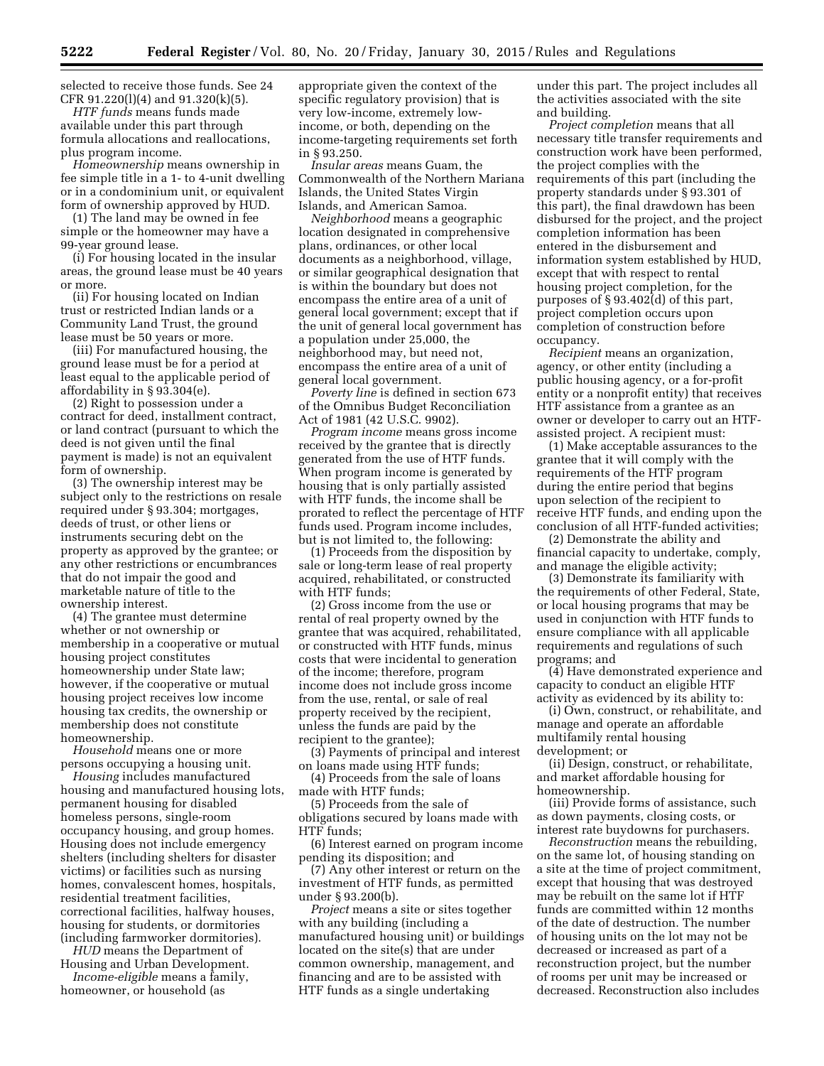selected to receive those funds. See 24 CFR 91.220(l)(4) and 91.320(k)(5).

*HTF funds* means funds made available under this part through formula allocations and reallocations, plus program income.

*Homeownership* means ownership in fee simple title in a 1- to 4-unit dwelling or in a condominium unit, or equivalent form of ownership approved by HUD.

(1) The land may be owned in fee simple or the homeowner may have a 99-year ground lease.

(i) For housing located in the insular areas, the ground lease must be 40 years or more.

(ii) For housing located on Indian trust or restricted Indian lands or a Community Land Trust, the ground lease must be 50 years or more.

(iii) For manufactured housing, the ground lease must be for a period at least equal to the applicable period of affordability in § 93.304(e).

(2) Right to possession under a contract for deed, installment contract, or land contract (pursuant to which the deed is not given until the final payment is made) is not an equivalent form of ownership.

(3) The ownership interest may be subject only to the restrictions on resale required under § 93.304; mortgages, deeds of trust, or other liens or instruments securing debt on the property as approved by the grantee; or any other restrictions or encumbrances that do not impair the good and marketable nature of title to the ownership interest.

(4) The grantee must determine whether or not ownership or membership in a cooperative or mutual housing project constitutes homeownership under State law; however, if the cooperative or mutual housing project receives low income housing tax credits, the ownership or membership does not constitute homeownership.

*Household* means one or more persons occupying a housing unit.

*Housing* includes manufactured housing and manufactured housing lots, permanent housing for disabled homeless persons, single-room occupancy housing, and group homes. Housing does not include emergency shelters (including shelters for disaster victims) or facilities such as nursing homes, convalescent homes, hospitals, residential treatment facilities, correctional facilities, halfway houses, housing for students, or dormitories (including farmworker dormitories).

*HUD* means the Department of Housing and Urban Development.

*Income-eligible* means a family, homeowner, or household (as appropriate given the context of the specific regulatory provision) that is very low-income, extremely low-income, or both, depending on the income-targeting requirements set forth in § 93.250.

*Insular areas* means Guam, the Commonwealth of the Northern Mariana Islands, the United States Virgin Islands, and American Samoa.

*Neighborhood* means a geographic location designated in comprehensive plans, ordinances, or other local documents as a neighborhood, village, or similar geographical designation that is within the boundary but does not encompass the entire area of a unit of general local government; except that if the unit of general local government has a population under 25,000, the neighborhood may, but need not, encompass the entire area of a unit of general local government.

*Poverty line* is defined in section 673 of the Omnibus Budget Reconciliation Act of 1981 (42 U.S.C. 9902).

*Program income* means gross income received by the grantee that is directly generated from the use of HTF funds. When program income is generated by housing that is only partially assisted with HTF funds, the income shall be prorated to reflect the percentage of HTF funds used. Program income includes, but is not limited to, the following:

(1) Proceeds from the disposition by sale or long-term lease of real property acquired, rehabilitated, or constructed with HTF funds;

(2) Gross income from the use or rental of real property owned by the grantee that was acquired, rehabilitated, or constructed with HTF funds, minus costs that were incidental to generation of the income; therefore, program income does not include gross income from the use, rental, or sale of real property received by the recipient, unless the funds are paid by the recipient to the grantee);

(3) Payments of principal and interest on loans made using HTF funds;

(4) Proceeds from the sale of loans made with HTF funds;

(5) Proceeds from the sale of obligations secured by loans made with HTF funds;

(6) Interest earned on program income pending its disposition; and

(7) Any other interest or return on the investment of HTF funds, as permitted under § 93.200(b).

*Project* means a site or sites together with any building (including a manufactured housing unit) or buildings located on the site(s) that are under common ownership, management, and financing and are to be assisted with HTF funds as a single undertaking under this part. The project includes all the activities associated with the site and building.

*Project completion* means that all necessary title transfer requirements and construction work have been performed, the project complies with the requirements of this part (including the property standards under § 93.301 of this part), the final drawdown has been disbursed for the project, and the project completion information has been entered in the disbursement and information system established by HUD, except that with respect to rental housing project completion, for the purposes of § 93.402(d) of this part, project completion occurs upon completion of construction before occupancy.

*Recipient* means an organization, agency, or other entity (including a public housing agency, or a for-profit entity or a nonprofit entity) that receives HTF assistance from a grantee as an owner or developer to carry out an HTF-assisted project. A recipient must:

(1) Make acceptable assurances to the grantee that it will comply with the requirements of the HTF program during the entire period that begins upon selection of the recipient to receive HTF funds, and ending upon the conclusion of all HTF-funded activities;

(2) Demonstrate the ability and financial capacity to undertake, comply, and manage the eligible activity;

(3) Demonstrate its familiarity with the requirements of other Federal, State, or local housing programs that may be used in conjunction with HTF funds to ensure compliance with all applicable requirements and regulations of such programs; and

(4) Have demonstrated experience and capacity to conduct an eligible HTF activity as evidenced by its ability to:

(i) Own, construct, or rehabilitate, and manage and operate an affordable multifamily rental housing development; or

(ii) Design, construct, or rehabilitate, and market affordable housing for homeownership.

(iii) Provide forms of assistance, such as down payments, closing costs, or interest rate buydowns for purchasers.

*Reconstruction* means the rebuilding, on the same lot, of housing standing on a site at the time of project commitment, except that housing that was destroyed may be rebuilt on the same lot if HTF funds are committed within 12 months of the date of destruction. The number of housing units on the lot may not be decreased or increased as part of a reconstruction project, but the number of rooms per unit may be increased or decreased. Reconstruction also includes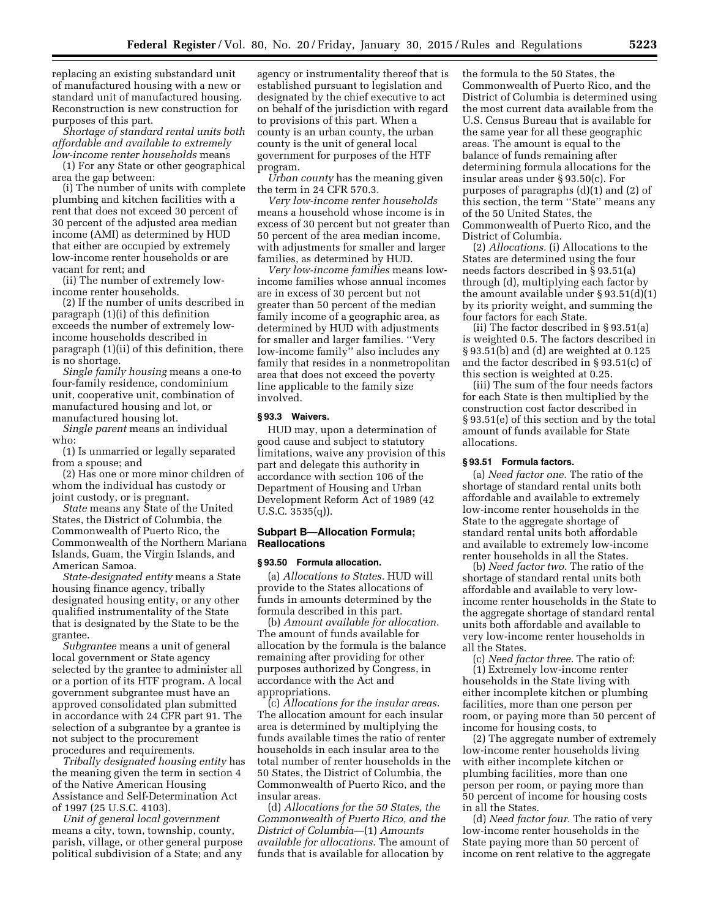replacing an existing substandard unit of manufactured housing with a new or standard unit of manufactured housing. Reconstruction is new construction for purposes of this part.

*Shortage of standard rental units both affordable and available to extremely low-income renter households* means

(1) For any State or other geographical area the gap between:

(i) The number of units with complete plumbing and kitchen facilities with a rent that does not exceed 30 percent of 30 percent of the adjusted area median income (AMI) as determined by HUD that either are occupied by extremely low-income renter households or are vacant for rent; and

(ii) The number of extremely low-income renter households.

(2) If the number of units described in paragraph (1)(i) of this definition exceeds the number of extremely low-income households described in paragraph (1)(ii) of this definition, there is no shortage.

*Single family housing* means a one-to four-family residence, condominium unit, cooperative unit, combination of manufactured housing and lot, or manufactured housing lot.

*Single parent* means an individual who:

(1) Is unmarried or legally separated from a spouse; and

(2) Has one or more minor children of whom the individual has custody or joint custody, or is pregnant.

*State* means any State of the United States, the District of Columbia, the Commonwealth of Puerto Rico, the Commonwealth of the Northern Mariana Islands, Guam, the Virgin Islands, and American Samoa.

*State-designated entity* means a State housing finance agency, tribally designated housing entity, or any other qualified instrumentality of the State that is designated by the State to be the grantee.

*Subgrantee* means a unit of general local government or State agency selected by the grantee to administer all or a portion of its HTF program. A local government subgrantee must have an approved consolidated plan submitted in accordance with 24 CFR part 91. The selection of a subgrantee by a grantee is not subject to the procurement procedures and requirements.

*Tribally designated housing entity* has the meaning given the term in section 4 of the Native American Housing Assistance and Self-Determination Act of 1997 (25 U.S.C. 4103).

*Unit of general local government* means a city, town, township, county, parish, village, or other general purpose political subdivision of a State; and any agency or instrumentality thereof that is established pursuant to legislation and designated by the chief executive to act on behalf of the jurisdiction with regard to provisions of this part. When a county is an urban county, the urban county is the unit of general local government for purposes of the HTF program.

*Urban county* has the meaning given the term in 24 CFR 570.3.

*Very low-income renter households* means a household whose income is in excess of 30 percent but not greater than 50 percent of the area median income, with adjustments for smaller and larger families, as determined by HUD.

*Very low-income families* means low-income families whose annual incomes are in excess of 30 percent but not greater than 50 percent of the median family income of a geographic area, as determined by HUD with adjustments for smaller and larger families. ''Very low-income family'' also includes any family that resides in a nonmetropolitan area that does not exceed the poverty line applicable to the family size involved.

### § 93.3 Waivers.

HUD may, upon a determination of good cause and subject to statutory limitations, waive any provision of this part and delegate this authority in accordance with section 106 of the Department of Housing and Urban Development Reform Act of 1989 (42 U.S.C. 3535(q)).

## Subpart B—Allocation Formula; Reallocations

### § 93.50 Formula allocation.

(a) *Allocations to States.* HUD will provide to the States allocations of funds in amounts determined by the formula described in this part.

(b) *Amount available for allocation.* The amount of funds available for allocation by the formula is the balance remaining after providing for other purposes authorized by Congress, in accordance with the Act and appropriations.

(c) *Allocations for the insular areas.* The allocation amount for each insular area is determined by multiplying the funds available times the ratio of renter households in each insular area to the total number of renter households in the 50 States, the District of Columbia, the Commonwealth of Puerto Rico, and the insular areas.

(d) *Allocations for the 50 States, the Commonwealth of Puerto Rico, and the District of Columbia*—(1) *Amounts available for allocations.* The amount of funds that is available for allocation by the formula to the 50 States, the Commonwealth of Puerto Rico, and the District of Columbia is determined using the most current data available from the U.S. Census Bureau that is available for the same year for all these geographic areas. The amount is equal to the balance of funds remaining after determining formula allocations for the insular areas under § 93.50(c). For purposes of paragraphs (d)(1) and (2) of this section, the term ''State'' means any of the 50 United States, the Commonwealth of Puerto Rico, and the District of Columbia.

(2) *Allocations.* (i) Allocations to the States are determined using the four needs factors described in § 93.51(a) through (d), multiplying each factor by the amount available under § 93.51(d)(1) by its priority weight, and summing the four factors for each State.

(ii) The factor described in § 93.51(a) is weighted 0.5. The factors described in § 93.51(b) and (d) are weighted at 0.125 and the factor described in § 93.51(c) of this section is weighted at 0.25.

(iii) The sum of the four needs factors for each State is then multiplied by the construction cost factor described in § 93.51(e) of this section and by the total amount of funds available for State allocations.

### § 93.51 Formula factors.

(a) *Need factor one.* The ratio of the shortage of standard rental units both affordable and available to extremely low-income renter households in the State to the aggregate shortage of standard rental units both affordable and available to extremely low-income renter households in all the States.

(b) *Need factor two.* The ratio of the shortage of standard rental units both affordable and available to very low-income renter households in the State to the aggregate shortage of standard rental units both affordable and available to very low-income renter households in all the States.

(c) *Need factor three.* The ratio of:

(1) Extremely low-income renter households in the State living with either incomplete kitchen or plumbing facilities, more than one person per room, or paying more than 50 percent of income for housing costs, to

(2) The aggregate number of extremely low-income renter households living with either incomplete kitchen or plumbing facilities, more than one person per room, or paying more than 50 percent of income for housing costs in all the States.

(d) *Need factor four.* The ratio of very low-income renter households in the State paying more than 50 percent of income on rent relative to the aggregate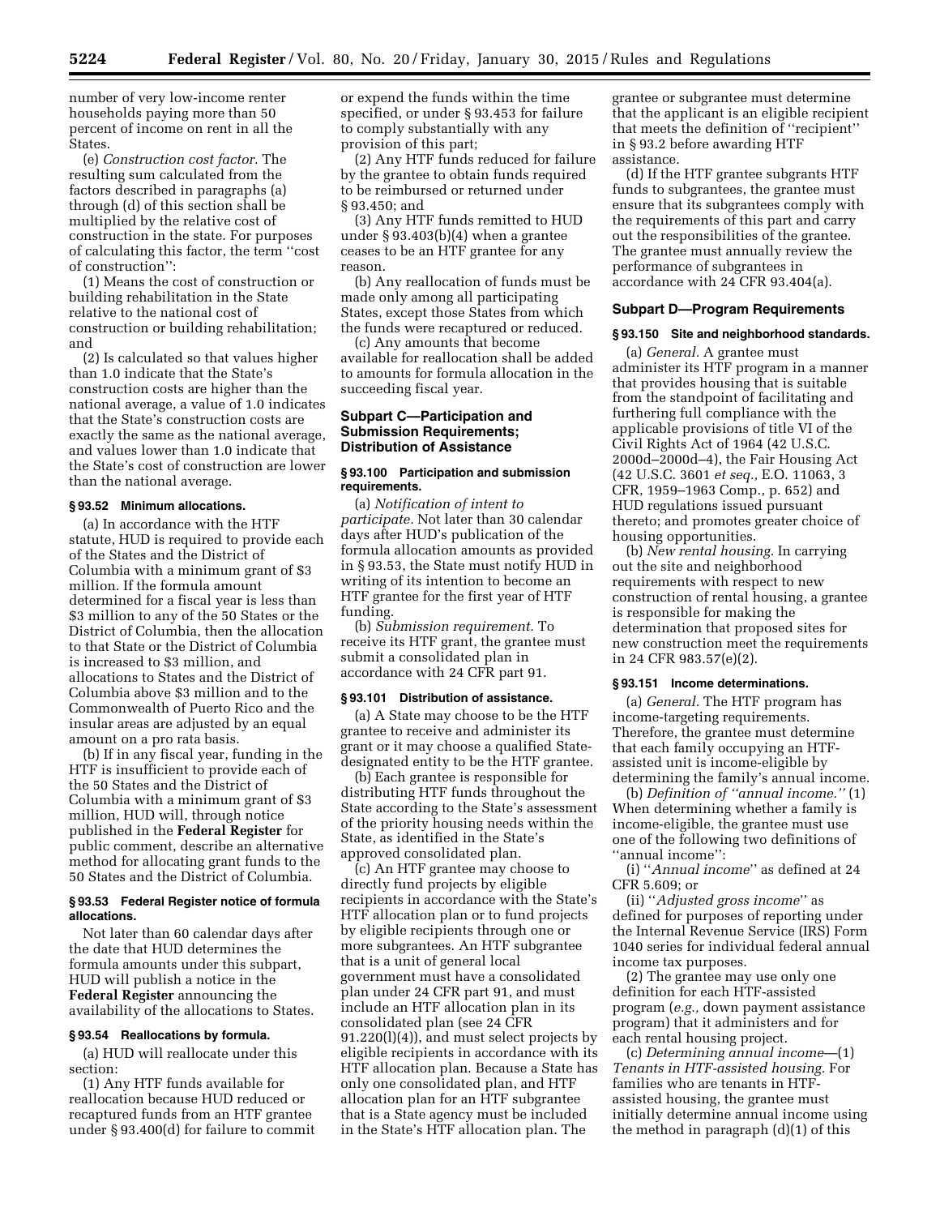number of very low-income renter households paying more than 50 percent of income on rent in all the States.

(e) *Construction cost factor.* The resulting sum calculated from the factors described in paragraphs (a) through (d) of this section shall be multiplied by the relative cost of construction in the state. For purposes of calculating this factor, the term ''cost of construction'':

(1) Means the cost of construction or building rehabilitation in the State relative to the national cost of construction or building rehabilitation; and

(2) Is calculated so that values higher than 1.0 indicate that the State's construction costs are higher than the national average, a value of 1.0 indicates that the State's construction costs are exactly the same as the national average, and values lower than 1.0 indicate that the State's cost of construction are lower than the national average.

### § 93.52 Minimum allocations.

(a) In accordance with the HTF statute, HUD is required to provide each of the States and the District of Columbia with a minimum grant of $3 million. If the formula amount determined for a fiscal year is less than $3 million to any of the 50 States or the District of Columbia, then the allocation to that State or the District of Columbia is increased to $3 million, and allocations to States and the District of Columbia above $3 million and to the Commonwealth of Puerto Rico and the insular areas are adjusted by an equal amount on a pro rata basis.

(b) If in any fiscal year, funding in the HTF is insufficient to provide each of the 50 States and the District of Columbia with a minimum grant of $3 million, HUD will, through notice published in the **Federal Register** for public comment, describe an alternative method for allocating grant funds to the 50 States and the District of Columbia.

### § 93.53 Federal Register notice of formula allocations.

Not later than 60 calendar days after the date that HUD determines the formula amounts under this subpart, HUD will publish a notice in the **Federal Register** announcing the availability of the allocations to States.

### § 93.54 Reallocations by formula.

(a) HUD will reallocate under this section:

(1) Any HTF funds available for reallocation because HUD reduced or recaptured funds from an HTF grantee under § 93.400(d) for failure to commit or expend the funds within the time specified, or under § 93.453 for failure to comply substantially with any provision of this part;

(2) Any HTF funds reduced for failure by the grantee to obtain funds required to be reimbursed or returned under § 93.450; and

(3) Any HTF funds remitted to HUD under § 93.403(b)(4) when a grantee ceases to be an HTF grantee for any reason.

(b) Any reallocation of funds must be made only among all participating States, except those States from which the funds were recaptured or reduced.

(c) Any amounts that become available for reallocation shall be added to amounts for formula allocation in the succeeding fiscal year.

## Subpart C—Participation and Submission Requirements; Distribution of Assistance

### § 93.100 Participation and submission requirements.

(a) *Notification of intent to participate.* Not later than 30 calendar days after HUD's publication of the formula allocation amounts as provided in § 93.53, the State must notify HUD in writing of its intention to become an HTF grantee for the first year of HTF funding.

(b) *Submission requirement.* To receive its HTF grant, the grantee must submit a consolidated plan in accordance with 24 CFR part 91.

### § 93.101 Distribution of assistance.

(a) A State may choose to be the HTF grantee to receive and administer its grant or it may choose a qualified State-designated entity to be the HTF grantee.

(b) Each grantee is responsible for distributing HTF funds throughout the State according to the State's assessment of the priority housing needs within the State, as identified in the State's approved consolidated plan.

(c) An HTF grantee may choose to directly fund projects by eligible recipients in accordance with the State's HTF allocation plan or to fund projects by eligible recipients through one or more subgrantees. An HTF subgrantee that is a unit of general local government must have a consolidated plan under 24 CFR part 91, and must include an HTF allocation plan in its consolidated plan (see 24 CFR 91.220(l)(4)), and must select projects by eligible recipients in accordance with its HTF allocation plan. Because a State has only one consolidated plan, and HTF allocation plan for an HTF subgrantee that is a State agency must be included in the State's HTF allocation plan. The grantee or subgrantee must determine that the applicant is an eligible recipient that meets the definition of ''recipient'' in § 93.2 before awarding HTF assistance.

(d) If the HTF grantee subgrants HTF funds to subgrantees, the grantee must ensure that its subgrantees comply with the requirements of this part and carry out the responsibilities of the grantee. The grantee must annually review the performance of subgrantees in accordance with 24 CFR 93.404(a).

## Subpart D—Program Requirements

### § 93.150 Site and neighborhood standards.

(a) *General.* A grantee must administer its HTF program in a manner that provides housing that is suitable from the standpoint of facilitating and furthering full compliance with the applicable provisions of title VI of the Civil Rights Act of 1964 (42 U.S.C. 2000d–2000d–4), the Fair Housing Act (42 U.S.C. 3601 *et seq.,* E.O. 11063, 3 CFR, 1959–1963 Comp., p. 652) and HUD regulations issued pursuant thereto; and promotes greater choice of housing opportunities.

(b) *New rental housing.* In carrying out the site and neighborhood requirements with respect to new construction of rental housing, a grantee is responsible for making the determination that proposed sites for new construction meet the requirements in 24 CFR 983.57(e)(2).

### § 93.151 Income determinations.

(a) *General.* The HTF program has income-targeting requirements. Therefore, the grantee must determine that each family occupying an HTF-assisted unit is income-eligible by determining the family's annual income.

(b) *Definition of ''annual income.''* (1) When determining whether a family is income-eligible, the grantee must use one of the following two definitions of ''annual income'':

(i) ''*Annual income*'' as defined at 24 CFR 5.609; or

(ii) ''*Adjusted gross income*'' as defined for purposes of reporting under the Internal Revenue Service (IRS) Form 1040 series for individual federal annual income tax purposes.

(2) The grantee may use only one definition for each HTF-assisted program (*e.g.,* down payment assistance program) that it administers and for each rental housing project.

(c) *Determining annual income*—(1) *Tenants in HTF-assisted housing.* For families who are tenants in HTF-assisted housing, the grantee must initially determine annual income using the method in paragraph (d)(1) of this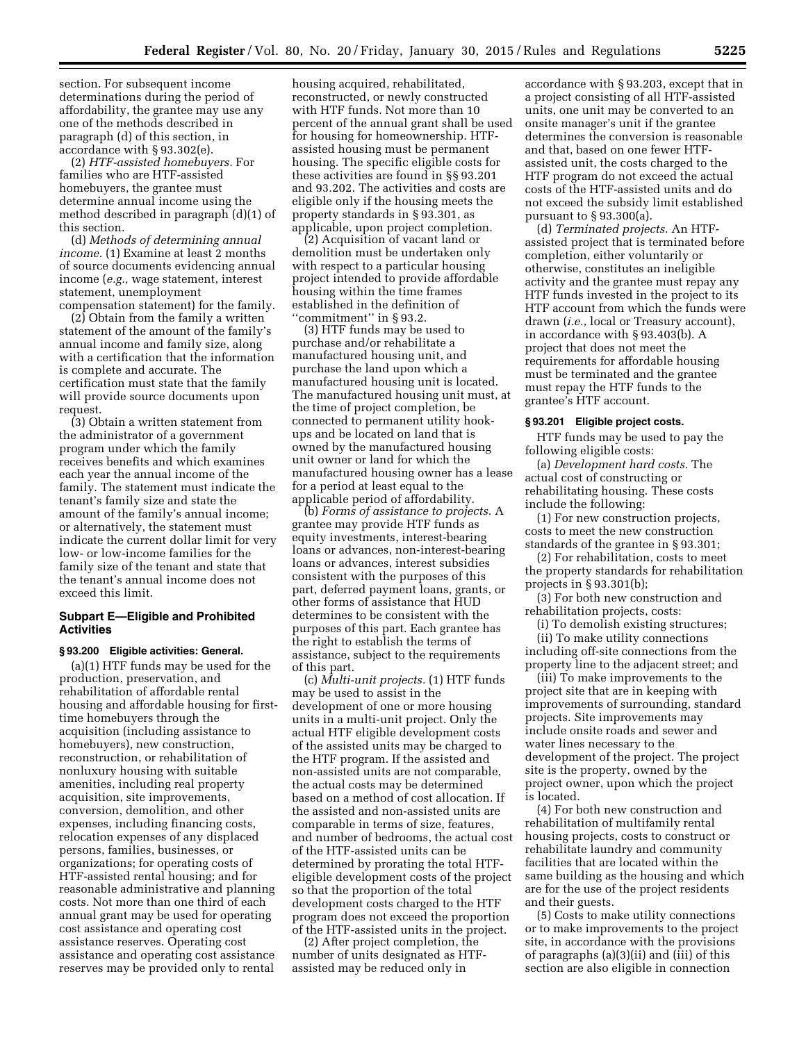section. For subsequent income determinations during the period of affordability, the grantee may use any one of the methods described in paragraph (d) of this section, in accordance with § 93.302(e).

(2) *HTF-assisted homebuyers.* For families who are HTF-assisted homebuyers, the grantee must determine annual income using the method described in paragraph (d)(1) of this section.

(d) *Methods of determining annual income.* (1) Examine at least 2 months of source documents evidencing annual income (*e.g.,* wage statement, interest statement, unemployment compensation statement) for the family.

(2) Obtain from the family a written statement of the amount of the family's annual income and family size, along with a certification that the information is complete and accurate. The certification must state that the family will provide source documents upon request.

(3) Obtain a written statement from the administrator of a government program under which the family receives benefits and which examines each year the annual income of the family. The statement must indicate the tenant's family size and state the amount of the family's annual income; or alternatively, the statement must indicate the current dollar limit for very low- or low-income families for the family size of the tenant and state that the tenant's annual income does not exceed this limit.

## Subpart E—Eligible and Prohibited Activities

### § 93.200 Eligible activities: General.

(a)(1) HTF funds may be used for the production, preservation, and rehabilitation of affordable rental housing and affordable housing for first-time homebuyers through the acquisition (including assistance to homebuyers), new construction, reconstruction, or rehabilitation of nonluxury housing with suitable amenities, including real property acquisition, site improvements, conversion, demolition, and other expenses, including financing costs, relocation expenses of any displaced persons, families, businesses, or organizations; for operating costs of HTF-assisted rental housing; and for reasonable administrative and planning costs. Not more than one third of each annual grant may be used for operating cost assistance and operating cost assistance reserves. Operating cost assistance and operating cost assistance reserves may be provided only to rental housing acquired, rehabilitated, reconstructed, or newly constructed with HTF funds. Not more than 10 percent of the annual grant shall be used for housing for homeownership. HTF-assisted housing must be permanent housing. The specific eligible costs for these activities are found in §§ 93.201 and 93.202. The activities and costs are eligible only if the housing meets the property standards in § 93.301, as applicable, upon project completion.

(2) Acquisition of vacant land or demolition must be undertaken only with respect to a particular housing project intended to provide affordable housing within the time frames established in the definition of "commitment" in § 93.2.

(3) HTF funds may be used to purchase and/or rehabilitate a manufactured housing unit, and purchase the land upon which a manufactured housing unit is located. The manufactured housing unit must, at the time of project completion, be connected to permanent utility hook-ups and be located on land that is owned by the manufactured housing unit owner or land for which the manufactured housing owner has a lease for a period at least equal to the applicable period of affordability.

(b) *Forms of assistance to projects.* A grantee may provide HTF funds as equity investments, interest-bearing loans or advances, non-interest-bearing loans or advances, interest subsidies consistent with the purposes of this part, deferred payment loans, grants, or other forms of assistance that HUD determines to be consistent with the purposes of this part. Each grantee has the right to establish the terms of assistance, subject to the requirements of this part.

(c) *Multi-unit projects.* (1) HTF funds may be used to assist in the development of one or more housing units in a multi-unit project. Only the actual HTF eligible development costs of the assisted units may be charged to the HTF program. If the assisted and non-assisted units are not comparable, the actual costs may be determined based on a method of cost allocation. If the assisted and non-assisted units are comparable in terms of size, features, and number of bedrooms, the actual cost of the HTF-assisted units can be determined by prorating the total HTF-eligible development costs of the project so that the proportion of the total development costs charged to the HTF program does not exceed the proportion of the HTF-assisted units in the project.

(2) After project completion, the number of units designated as HTF-assisted may be reduced only in accordance with § 93.203, except that in a project consisting of all HTF-assisted units, one unit may be converted to an onsite manager's unit if the grantee determines the conversion is reasonable and that, based on one fewer HTF-assisted unit, the costs charged to the HTF program do not exceed the actual costs of the HTF-assisted units and do not exceed the subsidy limit established pursuant to § 93.300(a).

(d) *Terminated projects.* An HTF-assisted project that is terminated before completion, either voluntarily or otherwise, constitutes an ineligible activity and the grantee must repay any HTF funds invested in the project to its HTF account from which the funds were drawn (*i.e.,* local or Treasury account), in accordance with § 93.403(b). A project that does not meet the requirements for affordable housing must be terminated and the grantee must repay the HTF funds to the grantee's HTF account.

### § 93.201 Eligible project costs.

HTF funds may be used to pay the following eligible costs:

(a) *Development hard costs.* The actual cost of constructing or rehabilitating housing. These costs include the following:

(1) For new construction projects, costs to meet the new construction standards of the grantee in § 93.301;

(2) For rehabilitation, costs to meet the property standards for rehabilitation projects in § 93.301(b);

(3) For both new construction and rehabilitation projects, costs:

(i) To demolish existing structures;

(ii) To make utility connections including off-site connections from the property line to the adjacent street; and

(iii) To make improvements to the project site that are in keeping with improvements of surrounding, standard projects. Site improvements may include onsite roads and sewer and water lines necessary to the development of the project. The project site is the property, owned by the project owner, upon which the project is located.

(4) For both new construction and rehabilitation of multifamily rental housing projects, costs to construct or rehabilitate laundry and community facilities that are located within the same building as the housing and which are for the use of the project residents and their guests.

(5) Costs to make utility connections or to make improvements to the project site, in accordance with the provisions of paragraphs (a)(3)(ii) and (iii) of this section are also eligible in connection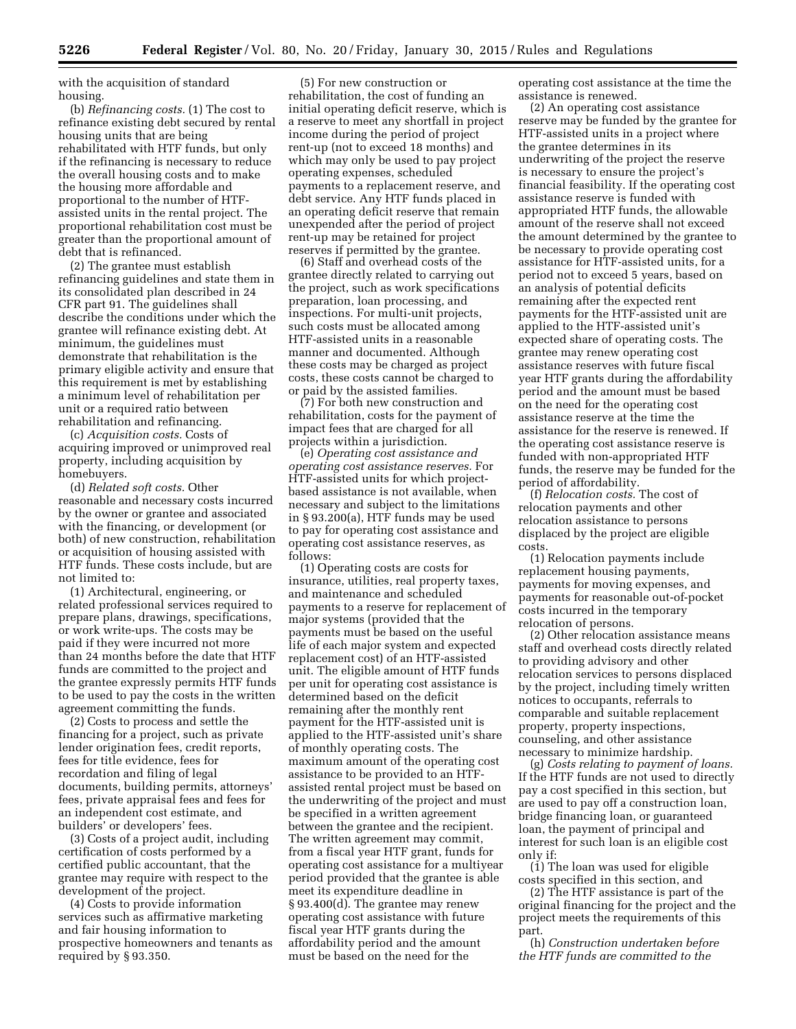with the acquisition of standard housing.

(b) *Refinancing costs.* (1) The cost to refinance existing debt secured by rental housing units that are being rehabilitated with HTF funds, but only if the refinancing is necessary to reduce the overall housing costs and to make the housing more affordable and proportional to the number of HTF-assisted units in the rental project. The proportional rehabilitation cost must be greater than the proportional amount of debt that is refinanced.

(2) The grantee must establish refinancing guidelines and state them in its consolidated plan described in 24 CFR part 91. The guidelines shall describe the conditions under which the grantee will refinance existing debt. At minimum, the guidelines must demonstrate that rehabilitation is the primary eligible activity and ensure that this requirement is met by establishing a minimum level of rehabilitation per unit or a required ratio between rehabilitation and refinancing.

(c) *Acquisition costs.* Costs of acquiring improved or unimproved real property, including acquisition by homebuyers.

(d) *Related soft costs.* Other reasonable and necessary costs incurred by the owner or grantee and associated with the financing, or development (or both) of new construction, rehabilitation or acquisition of housing assisted with HTF funds. These costs include, but are not limited to:

(1) Architectural, engineering, or related professional services required to prepare plans, drawings, specifications, or work write-ups. The costs may be paid if they were incurred not more than 24 months before the date that HTF funds are committed to the project and the grantee expressly permits HTF funds to be used to pay the costs in the written agreement committing the funds.

(2) Costs to process and settle the financing for a project, such as private lender origination fees, credit reports, fees for title evidence, fees for recordation and filing of legal documents, building permits, attorneys' fees, private appraisal fees and fees for an independent cost estimate, and builders' or developers' fees.

(3) Costs of a project audit, including certification of costs performed by a certified public accountant, that the grantee may require with respect to the development of the project.

(4) Costs to provide information services such as affirmative marketing and fair housing information to prospective homeowners and tenants as required by § 93.350.

(5) For new construction or rehabilitation, the cost of funding an initial operating deficit reserve, which is a reserve to meet any shortfall in project income during the period of project rent-up (not to exceed 18 months) and which may only be used to pay project operating expenses, scheduled payments to a replacement reserve, and debt service. Any HTF funds placed in an operating deficit reserve that remain unexpended after the period of project rent-up may be retained for project reserves if permitted by the grantee.

(6) Staff and overhead costs of the grantee directly related to carrying out the project, such as work specifications preparation, loan processing, and inspections. For multi-unit projects, such costs must be allocated among HTF-assisted units in a reasonable manner and documented. Although these costs may be charged as project costs, these costs cannot be charged to or paid by the assisted families.

(7) For both new construction and rehabilitation, costs for the payment of impact fees that are charged for all projects within a jurisdiction.

(e) *Operating cost assistance and operating cost assistance reserves.* For HTF-assisted units for which project-based assistance is not available, when necessary and subject to the limitations in § 93.200(a), HTF funds may be used to pay for operating cost assistance and operating cost assistance reserves, as follows:

(1) Operating costs are costs for insurance, utilities, real property taxes, and maintenance and scheduled payments to a reserve for replacement of major systems (provided that the payments must be based on the useful life of each major system and expected replacement cost) of an HTF-assisted unit. The eligible amount of HTF funds per unit for operating cost assistance is determined based on the deficit remaining after the monthly rent payment for the HTF-assisted unit is applied to the HTF-assisted unit's share of monthly operating costs. The maximum amount of the operating cost assistance to be provided to an HTF-assisted rental project must be based on the underwriting of the project and must be specified in a written agreement between the grantee and the recipient. The written agreement may commit, from a fiscal year HTF grant, funds for operating cost assistance for a multiyear period provided that the grantee is able meet its expenditure deadline in § 93.400(d). The grantee may renew operating cost assistance with future fiscal year HTF grants during the affordability period and the amount must be based on the need for the operating cost assistance at the time the assistance is renewed.

(2) An operating cost assistance reserve may be funded by the grantee for HTF-assisted units in a project where the grantee determines in its underwriting of the project the reserve is necessary to ensure the project's financial feasibility. If the operating cost assistance reserve is funded with appropriated HTF funds, the allowable amount of the reserve shall not exceed the amount determined by the grantee to be necessary to provide operating cost assistance for HTF-assisted units, for a period not to exceed 5 years, based on an analysis of potential deficits remaining after the expected rent payments for the HTF-assisted unit are applied to the HTF-assisted unit's expected share of operating costs. The grantee may renew operating cost assistance reserves with future fiscal year HTF grants during the affordability period and the amount must be based on the need for the operating cost assistance reserve at the time the assistance for the reserve is renewed. If the operating cost assistance reserve is funded with non-appropriated HTF funds, the reserve may be funded for the period of affordability.

(f) *Relocation costs.* The cost of relocation payments and other relocation assistance to persons displaced by the project are eligible costs.

(1) Relocation payments include replacement housing payments, payments for moving expenses, and payments for reasonable out-of-pocket costs incurred in the temporary relocation of persons.

(2) Other relocation assistance means staff and overhead costs directly related to providing advisory and other relocation services to persons displaced by the project, including timely written notices to occupants, referrals to comparable and suitable replacement property, property inspections, counseling, and other assistance necessary to minimize hardship.

(g) *Costs relating to payment of loans.* If the HTF funds are not used to directly pay a cost specified in this section, but are used to pay off a construction loan, bridge financing loan, or guaranteed loan, the payment of principal and interest for such loan is an eligible cost only if:

(1) The loan was used for eligible costs specified in this section, and

(2) The HTF assistance is part of the original financing for the project and the project meets the requirements of this part.

(h) *Construction undertaken before the HTF funds are committed to the*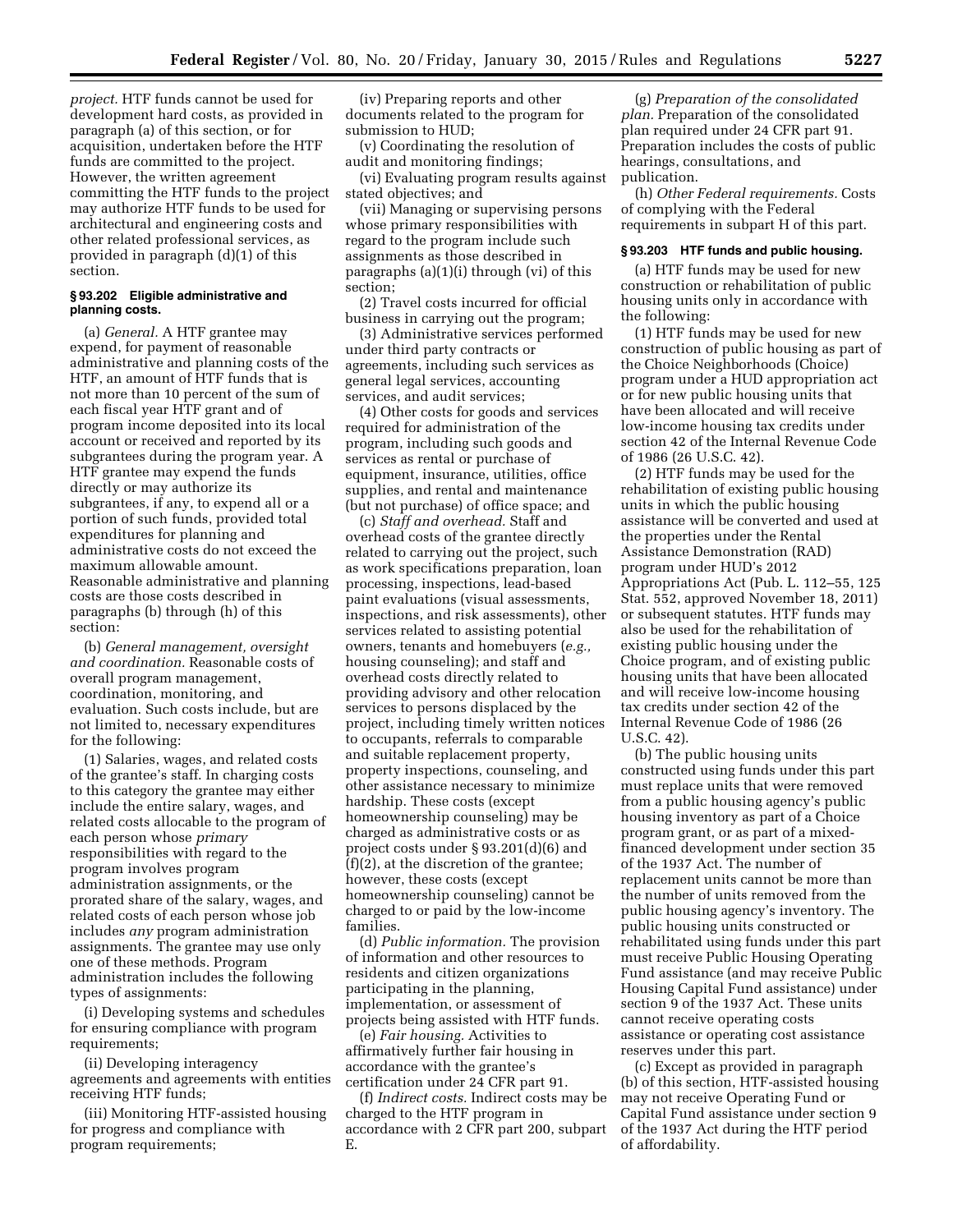*project.* HTF funds cannot be used for development hard costs, as provided in paragraph (a) of this section, or for acquisition, undertaken before the HTF funds are committed to the project. However, the written agreement committing the HTF funds to the project may authorize HTF funds to be used for architectural and engineering costs and other related professional services, as provided in paragraph (d)(1) of this section.

### § 93.202 Eligible administrative and planning costs.

(a) *General.* A HTF grantee may expend, for payment of reasonable administrative and planning costs of the HTF, an amount of HTF funds that is not more than 10 percent of the sum of each fiscal year HTF grant and of program income deposited into its local account or received and reported by its subgrantees during the program year. A HTF grantee may expend the funds directly or may authorize its subgrantees, if any, to expend all or a portion of such funds, provided total expenditures for planning and administrative costs do not exceed the maximum allowable amount. Reasonable administrative and planning costs are those costs described in paragraphs (b) through (h) of this section:

(b) *General management, oversight and coordination.* Reasonable costs of overall program management, coordination, monitoring, and evaluation. Such costs include, but are not limited to, necessary expenditures for the following:

(1) Salaries, wages, and related costs of the grantee's staff. In charging costs to this category the grantee may either include the entire salary, wages, and related costs allocable to the program of each person whose *primary* responsibilities with regard to the program involves program administration assignments, or the prorated share of the salary, wages, and related costs of each person whose job includes *any* program administration assignments. The grantee may use only one of these methods. Program administration includes the following types of assignments:

(i) Developing systems and schedules for ensuring compliance with program requirements;

(ii) Developing interagency agreements and agreements with entities receiving HTF funds;

(iii) Monitoring HTF-assisted housing for progress and compliance with program requirements;

(iv) Preparing reports and other documents related to the program for submission to HUD;

(v) Coordinating the resolution of audit and monitoring findings;

(vi) Evaluating program results against stated objectives; and

(vii) Managing or supervising persons whose primary responsibilities with regard to the program include such assignments as those described in paragraphs (a)(1)(i) through (vi) of this section;

(2) Travel costs incurred for official business in carrying out the program;

(3) Administrative services performed under third party contracts or agreements, including such services as general legal services, accounting services, and audit services;

(4) Other costs for goods and services required for administration of the program, including such goods and services as rental or purchase of equipment, insurance, utilities, office supplies, and rental and maintenance (but not purchase) of office space; and

(c) *Staff and overhead.* Staff and overhead costs of the grantee directly related to carrying out the project, such as work specifications preparation, loan processing, inspections, lead-based paint evaluations (visual assessments, inspections, and risk assessments), other services related to assisting potential owners, tenants and homebuyers (*e.g.,* housing counseling); and staff and overhead costs directly related to providing advisory and other relocation services to persons displaced by the project, including timely written notices to occupants, referrals to comparable and suitable replacement property, property inspections, counseling, and other assistance necessary to minimize hardship. These costs (except homeownership counseling) may be charged as administrative costs or as project costs under § 93.201(d)(6) and (f)(2), at the discretion of the grantee; however, these costs (except homeownership counseling) cannot be charged to or paid by the low-income families.

(d) *Public information.* The provision of information and other resources to residents and citizen organizations participating in the planning, implementation, or assessment of projects being assisted with HTF funds.

(e) *Fair housing.* Activities to affirmatively further fair housing in accordance with the grantee's certification under 24 CFR part 91.

(f) *Indirect costs.* Indirect costs may be charged to the HTF program in accordance with 2 CFR part 200, subpart E.

(g) *Preparation of the consolidated plan.* Preparation of the consolidated plan required under 24 CFR part 91. Preparation includes the costs of public hearings, consultations, and publication.

(h) *Other Federal requirements.* Costs of complying with the Federal requirements in subpart H of this part.

### § 93.203 HTF funds and public housing.

(a) HTF funds may be used for new construction or rehabilitation of public housing units only in accordance with the following:

(1) HTF funds may be used for new construction of public housing as part of the Choice Neighborhoods (Choice) program under a HUD appropriation act or for new public housing units that have been allocated and will receive low-income housing tax credits under section 42 of the Internal Revenue Code of 1986 (26 U.S.C. 42).

(2) HTF funds may be used for the rehabilitation of existing public housing units in which the public housing assistance will be converted and used at the properties under the Rental Assistance Demonstration (RAD) program under HUD's 2012 Appropriations Act (Pub. L. 112–55, 125 Stat. 552, approved November 18, 2011) or subsequent statutes. HTF funds may also be used for the rehabilitation of existing public housing under the Choice program, and of existing public housing units that have been allocated and will receive low-income housing tax credits under section 42 of the Internal Revenue Code of 1986 (26 U.S.C. 42).

(b) The public housing units constructed using funds under this part must replace units that were removed from a public housing agency's public housing inventory as part of a Choice program grant, or as part of a mixed-financed development under section 35 of the 1937 Act. The number of replacement units cannot be more than the number of units removed from the public housing agency's inventory. The public housing units constructed or rehabilitated using funds under this part must receive Public Housing Operating Fund assistance (and may receive Public Housing Capital Fund assistance) under section 9 of the 1937 Act. These units cannot receive operating costs assistance or operating cost assistance reserves under this part.

(c) Except as provided in paragraph (b) of this section, HTF-assisted housing may not receive Operating Fund or Capital Fund assistance under section 9 of the 1937 Act during the HTF period of affordability.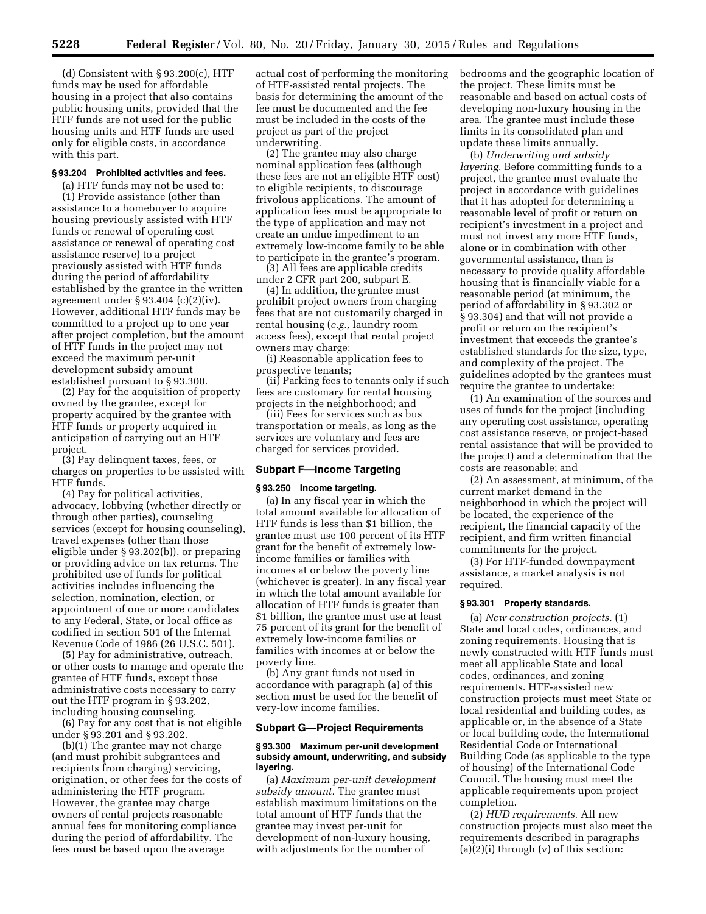(d) Consistent with § 93.200(c), HTF funds may be used for affordable housing in a project that also contains public housing units, provided that the HTF funds are not used for the public housing units and HTF funds are used only for eligible costs, in accordance with this part.

### § 93.204 Prohibited activities and fees.

(a) HTF funds may not be used to:

(1) Provide assistance (other than assistance to a homebuyer to acquire housing previously assisted with HTF funds or renewal of operating cost assistance or renewal of operating cost assistance reserve) to a project previously assisted with HTF funds during the period of affordability established by the grantee in the written agreement under § 93.404 (c)(2)(iv). However, additional HTF funds may be committed to a project up to one year after project completion, but the amount of HTF funds in the project may not exceed the maximum per-unit development subsidy amount established pursuant to § 93.300.

(2) Pay for the acquisition of property owned by the grantee, except for property acquired by the grantee with HTF funds or property acquired in anticipation of carrying out an HTF project.

(3) Pay delinquent taxes, fees, or charges on properties to be assisted with HTF funds.

(4) Pay for political activities, advocacy, lobbying (whether directly or through other parties), counseling services (except for housing counseling), travel expenses (other than those eligible under § 93.202(b)), or preparing or providing advice on tax returns. The prohibited use of funds for political activities includes influencing the selection, nomination, election, or appointment of one or more candidates to any Federal, State, or local office as codified in section 501 of the Internal Revenue Code of 1986 (26 U.S.C. 501).

(5) Pay for administrative, outreach, or other costs to manage and operate the grantee of HTF funds, except those administrative costs necessary to carry out the HTF program in § 93.202, including housing counseling.

(6) Pay for any cost that is not eligible under § 93.201 and § 93.202.

(b)(1) The grantee may not charge (and must prohibit subgrantees and recipients from charging) servicing, origination, or other fees for the costs of administering the HTF program. However, the grantee may charge owners of rental projects reasonable annual fees for monitoring compliance during the period of affordability. The fees must be based upon the average actual cost of performing the monitoring of HTF-assisted rental projects. The basis for determining the amount of the fee must be documented and the fee must be included in the costs of the project as part of the project underwriting.

(2) The grantee may also charge nominal application fees (although these fees are not an eligible HTF cost) to eligible recipients, to discourage frivolous applications. The amount of application fees must be appropriate to the type of application and may not create an undue impediment to an extremely low-income family to be able to participate in the grantee's program.

(3) All fees are applicable credits under 2 CFR part 200, subpart E.

(4) In addition, the grantee must prohibit project owners from charging fees that are not customarily charged in rental housing (*e.g.,* laundry room access fees), except that rental project owners may charge:

(i) Reasonable application fees to prospective tenants;

(ii) Parking fees to tenants only if such fees are customary for rental housing projects in the neighborhood; and

(iii) Fees for services such as bus transportation or meals, as long as the services are voluntary and fees are charged for services provided.

## Subpart F—Income Targeting

### § 93.250 Income targeting.

(a) In any fiscal year in which the total amount available for allocation of HTF funds is less than $1 billion, the grantee must use 100 percent of its HTF grant for the benefit of extremely low-income families or families with incomes at or below the poverty line (whichever is greater). In any fiscal year in which the total amount available for allocation of HTF funds is greater than $1 billion, the grantee must use at least 75 percent of its grant for the benefit of extremely low-income families or families with incomes at or below the poverty line.

(b) Any grant funds not used in accordance with paragraph (a) of this section must be used for the benefit of very-low income families.

## Subpart G—Project Requirements

### § 93.300 Maximum per-unit development subsidy amount, underwriting, and subsidy layering.

(a) *Maximum per-unit development subsidy amount.* The grantee must establish maximum limitations on the total amount of HTF funds that the grantee may invest per-unit for development of non-luxury housing, with adjustments for the number of bedrooms and the geographic location of the project. These limits must be reasonable and based on actual costs of developing non-luxury housing in the area. The grantee must include these limits in its consolidated plan and update these limits annually.

(b) *Underwriting and subsidy layering.* Before committing funds to a project, the grantee must evaluate the project in accordance with guidelines that it has adopted for determining a reasonable level of profit or return on recipient's investment in a project and must not invest any more HTF funds, alone or in combination with other governmental assistance, than is necessary to provide quality affordable housing that is financially viable for a reasonable period (at minimum, the period of affordability in § 93.302 or § 93.304) and that will not provide a profit or return on the recipient's investment that exceeds the grantee's established standards for the size, type, and complexity of the project. The guidelines adopted by the grantees must require the grantee to undertake:

(1) An examination of the sources and uses of funds for the project (including any operating cost assistance, operating cost assistance reserve, or project-based rental assistance that will be provided to the project) and a determination that the costs are reasonable; and

(2) An assessment, at minimum, of the current market demand in the neighborhood in which the project will be located, the experience of the recipient, the financial capacity of the recipient, and firm written financial commitments for the project.

(3) For HTF-funded downpayment assistance, a market analysis is not required.

### § 93.301 Property standards.

(a) *New construction projects.* (1) State and local codes, ordinances, and zoning requirements. Housing that is newly constructed with HTF funds must meet all applicable State and local codes, ordinances, and zoning requirements. HTF-assisted new construction projects must meet State or local residential and building codes, as applicable or, in the absence of a State or local building code, the International Residential Code or International Building Code (as applicable to the type of housing) of the International Code Council. The housing must meet the applicable requirements upon project completion.

(2) *HUD requirements.* All new construction projects must also meet the requirements described in paragraphs (a)(2)(i) through (v) of this section: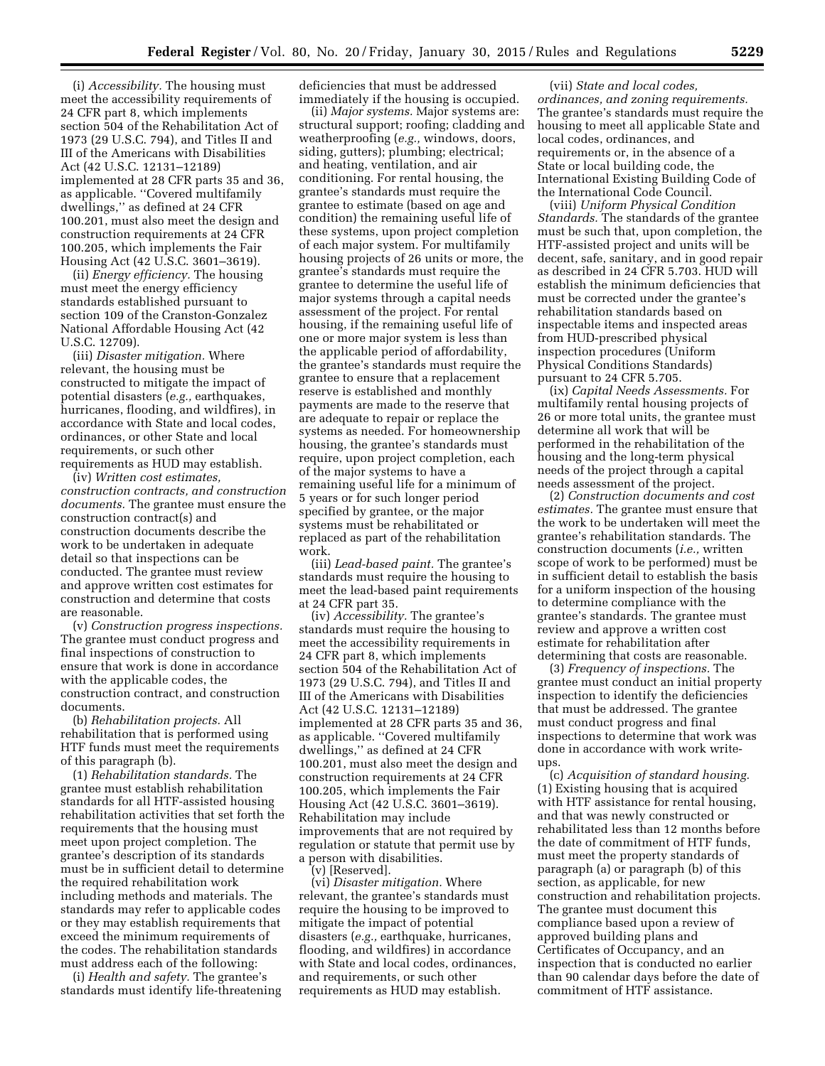(i) *Accessibility.* The housing must meet the accessibility requirements of 24 CFR part 8, which implements section 504 of the Rehabilitation Act of 1973 (29 U.S.C. 794), and Titles II and III of the Americans with Disabilities Act (42 U.S.C. 12131–12189) implemented at 28 CFR parts 35 and 36, as applicable. ''Covered multifamily dwellings,'' as defined at 24 CFR 100.201, must also meet the design and construction requirements at 24 CFR 100.205, which implements the Fair Housing Act (42 U.S.C. 3601–3619).

(ii) *Energy efficiency.* The housing must meet the energy efficiency standards established pursuant to section 109 of the Cranston-Gonzalez National Affordable Housing Act (42 U.S.C. 12709).

(iii) *Disaster mitigation.* Where relevant, the housing must be constructed to mitigate the impact of potential disasters (*e.g.,* earthquakes, hurricanes, flooding, and wildfires), in accordance with State and local codes, ordinances, or other State and local requirements, or such other requirements as HUD may establish.

(iv) *Written cost estimates, construction contracts, and construction documents.* The grantee must ensure the construction contract(s) and construction documents describe the work to be undertaken in adequate detail so that inspections can be conducted. The grantee must review and approve written cost estimates for construction and determine that costs are reasonable.

(v) *Construction progress inspections.* The grantee must conduct progress and final inspections of construction to ensure that work is done in accordance with the applicable codes, the construction contract, and construction documents.

(b) *Rehabilitation projects.* All rehabilitation that is performed using HTF funds must meet the requirements of this paragraph (b).

(1) *Rehabilitation standards.* The grantee must establish rehabilitation standards for all HTF-assisted housing rehabilitation activities that set forth the requirements that the housing must meet upon project completion. The grantee's description of its standards must be in sufficient detail to determine the required rehabilitation work including methods and materials. The standards may refer to applicable codes or they may establish requirements that exceed the minimum requirements of the codes. The rehabilitation standards must address each of the following:

(i) *Health and safety.* The grantee's standards must identify life-threatening deficiencies that must be addressed immediately if the housing is occupied.

(ii) *Major systems.* Major systems are: structural support; roofing; cladding and weatherproofing (*e.g.,* windows, doors, siding, gutters); plumbing; electrical; and heating, ventilation, and air conditioning. For rental housing, the grantee's standards must require the grantee to estimate (based on age and condition) the remaining useful life of these systems, upon project completion of each major system. For multifamily housing projects of 26 units or more, the grantee's standards must require the grantee to determine the useful life of major systems through a capital needs assessment of the project. For rental housing, if the remaining useful life of one or more major system is less than the applicable period of affordability, the grantee's standards must require the grantee to ensure that a replacement reserve is established and monthly payments are made to the reserve that are adequate to repair or replace the systems as needed. For homeownership housing, the grantee's standards must require, upon project completion, each of the major systems to have a remaining useful life for a minimum of 5 years or for such longer period specified by grantee, or the major systems must be rehabilitated or replaced as part of the rehabilitation work.

(iii) *Lead-based paint.* The grantee's standards must require the housing to meet the lead-based paint requirements at 24 CFR part 35.

(iv) *Accessibility.* The grantee's standards must require the housing to meet the accessibility requirements in 24 CFR part 8, which implements section 504 of the Rehabilitation Act of 1973 (29 U.S.C. 794), and Titles II and III of the Americans with Disabilities Act (42 U.S.C. 12131–12189) implemented at 28 CFR parts 35 and 36, as applicable. ''Covered multifamily dwellings,'' as defined at 24 CFR 100.201, must also meet the design and construction requirements at 24 CFR 100.205, which implements the Fair Housing Act (42 U.S.C. 3601–3619). Rehabilitation may include improvements that are not required by regulation or statute that permit use by a person with disabilities.

(v) [Reserved].

(vi) *Disaster mitigation.* Where relevant, the grantee's standards must require the housing to be improved to mitigate the impact of potential disasters (*e.g.,* earthquake, hurricanes, flooding, and wildfires) in accordance with State and local codes, ordinances, and requirements, or such other requirements as HUD may establish.

(vii) *State and local codes, ordinances, and zoning requirements.* The grantee's standards must require the housing to meet all applicable State and local codes, ordinances, and requirements or, in the absence of a State or local building code, the International Existing Building Code of the International Code Council.

(viii) *Uniform Physical Condition Standards.* The standards of the grantee must be such that, upon completion, the HTF-assisted project and units will be decent, safe, sanitary, and in good repair as described in 24 CFR 5.703. HUD will establish the minimum deficiencies that must be corrected under the grantee's rehabilitation standards based on inspectable items and inspected areas from HUD-prescribed physical inspection procedures (Uniform Physical Conditions Standards) pursuant to 24 CFR 5.705.

(ix) *Capital Needs Assessments.* For multifamily rental housing projects of 26 or more total units, the grantee must determine all work that will be performed in the rehabilitation of the housing and the long-term physical needs of the project through a capital needs assessment of the project.

(2) *Construction documents and cost estimates.* The grantee must ensure that the work to be undertaken will meet the grantee's rehabilitation standards. The construction documents (*i.e.,* written scope of work to be performed) must be in sufficient detail to establish the basis for a uniform inspection of the housing to determine compliance with the grantee's standards. The grantee must review and approve a written cost estimate for rehabilitation after determining that costs are reasonable.

(3) *Frequency of inspections.* The grantee must conduct an initial property inspection to identify the deficiencies that must be addressed. The grantee must conduct progress and final inspections to determine that work was done in accordance with work write-ups.

(c) *Acquisition of standard housing.* (1) Existing housing that is acquired with HTF assistance for rental housing, and that was newly constructed or rehabilitated less than 12 months before the date of commitment of HTF funds, must meet the property standards of paragraph (a) or paragraph (b) of this section, as applicable, for new construction and rehabilitation projects. The grantee must document this compliance based upon a review of approved building plans and Certificates of Occupancy, and an inspection that is conducted no earlier than 90 calendar days before the date of commitment of HTF assistance.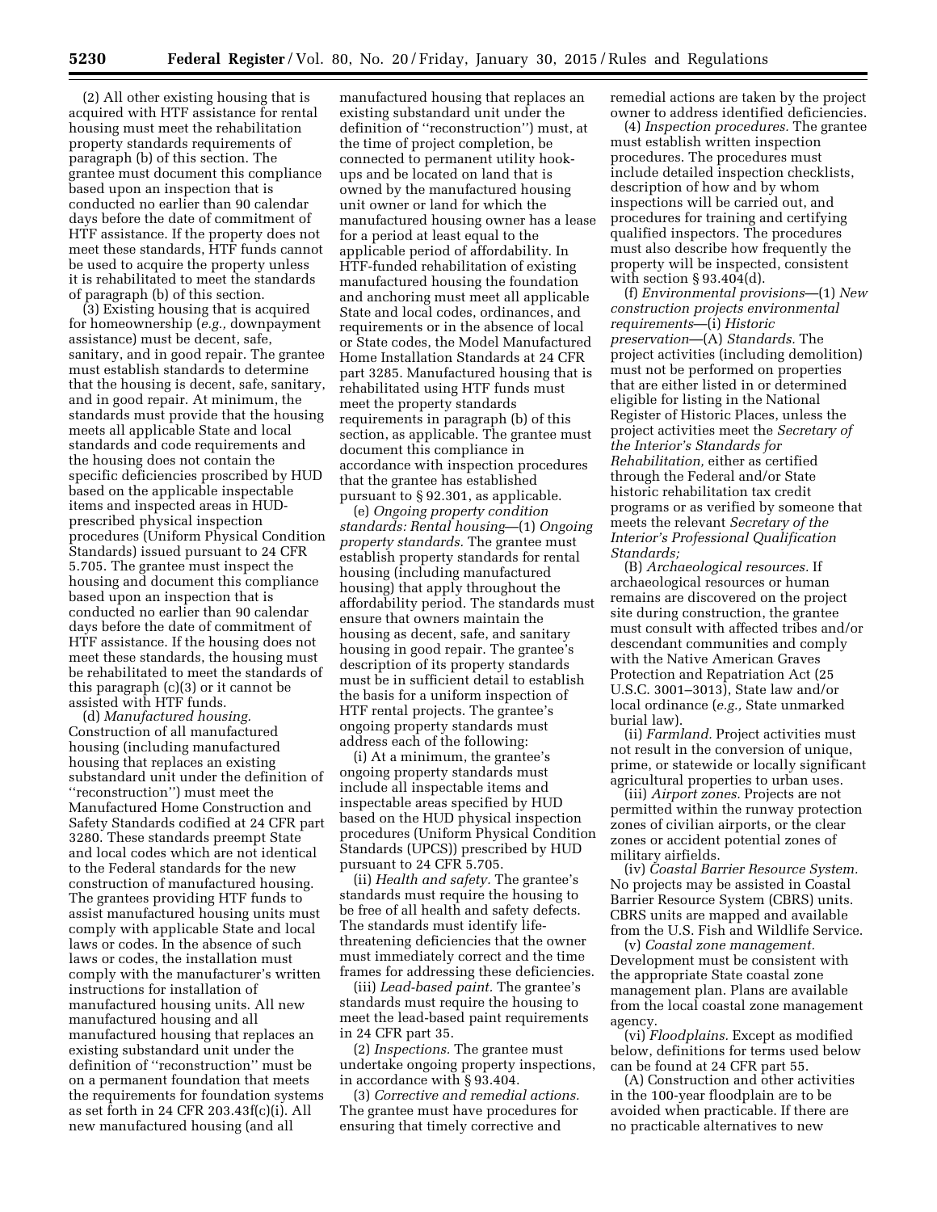(2) All other existing housing that is acquired with HTF assistance for rental housing must meet the rehabilitation property standards requirements of paragraph (b) of this section. The grantee must document this compliance based upon an inspection that is conducted no earlier than 90 calendar days before the date of commitment of HTF assistance. If the property does not meet these standards, HTF funds cannot be used to acquire the property unless it is rehabilitated to meet the standards of paragraph (b) of this section.

(3) Existing housing that is acquired for homeownership (*e.g.,* downpayment assistance) must be decent, safe, sanitary, and in good repair. The grantee must establish standards to determine that the housing is decent, safe, sanitary, and in good repair. At minimum, the standards must provide that the housing meets all applicable State and local standards and code requirements and the housing does not contain the specific deficiencies proscribed by HUD based on the applicable inspectable items and inspected areas in HUD-prescribed physical inspection procedures (Uniform Physical Condition Standards) issued pursuant to 24 CFR 5.705. The grantee must inspect the housing and document this compliance based upon an inspection that is conducted no earlier than 90 calendar days before the date of commitment of HTF assistance. If the housing does not meet these standards, the housing must be rehabilitated to meet the standards of this paragraph (c)(3) or it cannot be assisted with HTF funds.

(d) *Manufactured housing.* Construction of all manufactured housing (including manufactured housing that replaces an existing substandard unit under the definition of ''reconstruction'') must meet the Manufactured Home Construction and Safety Standards codified at 24 CFR part 3280. These standards preempt State and local codes which are not identical to the Federal standards for the new construction of manufactured housing. The grantees providing HTF funds to assist manufactured housing units must comply with applicable State and local laws or codes. In the absence of such laws or codes, the installation must comply with the manufacturer's written instructions for installation of manufactured housing units. All new manufactured housing and all manufactured housing that replaces an existing substandard unit under the definition of ''reconstruction'' must be on a permanent foundation that meets the requirements for foundation systems as set forth in 24 CFR 203.43f(c)(i). All new manufactured housing (and all manufactured housing that replaces an existing substandard unit under the definition of ''reconstruction'') must, at the time of project completion, be connected to permanent utility hook-ups and be located on land that is owned by the manufactured housing unit owner or land for which the manufactured housing owner has a lease for a period at least equal to the applicable period of affordability. In HTF-funded rehabilitation of existing manufactured housing the foundation and anchoring must meet all applicable State and local codes, ordinances, and requirements or in the absence of local or State codes, the Model Manufactured Home Installation Standards at 24 CFR part 3285. Manufactured housing that is rehabilitated using HTF funds must meet the property standards requirements in paragraph (b) of this section, as applicable. The grantee must document this compliance in accordance with inspection procedures that the grantee has established pursuant to § 92.301, as applicable.

(e) *Ongoing property condition standards: Rental housing*—(1) *Ongoing property standards.* The grantee must establish property standards for rental housing (including manufactured housing) that apply throughout the affordability period. The standards must ensure that owners maintain the housing as decent, safe, and sanitary housing in good repair. The grantee's description of its property standards must be in sufficient detail to establish the basis for a uniform inspection of HTF rental projects. The grantee's ongoing property standards must address each of the following:

(i) At a minimum, the grantee's ongoing property standards must include all inspectable items and inspectable areas specified by HUD based on the HUD physical inspection procedures (Uniform Physical Condition Standards (UPCS)) prescribed by HUD pursuant to 24 CFR 5.705.

(ii) *Health and safety.* The grantee's standards must require the housing to be free of all health and safety defects. The standards must identify life-threatening deficiencies that the owner must immediately correct and the time frames for addressing these deficiencies.

(iii) *Lead-based paint.* The grantee's standards must require the housing to meet the lead-based paint requirements in 24 CFR part 35.

(2) *Inspections.* The grantee must undertake ongoing property inspections, in accordance with § 93.404.

(3) *Corrective and remedial actions.* The grantee must have procedures for ensuring that timely corrective and remedial actions are taken by the project owner to address identified deficiencies.

(4) *Inspection procedures.* The grantee must establish written inspection procedures. The procedures must include detailed inspection checklists, description of how and by whom inspections will be carried out, and procedures for training and certifying qualified inspectors. The procedures must also describe how frequently the property will be inspected, consistent with section § 93.404(d).

(f) *Environmental provisions*—(1) *New construction projects environmental requirements*—(i) *Historic preservation*—(A) *Standards.* The project activities (including demolition) must not be performed on properties that are either listed in or determined eligible for listing in the National Register of Historic Places, unless the project activities meet the *Secretary of the Interior's Standards for Rehabilitation,* either as certified through the Federal and/or State historic rehabilitation tax credit programs or as verified by someone that meets the relevant *Secretary of the Interior's Professional Qualification Standards;*

(B) *Archaeological resources.* If archaeological resources or human remains are discovered on the project site during construction, the grantee must consult with affected tribes and/or descendant communities and comply with the Native American Graves Protection and Repatriation Act (25 U.S.C. 3001–3013), State law and/or local ordinance (*e.g.,* State unmarked burial law).

(ii) *Farmland.* Project activities must not result in the conversion of unique, prime, or statewide or locally significant agricultural properties to urban uses.

(iii) *Airport zones.* Projects are not permitted within the runway protection zones of civilian airports, or the clear zones or accident potential zones of military airfields.

(iv) *Coastal Barrier Resource System.* No projects may be assisted in Coastal Barrier Resource System (CBRS) units. CBRS units are mapped and available from the U.S. Fish and Wildlife Service.

(v) *Coastal zone management.* Development must be consistent with the appropriate State coastal zone management plan. Plans are available from the local coastal zone management agency.

(vi) *Floodplains.* Except as modified below, definitions for terms used below can be found at 24 CFR part 55.

(A) Construction and other activities in the 100-year floodplain are to be avoided when practicable. If there are no practicable alternatives to new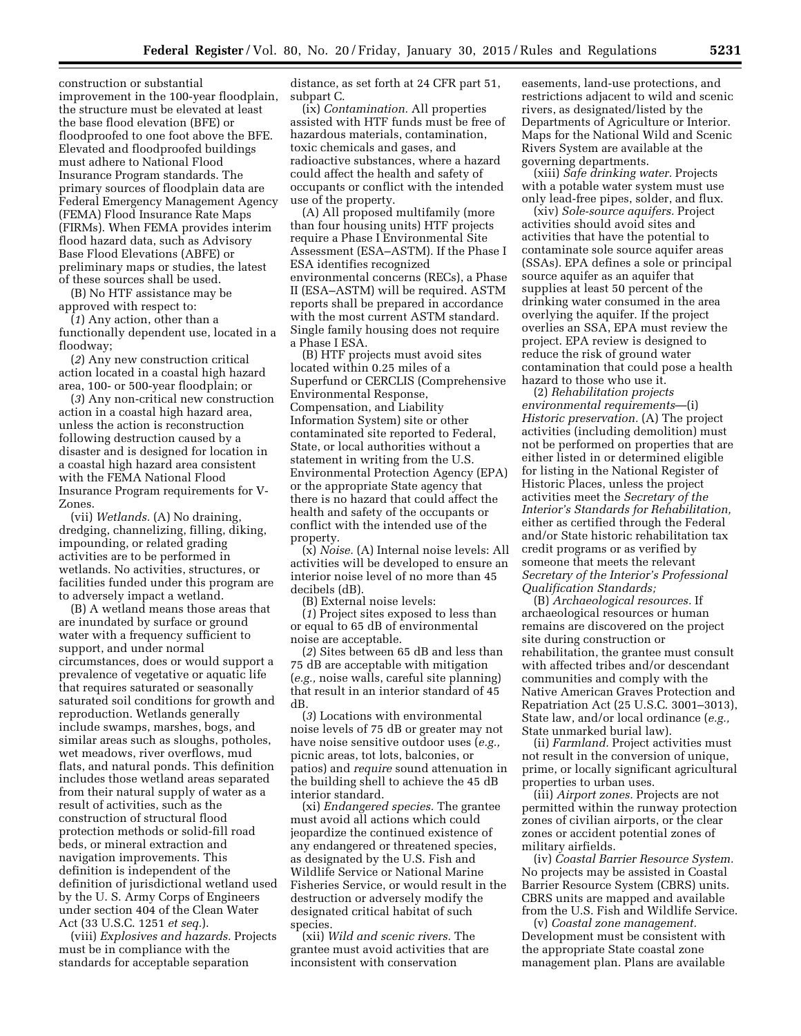construction or substantial improvement in the 100-year floodplain, the structure must be elevated at least the base flood elevation (BFE) or floodproofed to one foot above the BFE. Elevated and floodproofed buildings must adhere to National Flood Insurance Program standards. The primary sources of floodplain data are Federal Emergency Management Agency (FEMA) Flood Insurance Rate Maps (FIRMs). When FEMA provides interim flood hazard data, such as Advisory Base Flood Elevations (ABFE) or preliminary maps or studies, the latest of these sources shall be used.

(B) No HTF assistance may be approved with respect to:

(*1*) Any action, other than a functionally dependent use, located in a floodway;

(*2*) Any new construction critical action located in a coastal high hazard area, 100- or 500-year floodplain; or

(*3*) Any non-critical new construction action in a coastal high hazard area, unless the action is reconstruction following destruction caused by a disaster and is designed for location in a coastal high hazard area consistent with the FEMA National Flood Insurance Program requirements for V-Zones.

(vii) *Wetlands.* (A) No draining, dredging, channelizing, filling, diking, impounding, or related grading activities are to be performed in wetlands. No activities, structures, or facilities funded under this program are to adversely impact a wetland.

(B) A wetland means those areas that are inundated by surface or ground water with a frequency sufficient to support, and under normal circumstances, does or would support a prevalence of vegetative or aquatic life that requires saturated or seasonally saturated soil conditions for growth and reproduction. Wetlands generally include swamps, marshes, bogs, and similar areas such as sloughs, potholes, wet meadows, river overflows, mud flats, and natural ponds. This definition includes those wetland areas separated from their natural supply of water as a result of activities, such as the construction of structural flood protection methods or solid-fill road beds, or mineral extraction and navigation improvements. This definition is independent of the definition of jurisdictional wetland used by the U. S. Army Corps of Engineers under section 404 of the Clean Water Act (33 U.S.C. 1251 *et seq.*).

(viii) *Explosives and hazards.* Projects must be in compliance with the standards for acceptable separation distance, as set forth at 24 CFR part 51, subpart C.

(ix) *Contamination.* All properties assisted with HTF funds must be free of hazardous materials, contamination, toxic chemicals and gases, and radioactive substances, where a hazard could affect the health and safety of occupants or conflict with the intended use of the property.

(A) All proposed multifamily (more than four housing units) HTF projects require a Phase I Environmental Site Assessment (ESA–ASTM). If the Phase I ESA identifies recognized environmental concerns (RECs), a Phase II (ESA–ASTM) will be required. ASTM reports shall be prepared in accordance with the most current ASTM standard. Single family housing does not require a Phase I ESA.

(B) HTF projects must avoid sites located within 0.25 miles of a Superfund or CERCLIS (Comprehensive Environmental Response, Compensation, and Liability Information System) site or other contaminated site reported to Federal, State, or local authorities without a statement in writing from the U.S. Environmental Protection Agency (EPA) or the appropriate State agency that there is no hazard that could affect the health and safety of the occupants or conflict with the intended use of the property.

(x) *Noise.* (A) Internal noise levels: All activities will be developed to ensure an interior noise level of no more than 45 decibels (dB).

(B) External noise levels:

(*1*) Project sites exposed to less than or equal to 65 dB of environmental noise are acceptable.

(*2*) Sites between 65 dB and less than 75 dB are acceptable with mitigation (*e.g.,* noise walls, careful site planning) that result in an interior standard of 45 dB.

(*3*) Locations with environmental noise levels of 75 dB or greater may not have noise sensitive outdoor uses (*e.g.,* picnic areas, tot lots, balconies, or patios) and *require* sound attenuation in the building shell to achieve the 45 dB interior standard.

(xi) *Endangered species.* The grantee must avoid all actions which could jeopardize the continued existence of any endangered or threatened species, as designated by the U.S. Fish and Wildlife Service or National Marine Fisheries Service, or would result in the destruction or adversely modify the designated critical habitat of such species.

(xii) *Wild and scenic rivers.* The grantee must avoid activities that are inconsistent with conservation easements, land-use protections, and restrictions adjacent to wild and scenic rivers, as designated/listed by the Departments of Agriculture or Interior. Maps for the National Wild and Scenic Rivers System are available at the governing departments.

(xiii) *Safe drinking water.* Projects with a potable water system must use only lead-free pipes, solder, and flux.

(xiv) *Sole-source aquifers.* Project activities should avoid sites and activities that have the potential to contaminate sole source aquifer areas (SSAs). EPA defines a sole or principal source aquifer as an aquifer that supplies at least 50 percent of the drinking water consumed in the area overlying the aquifer. If the project overlies an SSA, EPA must review the project. EPA review is designed to reduce the risk of ground water contamination that could pose a health hazard to those who use it.

(2) *Rehabilitation projects environmental requirements*—(i) *Historic preservation.* (A) The project activities (including demolition) must not be performed on properties that are either listed in or determined eligible for listing in the National Register of Historic Places, unless the project activities meet the *Secretary of the Interior's Standards for Rehabilitation,* either as certified through the Federal and/or State historic rehabilitation tax credit programs or as verified by someone that meets the relevant *Secretary of the Interior's Professional Qualification Standards;*

(B) *Archaeological resources.* If archaeological resources or human remains are discovered on the project site during construction or rehabilitation, the grantee must consult with affected tribes and/or descendant communities and comply with the Native American Graves Protection and Repatriation Act (25 U.S.C. 3001–3013), State law, and/or local ordinance (*e.g.,* State unmarked burial law).

(ii) *Farmland.* Project activities must not result in the conversion of unique, prime, or locally significant agricultural properties to urban uses.

(iii) *Airport zones.* Projects are not permitted within the runway protection zones of civilian airports, or the clear zones or accident potential zones of military airfields.

(iv) *Coastal Barrier Resource System.* No projects may be assisted in Coastal Barrier Resource System (CBRS) units. CBRS units are mapped and available from the U.S. Fish and Wildlife Service.

(v) *Coastal zone management.* Development must be consistent with the appropriate State coastal zone management plan. Plans are available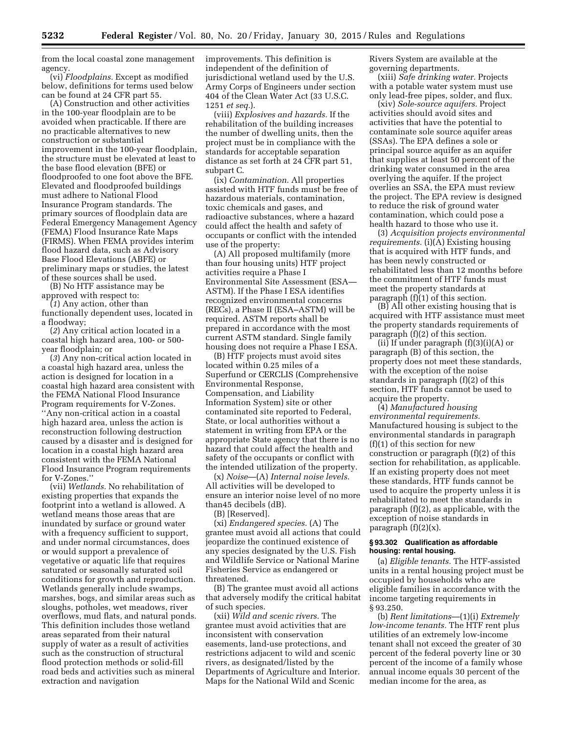from the local coastal zone management agency.

(vi) *Floodplains.* Except as modified below, definitions for terms used below can be found at 24 CFR part 55.

(A) Construction and other activities in the 100-year floodplain are to be avoided when practicable. If there are no practicable alternatives to new construction or substantial improvement in the 100-year floodplain, the structure must be elevated at least to the base flood elevation (BFE) or floodproofed to one foot above the BFE. Elevated and floodproofed buildings must adhere to National Flood Insurance Program standards. The primary sources of floodplain data are Federal Emergency Management Agency (FEMA) Flood Insurance Rate Maps (FIRMS). When FEMA provides interim flood hazard data, such as Advisory Base Flood Elevations (ABFE) or preliminary maps or studies, the latest of these sources shall be used.

(B) No HTF assistance may be approved with respect to:

(*1*) Any action, other than functionally dependent uses, located in a floodway;

(*2*) Any critical action located in a coastal high hazard area, 100- or 500-year floodplain; or

(*3*) Any non-critical action located in a coastal high hazard area, unless the action is designed for location in a coastal high hazard area consistent with the FEMA National Flood Insurance Program requirements for V-Zones. ''Any non-critical action in a coastal high hazard area, unless the action is reconstruction following destruction caused by a disaster and is designed for location in a coastal high hazard area consistent with the FEMA National Flood Insurance Program requirements for V-Zones.''

(vii) *Wetlands.* No rehabilitation of existing properties that expands the footprint into a wetland is allowed. A wetland means those areas that are inundated by surface or ground water with a frequency sufficient to support, and under normal circumstances, does or would support a prevalence of vegetative or aquatic life that requires saturated or seasonally saturated soil conditions for growth and reproduction. Wetlands generally include swamps, marshes, bogs, and similar areas such as sloughs, potholes, wet meadows, river overflows, mud flats, and natural ponds. This definition includes those wetland areas separated from their natural supply of water as a result of activities such as the construction of structural flood protection methods or solid-fill road beds and activities such as mineral extraction and navigation improvements. This definition is independent of the definition of jurisdictional wetland used by the U.S. Army Corps of Engineers under section 404 of the Clean Water Act (33 U.S.C. 1251 *et seq.*).

(viii) *Explosives and hazards.* If the rehabilitation of the building increases the number of dwelling units, then the project must be in compliance with the standards for acceptable separation distance as set forth at 24 CFR part 51, subpart C.

(ix) *Contamination.* All properties assisted with HTF funds must be free of hazardous materials, contamination, toxic chemicals and gases, and radioactive substances, where a hazard could affect the health and safety of occupants or conflict with the intended use of the property:

(A) All proposed multifamily (more than four housing units) HTF project activities require a Phase I Environmental Site Assessment (ESA—ASTM). If the Phase I ESA identifies recognized environmental concerns (RECs), a Phase II (ESA–ASTM) will be required. ASTM reports shall be prepared in accordance with the most current ASTM standard. Single family housing does not require a Phase I ESA.

(B) HTF projects must avoid sites located within 0.25 miles of a Superfund or CERCLIS (Comprehensive Environmental Response, Compensation, and Liability Information System) site or other contaminated site reported to Federal, State, or local authorities without a statement in writing from EPA or the appropriate State agency that there is no hazard that could affect the health and safety of the occupants or conflict with the intended utilization of the property.

(x) *Noise*—(A) *Internal noise levels.* All activities will be developed to ensure an interior noise level of no more than45 decibels (dB).

(B) [Reserved].

(xi) *Endangered species.* (A) The grantee must avoid all actions that could jeopardize the continued existence of any species designated by the U.S. Fish and Wildlife Service or National Marine Fisheries Service as endangered or threatened.

(B) The grantee must avoid all actions that adversely modify the critical habitat of such species.

(xii) *Wild and scenic rivers.* The grantee must avoid activities that are inconsistent with conservation easements, land-use protections, and restrictions adjacent to wild and scenic rivers, as designated/listed by the Departments of Agriculture and Interior. Maps for the National Wild and Scenic Rivers System are available at the governing departments.

(xiii) *Safe drinking water.* Projects with a potable water system must use only lead-free pipes, solder, and flux.

(xiv) *Sole-source aquifers.* Project activities should avoid sites and activities that have the potential to contaminate sole source aquifer areas (SSAs). The EPA defines a sole or principal source aquifer as an aquifer that supplies at least 50 percent of the drinking water consumed in the area overlying the aquifer. If the project overlies an SSA, the EPA must review the project. The EPA review is designed to reduce the risk of ground water contamination, which could pose a health hazard to those who use it.

(3) *Acquisition projects environmental requirements.* (i)(A) Existing housing that is acquired with HTF funds, and has been newly constructed or rehabilitated less than 12 months before the commitment of HTF funds must meet the property standards at paragraph (f)(1) of this section.

(B) All other existing housing that is acquired with HTF assistance must meet the property standards requirements of paragraph (f)(2) of this section.

(ii) If under paragraph (f)(3)(i)(A) or paragraph (B) of this section, the property does not meet these standards, with the exception of the noise standards in paragraph (f)(2) of this section, HTF funds cannot be used to acquire the property.

(4) *Manufactured housing environmental requirements.* Manufactured housing is subject to the environmental standards in paragraph (f)(1) of this section for new construction or paragraph (f)(2) of this section for rehabilitation, as applicable. If an existing property does not meet these standards, HTF funds cannot be used to acquire the property unless it is rehabilitated to meet the standards in paragraph (f)(2), as applicable, with the exception of noise standards in paragraph (f)(2)(x).

**§ 93.302 Qualification as affordable housing: rental housing.**

(a) *Eligible tenants.* The HTF-assisted units in a rental housing project must be occupied by households who are eligible families in accordance with the income targeting requirements in § 93.250.

(b) *Rent limitations*—(1)(i) *Extremely low-income tenants.* The HTF rent plus utilities of an extremely low-income tenant shall not exceed the greater of 30 percent of the federal poverty line or 30 percent of the income of a family whose annual income equals 30 percent of the median income for the area, as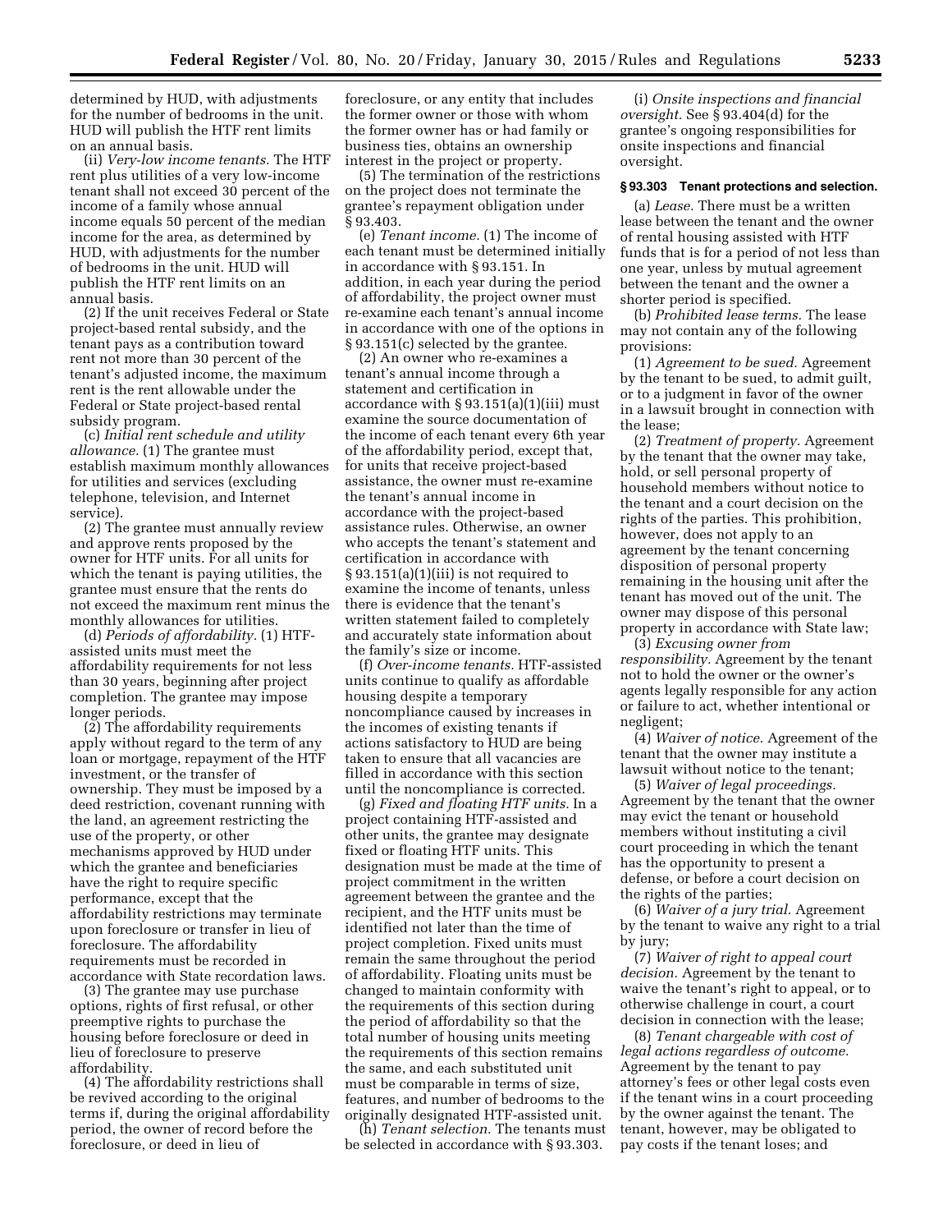determined by HUD, with adjustments for the number of bedrooms in the unit. HUD will publish the HTF rent limits on an annual basis.

(ii) *Very-low income tenants.* The HTF rent plus utilities of a very low-income tenant shall not exceed 30 percent of the income of a family whose annual income equals 50 percent of the median income for the area, as determined by HUD, with adjustments for the number of bedrooms in the unit. HUD will publish the HTF rent limits on an annual basis.

(2) If the unit receives Federal or State project-based rental subsidy, and the tenant pays as a contribution toward rent not more than 30 percent of the tenant's adjusted income, the maximum rent is the rent allowable under the Federal or State project-based rental subsidy program.

(c) *Initial rent schedule and utility allowance.* (1) The grantee must establish maximum monthly allowances for utilities and services (excluding telephone, television, and Internet service).

(2) The grantee must annually review and approve rents proposed by the owner for HTF units. For all units for which the tenant is paying utilities, the grantee must ensure that the rents do not exceed the maximum rent minus the monthly allowances for utilities.

(d) *Periods of affordability.* (1) HTF-assisted units must meet the affordability requirements for not less than 30 years, beginning after project completion. The grantee may impose longer periods.

(2) The affordability requirements apply without regard to the term of any loan or mortgage, repayment of the HTF investment, or the transfer of ownership. They must be imposed by a deed restriction, covenant running with the land, an agreement restricting the use of the property, or other mechanisms approved by HUD under which the grantee and beneficiaries have the right to require specific performance, except that the affordability restrictions may terminate upon foreclosure or transfer in lieu of foreclosure. The affordability requirements must be recorded in accordance with State recordation laws.

(3) The grantee may use purchase options, rights of first refusal, or other preemptive rights to purchase the housing before foreclosure or deed in lieu of foreclosure to preserve affordability.

(4) The affordability restrictions shall be revived according to the original terms if, during the original affordability period, the owner of record before the foreclosure, or deed in lieu of foreclosure, or any entity that includes the former owner or those with whom the former owner has or had family or business ties, obtains an ownership interest in the project or property.

(5) The termination of the restrictions on the project does not terminate the grantee's repayment obligation under § 93.403.

(e) *Tenant income.* (1) The income of each tenant must be determined initially in accordance with § 93.151. In addition, in each year during the period of affordability, the project owner must re-examine each tenant's annual income in accordance with one of the options in § 93.151(c) selected by the grantee.

(2) An owner who re-examines a tenant's annual income through a statement and certification in accordance with § 93.151(a)(1)(iii) must examine the source documentation of the income of each tenant every 6th year of the affordability period, except that, for units that receive project-based assistance, the owner must re-examine the tenant's annual income in accordance with the project-based assistance rules. Otherwise, an owner who accepts the tenant's statement and certification in accordance with § 93.151(a)(1)(iii) is not required to examine the income of tenants, unless there is evidence that the tenant's written statement failed to completely and accurately state information about the family's size or income.

(f) *Over-income tenants.* HTF-assisted units continue to qualify as affordable housing despite a temporary noncompliance caused by increases in the incomes of existing tenants if actions satisfactory to HUD are being taken to ensure that all vacancies are filled in accordance with this section until the noncompliance is corrected.

(g) *Fixed and floating HTF units.* In a project containing HTF-assisted and other units, the grantee may designate fixed or floating HTF units. This designation must be made at the time of project commitment in the written agreement between the grantee and the recipient, and the HTF units must be identified not later than the time of project completion. Fixed units must remain the same throughout the period of affordability. Floating units must be changed to maintain conformity with the requirements of this section during the period of affordability so that the total number of housing units meeting the requirements of this section remains the same, and each substituted unit must be comparable in terms of size, features, and number of bedrooms to the originally designated HTF-assisted unit.

(h) *Tenant selection.* The tenants must be selected in accordance with § 93.303.

(i) *Onsite inspections and financial oversight.* See § 93.404(d) for the grantee's ongoing responsibilities for onsite inspections and financial oversight.

### § 93.303 Tenant protections and selection.

(a) *Lease.* There must be a written lease between the tenant and the owner of rental housing assisted with HTF funds that is for a period of not less than one year, unless by mutual agreement between the tenant and the owner a shorter period is specified.

(b) *Prohibited lease terms.* The lease may not contain any of the following provisions:

(1) *Agreement to be sued.* Agreement by the tenant to be sued, to admit guilt, or to a judgment in favor of the owner in a lawsuit brought in connection with the lease;

(2) *Treatment of property.* Agreement by the tenant that the owner may take, hold, or sell personal property of household members without notice to the tenant and a court decision on the rights of the parties. This prohibition, however, does not apply to an agreement by the tenant concerning disposition of personal property remaining in the housing unit after the tenant has moved out of the unit. The owner may dispose of this personal property in accordance with State law;

(3) *Excusing owner from responsibility.* Agreement by the tenant not to hold the owner or the owner's agents legally responsible for any action or failure to act, whether intentional or negligent;

(4) *Waiver of notice.* Agreement of the tenant that the owner may institute a lawsuit without notice to the tenant;

(5) *Waiver of legal proceedings.* Agreement by the tenant that the owner may evict the tenant or household members without instituting a civil court proceeding in which the tenant has the opportunity to present a defense, or before a court decision on the rights of the parties;

(6) *Waiver of a jury trial.* Agreement by the tenant to waive any right to a trial by jury;

(7) *Waiver of right to appeal court decision.* Agreement by the tenant to waive the tenant's right to appeal, or to otherwise challenge in court, a court decision in connection with the lease;

(8) *Tenant chargeable with cost of legal actions regardless of outcome.* Agreement by the tenant to pay attorney's fees or other legal costs even if the tenant wins in a court proceeding by the owner against the tenant. The tenant, however, may be obligated to pay costs if the tenant loses; and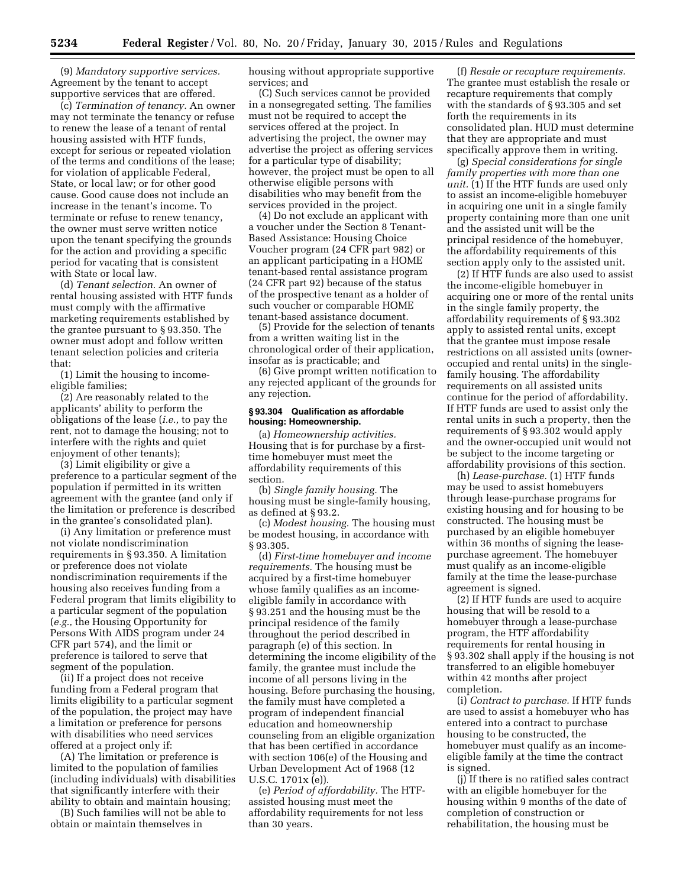(9) *Mandatory supportive services.* Agreement by the tenant to accept supportive services that are offered.

(c) *Termination of tenancy.* An owner may not terminate the tenancy or refuse to renew the lease of a tenant of rental housing assisted with HTF funds, except for serious or repeated violation of the terms and conditions of the lease; for violation of applicable Federal, State, or local law; or for other good cause. Good cause does not include an increase in the tenant's income. To terminate or refuse to renew tenancy, the owner must serve written notice upon the tenant specifying the grounds for the action and providing a specific period for vacating that is consistent with State or local law.

(d) *Tenant selection.* An owner of rental housing assisted with HTF funds must comply with the affirmative marketing requirements established by the grantee pursuant to § 93.350. The owner must adopt and follow written tenant selection policies and criteria that:

(1) Limit the housing to income-eligible families;

(2) Are reasonably related to the applicants' ability to perform the obligations of the lease (*i.e.,* to pay the rent, not to damage the housing; not to interfere with the rights and quiet enjoyment of other tenants);

(3) Limit eligibility or give a preference to a particular segment of the population if permitted in its written agreement with the grantee (and only if the limitation or preference is described in the grantee's consolidated plan).

(i) Any limitation or preference must not violate nondiscrimination requirements in § 93.350. A limitation or preference does not violate nondiscrimination requirements if the housing also receives funding from a Federal program that limits eligibility to a particular segment of the population (*e.g.,* the Housing Opportunity for Persons With AIDS program under 24 CFR part 574), and the limit or preference is tailored to serve that segment of the population.

(ii) If a project does not receive funding from a Federal program that limits eligibility to a particular segment of the population, the project may have a limitation or preference for persons with disabilities who need services offered at a project only if:

(A) The limitation or preference is limited to the population of families (including individuals) with disabilities that significantly interfere with their ability to obtain and maintain housing;

(B) Such families will not be able to obtain or maintain themselves in housing without appropriate supportive services; and

(C) Such services cannot be provided in a nonsegregated setting. The families must not be required to accept the services offered at the project. In advertising the project, the owner may advertise the project as offering services for a particular type of disability; however, the project must be open to all otherwise eligible persons with disabilities who may benefit from the services provided in the project.

(4) Do not exclude an applicant with a voucher under the Section 8 Tenant-Based Assistance: Housing Choice Voucher program (24 CFR part 982) or an applicant participating in a HOME tenant-based rental assistance program (24 CFR part 92) because of the status of the prospective tenant as a holder of such voucher or comparable HOME tenant-based assistance document.

(5) Provide for the selection of tenants from a written waiting list in the chronological order of their application, insofar as is practicable; and

(6) Give prompt written notification to any rejected applicant of the grounds for any rejection.

#### § 93.304 Qualification as affordable housing: Homeownership.

(a) *Homeownership activities.* Housing that is for purchase by a first-time homebuyer must meet the affordability requirements of this section.

(b) *Single family housing.* The housing must be single-family housing, as defined at § 93.2.

(c) *Modest housing.* The housing must be modest housing, in accordance with § 93.305.

(d) *First-time homebuyer and income requirements.* The housing must be acquired by a first-time homebuyer whose family qualifies as an income-eligible family in accordance with § 93.251 and the housing must be the principal residence of the family throughout the period described in paragraph (e) of this section. In determining the income eligibility of the family, the grantee must include the income of all persons living in the housing. Before purchasing the housing, the family must have completed a program of independent financial education and homeownership counseling from an eligible organization that has been certified in accordance with section 106(e) of the Housing and Urban Development Act of 1968 (12 U.S.C. 1701x (e)).

(e) *Period of affordability.* The HTF-assisted housing must meet the affordability requirements for not less than 30 years.

(f) *Resale or recapture requirements.* The grantee must establish the resale or recapture requirements that comply with the standards of § 93.305 and set forth the requirements in its consolidated plan. HUD must determine that they are appropriate and must specifically approve them in writing.

(g) *Special considerations for single family properties with more than one unit.* (1) If the HTF funds are used only to assist an income-eligible homebuyer in acquiring one unit in a single family property containing more than one unit and the assisted unit will be the principal residence of the homebuyer, the affordability requirements of this section apply only to the assisted unit.

(2) If HTF funds are also used to assist the income-eligible homebuyer in acquiring one or more of the rental units in the single family property, the affordability requirements of § 93.302 apply to assisted rental units, except that the grantee must impose resale restrictions on all assisted units (owner-occupied and rental units) in the single-family housing. The affordability requirements on all assisted units continue for the period of affordability. If HTF funds are used to assist only the rental units in such a property, then the requirements of § 93.302 would apply and the owner-occupied unit would not be subject to the income targeting or affordability provisions of this section.

(h) *Lease-purchase.* (1) HTF funds may be used to assist homebuyers through lease-purchase programs for existing housing and for housing to be constructed. The housing must be purchased by an eligible homebuyer within 36 months of signing the lease-purchase agreement. The homebuyer must qualify as an income-eligible family at the time the lease-purchase agreement is signed.

(2) If HTF funds are used to acquire housing that will be resold to a homebuyer through a lease-purchase program, the HTF affordability requirements for rental housing in § 93.302 shall apply if the housing is not transferred to an eligible homebuyer within 42 months after project completion.

(i) *Contract to purchase.* If HTF funds are used to assist a homebuyer who has entered into a contract to purchase housing to be constructed, the homebuyer must qualify as an income-eligible family at the time the contract is signed.

(j) If there is no ratified sales contract with an eligible homebuyer for the housing within 9 months of the date of completion of construction or rehabilitation, the housing must be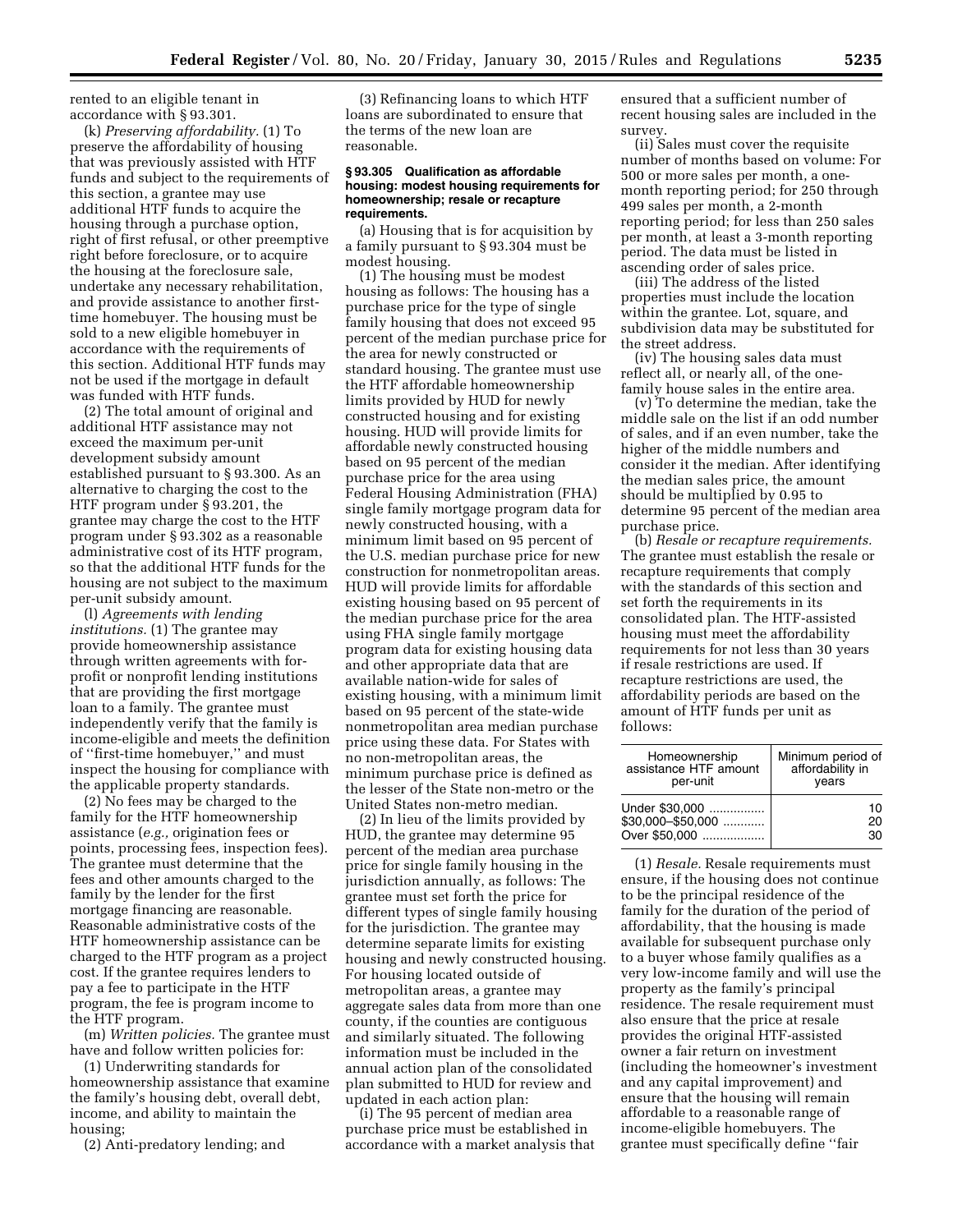rented to an eligible tenant in accordance with § 93.301.

(k) *Preserving affordability.* (1) To preserve the affordability of housing that was previously assisted with HTF funds and subject to the requirements of this section, a grantee may use additional HTF funds to acquire the housing through a purchase option, right of first refusal, or other preemptive right before foreclosure, or to acquire the housing at the foreclosure sale, undertake any necessary rehabilitation, and provide assistance to another first-time homebuyer. The housing must be sold to a new eligible homebuyer in accordance with the requirements of this section. Additional HTF funds may not be used if the mortgage in default was funded with HTF funds.

(2) The total amount of original and additional HTF assistance may not exceed the maximum per-unit development subsidy amount established pursuant to § 93.300. As an alternative to charging the cost to the HTF program under § 93.201, the grantee may charge the cost to the HTF program under § 93.302 as a reasonable administrative cost of its HTF program, so that the additional HTF funds for the housing are not subject to the maximum per-unit subsidy amount.

(l) *Agreements with lending institutions.* (1) The grantee may provide homeownership assistance through written agreements with for-profit or nonprofit lending institutions that are providing the first mortgage loan to a family. The grantee must independently verify that the family is income-eligible and meets the definition of ''first-time homebuyer,'' and must inspect the housing for compliance with the applicable property standards.

(2) No fees may be charged to the family for the HTF homeownership assistance (*e.g.,* origination fees or points, processing fees, inspection fees). The grantee must determine that the fees and other amounts charged to the family by the lender for the first mortgage financing are reasonable. Reasonable administrative costs of the HTF homeownership assistance can be charged to the HTF program as a project cost. If the grantee requires lenders to pay a fee to participate in the HTF program, the fee is program income to the HTF program.

(m) *Written policies.* The grantee must have and follow written policies for:

(1) Underwriting standards for homeownership assistance that examine the family's housing debt, overall debt, income, and ability to maintain the housing;

(2) Anti-predatory lending; and

(3) Refinancing loans to which HTF loans are subordinated to ensure that the terms of the new loan are reasonable.

### § 93.305 Qualification as affordable housing: modest housing requirements for homeownership; resale or recapture requirements.

(a) Housing that is for acquisition by a family pursuant to § 93.304 must be modest housing.

(1) The housing must be modest housing as follows: The housing has a purchase price for the type of single family housing that does not exceed 95 percent of the median purchase price for the area for newly constructed or standard housing. The grantee must use the HTF affordable homeownership limits provided by HUD for newly constructed housing and for existing housing. HUD will provide limits for affordable newly constructed housing based on 95 percent of the median purchase price for the area using Federal Housing Administration (FHA) single family mortgage program data for newly constructed housing, with a minimum limit based on 95 percent of the U.S. median purchase price for new construction for nonmetropolitan areas. HUD will provide limits for affordable existing housing based on 95 percent of the median purchase price for the area using FHA single family mortgage program data for existing housing data and other appropriate data that are available nation-wide for sales of existing housing, with a minimum limit based on 95 percent of the state-wide nonmetropolitan area median purchase price using these data. For States with no non-metropolitan areas, the minimum purchase price is defined as the lesser of the State non-metro or the United States non-metro median.

(2) In lieu of the limits provided by HUD, the grantee may determine 95 percent of the median area purchase price for single family housing in the jurisdiction annually, as follows: The grantee must set forth the price for different types of single family housing for the jurisdiction. The grantee may determine separate limits for existing housing and newly constructed housing. For housing located outside of metropolitan areas, a grantee may aggregate sales data from more than one county, if the counties are contiguous and similarly situated. The following information must be included in the annual action plan of the consolidated plan submitted to HUD for review and updated in each action plan:

(i) The 95 percent of median area purchase price must be established in accordance with a market analysis that ensured that a sufficient number of recent housing sales are included in the survey.

(ii) Sales must cover the requisite number of months based on volume: For 500 or more sales per month, a one-month reporting period; for 250 through 499 sales per month, a 2-month reporting period; for less than 250 sales per month, at least a 3-month reporting period. The data must be listed in ascending order of sales price.

(iii) The address of the listed properties must include the location within the grantee. Lot, square, and subdivision data may be substituted for the street address.

(iv) The housing sales data must reflect all, or nearly all, of the one-family house sales in the entire area.

(v) To determine the median, take the middle sale on the list if an odd number of sales, and if an even number, take the higher of the middle numbers and consider it the median. After identifying the median sales price, the amount should be multiplied by 0.95 to determine 95 percent of the median area purchase price.

(b) *Resale or recapture requirements.* The grantee must establish the resale or recapture requirements that comply with the standards of this section and set forth the requirements in its consolidated plan. The HTF-assisted housing must meet the affordability requirements for not less than 30 years if resale restrictions are used. If recapture restrictions are used, the affordability periods are based on the amount of HTF funds per unit as follows:

| Homeownership assistance HTF amount per-unit | Minimum period of affordability in years |
| --- | --- |
| Under $30,000 | 10 |
| $30,000–$50,000 | 20 |
| Over $50,000 | 30 |

(1) *Resale.* Resale requirements must ensure, if the housing does not continue to be the principal residence of the family for the duration of the period of affordability, that the housing is made available for subsequent purchase only to a buyer whose family qualifies as a very low-income family and will use the property as the family's principal residence. The resale requirement must also ensure that the price at resale provides the original HTF-assisted owner a fair return on investment (including the homeowner's investment and any capital improvement) and ensure that the housing will remain affordable to a reasonable range of income-eligible homebuyers. The grantee must specifically define ''fair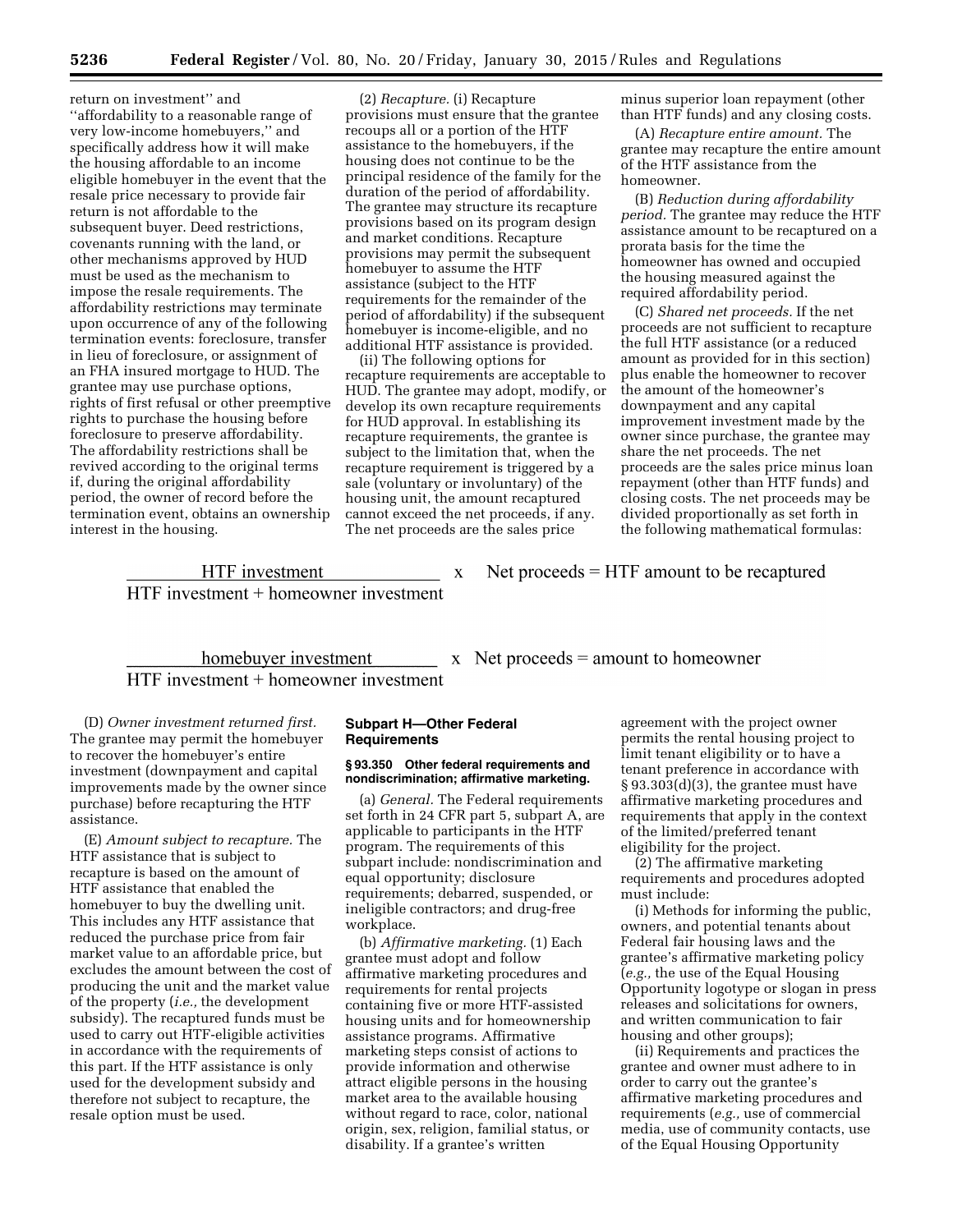return on investment'' and ''affordability to a reasonable range of very low-income homebuyers,'' and specifically address how it will make the housing affordable to an income eligible homebuyer in the event that the resale price necessary to provide fair return is not affordable to the subsequent buyer. Deed restrictions, covenants running with the land, or other mechanisms approved by HUD must be used as the mechanism to impose the resale requirements. The affordability restrictions may terminate upon occurrence of any of the following termination events: foreclosure, transfer in lieu of foreclosure, or assignment of an FHA insured mortgage to HUD. The grantee may use purchase options, rights of first refusal or other preemptive rights to purchase the housing before foreclosure to preserve affordability. The affordability restrictions shall be revived according to the original terms if, during the original affordability period, the owner of record before the termination event, obtains an ownership interest in the housing.

(2) *Recapture.* (i) Recapture provisions must ensure that the grantee recoups all or a portion of the HTF assistance to the homebuyers, if the housing does not continue to be the principal residence of the family for the duration of the period of affordability. The grantee may structure its recapture provisions based on its program design and market conditions. Recapture provisions may permit the subsequent homebuyer to assume the HTF assistance (subject to the HTF requirements for the remainder of the period of affordability) if the subsequent homebuyer is income-eligible, and no additional HTF assistance is provided.

(ii) The following options for recapture requirements are acceptable to HUD. The grantee may adopt, modify, or develop its own recapture requirements for HUD approval. In establishing its recapture requirements, the grantee is subject to the limitation that, when the recapture requirement is triggered by a sale (voluntary or involuntary) of the housing unit, the amount recaptured cannot exceed the net proceeds, if any. The net proceeds are the sales price minus superior loan repayment (other than HTF funds) and any closing costs.

(A) *Recapture entire amount.* The grantee may recapture the entire amount of the HTF assistance from the homeowner.

(B) *Reduction during affordability period.* The grantee may reduce the HTF assistance amount to be recaptured on a prorata basis for the time the homeowner has owned and occupied the housing measured against the required affordability period.

(C) *Shared net proceeds.* If the net proceeds are not sufficient to recapture the full HTF assistance (or a reduced amount as provided for in this section) plus enable the homeowner to recover the amount of the homeowner's downpayment and any capital improvement investment made by the owner since purchase, the grantee may share the net proceeds. The net proceeds are the sales price minus loan repayment (other than HTF funds) and closing costs. The net proceeds may be divided proportionally as set forth in the following mathematical formulas:

$$\frac{\text{HTF investment}}{\text{HTF investment + homeowner investment}} \times \text{Net proceeds} = \text{HTF amount to be recaptured}$$

$$\frac{\text{homebuyer investment}}{\text{HTF investment + homeowner investment}} \times \text{Net proceeds} = \text{amount to homeowner}$$

(D) *Owner investment returned first.* The grantee may permit the homebuyer to recover the homebuyer's entire investment (downpayment and capital improvements made by the owner since purchase) before recapturing the HTF assistance.

(E) *Amount subject to recapture.* The HTF assistance that is subject to recapture is based on the amount of HTF assistance that enabled the homebuyer to buy the dwelling unit. This includes any HTF assistance that reduced the purchase price from fair market value to an affordable price, but excludes the amount between the cost of producing the unit and the market value of the property (*i.e.,* the development subsidy). The recaptured funds must be used to carry out HTF-eligible activities in accordance with the requirements of this part. If the HTF assistance is only used for the development subsidy and therefore not subject to recapture, the resale option must be used.

## Subpart H—Other Federal Requirements

### § 93.350 Other federal requirements and nondiscrimination; affirmative marketing.

(a) *General.* The Federal requirements set forth in 24 CFR part 5, subpart A, are applicable to participants in the HTF program. The requirements of this subpart include: nondiscrimination and equal opportunity; disclosure requirements; debarred, suspended, or ineligible contractors; and drug-free workplace.

(b) *Affirmative marketing.* (1) Each grantee must adopt and follow affirmative marketing procedures and requirements for rental projects containing five or more HTF-assisted housing units and for homeownership assistance programs. Affirmative marketing steps consist of actions to provide information and otherwise attract eligible persons in the housing market area to the available housing without regard to race, color, national origin, sex, religion, familial status, or disability. If a grantee's written agreement with the project owner permits the rental housing project to limit tenant eligibility or to have a tenant preference in accordance with § 93.303(d)(3), the grantee must have affirmative marketing procedures and requirements that apply in the context of the limited/preferred tenant eligibility for the project.

(2) The affirmative marketing requirements and procedures adopted must include:

(i) Methods for informing the public, owners, and potential tenants about Federal fair housing laws and the grantee's affirmative marketing policy (*e.g.,* the use of the Equal Housing Opportunity logotype or slogan in press releases and solicitations for owners, and written communication to fair housing and other groups);

(ii) Requirements and practices the grantee and owner must adhere to in order to carry out the grantee's affirmative marketing procedures and requirements (*e.g.,* use of commercial media, use of community contacts, use of the Equal Housing Opportunity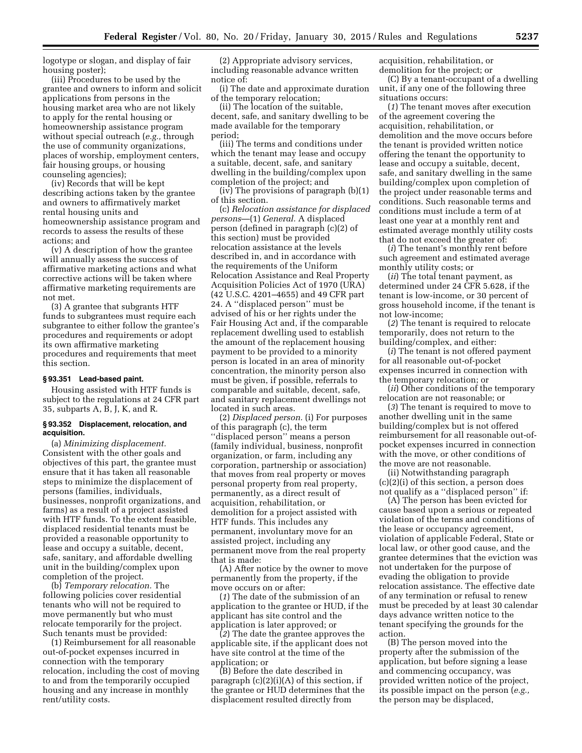logotype or slogan, and display of fair housing poster);

(iii) Procedures to be used by the grantee and owners to inform and solicit applications from persons in the housing market area who are not likely to apply for the rental housing or homeownership assistance program without special outreach (*e.g.,* through the use of community organizations, places of worship, employment centers, fair housing groups, or housing counseling agencies);

(iv) Records that will be kept describing actions taken by the grantee and owners to affirmatively market rental housing units and homeownership assistance program and records to assess the results of these actions; and

(v) A description of how the grantee will annually assess the success of affirmative marketing actions and what corrective actions will be taken where affirmative marketing requirements are not met.

(3) A grantee that subgrants HTF funds to subgrantees must require each subgrantee to either follow the grantee's procedures and requirements or adopt its own affirmative marketing procedures and requirements that meet this section.

### § 93.351 Lead-based paint.

Housing assisted with HTF funds is subject to the regulations at 24 CFR part 35, subparts A, B, J, K, and R.

### § 93.352 Displacement, relocation, and acquisition.

(a) *Minimizing displacement.* Consistent with the other goals and objectives of this part, the grantee must ensure that it has taken all reasonable steps to minimize the displacement of persons (families, individuals, businesses, nonprofit organizations, and farms) as a result of a project assisted with HTF funds. To the extent feasible, displaced residential tenants must be provided a reasonable opportunity to lease and occupy a suitable, decent, safe, sanitary, and affordable dwelling unit in the building/complex upon completion of the project.

(b) *Temporary relocation.* The following policies cover residential tenants who will not be required to move permanently but who must relocate temporarily for the project. Such tenants must be provided:

(1) Reimbursement for all reasonable out-of-pocket expenses incurred in connection with the temporary relocation, including the cost of moving to and from the temporarily occupied housing and any increase in monthly rent/utility costs.

(2) Appropriate advisory services, including reasonable advance written notice of:

(i) The date and approximate duration of the temporary relocation;

(ii) The location of the suitable, decent, safe, and sanitary dwelling to be made available for the temporary period;

(iii) The terms and conditions under which the tenant may lease and occupy a suitable, decent, safe, and sanitary dwelling in the building/complex upon completion of the project; and

(iv) The provisions of paragraph (b)(1) of this section.

(c) *Relocation assistance for displaced persons*—(1) *General.* A displaced person (defined in paragraph (c)(2) of this section) must be provided relocation assistance at the levels described in, and in accordance with the requirements of the Uniform Relocation Assistance and Real Property Acquisition Policies Act of 1970 (URA) (42 U.S.C. 4201–4655) and 49 CFR part 24. A ''displaced person'' must be advised of his or her rights under the Fair Housing Act and, if the comparable replacement dwelling used to establish the amount of the replacement housing payment to be provided to a minority person is located in an area of minority concentration, the minority person also must be given, if possible, referrals to comparable and suitable, decent, safe, and sanitary replacement dwellings not located in such areas.

(2) *Displaced person.* (i) For purposes of this paragraph (c), the term ''displaced person'' means a person (family individual, business, nonprofit organization, or farm, including any corporation, partnership or association) that moves from real property or moves personal property from real property, permanently, as a direct result of acquisition, rehabilitation, or demolition for a project assisted with HTF funds. This includes any permanent, involuntary move for an assisted project, including any permanent move from the real property that is made:

(A) After notice by the owner to move permanently from the property, if the move occurs on or after:

(*1*) The date of the submission of an application to the grantee or HUD, if the applicant has site control and the application is later approved; or

(*2*) The date the grantee approves the applicable site, if the applicant does not have site control at the time of the application; or

(B) Before the date described in paragraph (c)(2)(i)(A) of this section, if the grantee or HUD determines that the displacement resulted directly from acquisition, rehabilitation, or demolition for the project; or

(C) By a tenant-occupant of a dwelling unit, if any one of the following three situations occurs:

(*1*) The tenant moves after execution of the agreement covering the acquisition, rehabilitation, or demolition and the move occurs before the tenant is provided written notice offering the tenant the opportunity to lease and occupy a suitable, decent, safe, and sanitary dwelling in the same building/complex upon completion of the project under reasonable terms and conditions. Such reasonable terms and conditions must include a term of at least one year at a monthly rent and estimated average monthly utility costs that do not exceed the greater of:

(*i*) The tenant's monthly rent before such agreement and estimated average monthly utility costs; or

(*ii*) The total tenant payment, as determined under 24 CFR 5.628, if the tenant is low-income, or 30 percent of gross household income, if the tenant is not low-income;

(*2*) The tenant is required to relocate temporarily, does not return to the building/complex, and either:

(*i*) The tenant is not offered payment for all reasonable out-of-pocket expenses incurred in connection with the temporary relocation; or

(*ii*) Other conditions of the temporary relocation are not reasonable; or

(*3*) The tenant is required to move to another dwelling unit in the same building/complex but is not offered reimbursement for all reasonable out-of-pocket expenses incurred in connection with the move, or other conditions of the move are not reasonable.

(ii) Notwithstanding paragraph (c)(2)(i) of this section, a person does not qualify as a ''displaced person'' if:

(A) The person has been evicted for cause based upon a serious or repeated violation of the terms and conditions of the lease or occupancy agreement, violation of applicable Federal, State or local law, or other good cause, and the grantee determines that the eviction was not undertaken for the purpose of evading the obligation to provide relocation assistance. The effective date of any termination or refusal to renew must be preceded by at least 30 calendar days advance written notice to the tenant specifying the grounds for the action.

(B) The person moved into the property after the submission of the application, but before signing a lease and commencing occupancy, was provided written notice of the project, its possible impact on the person (*e.g.,* the person may be displaced,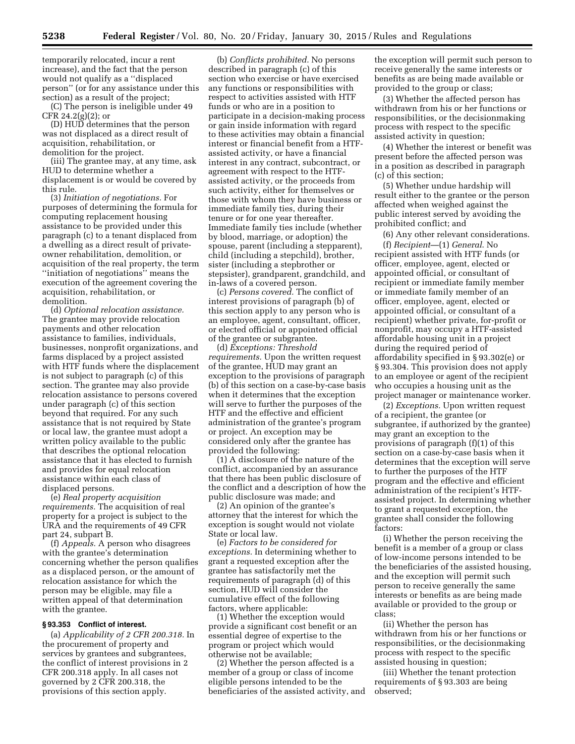temporarily relocated, incur a rent increase), and the fact that the person would not qualify as a ''displaced person'' (or for any assistance under this section) as a result of the project;

(C) The person is ineligible under 49 CFR 24.2(g)(2); or

(D) HUD determines that the person was not displaced as a direct result of acquisition, rehabilitation, or demolition for the project.

(iii) The grantee may, at any time, ask HUD to determine whether a displacement is or would be covered by this rule.

(3) *Initiation of negotiations.* For purposes of determining the formula for computing replacement housing assistance to be provided under this paragraph (c) to a tenant displaced from a dwelling as a direct result of private-owner rehabilitation, demolition, or acquisition of the real property, the term ''initiation of negotiations'' means the execution of the agreement covering the acquisition, rehabilitation, or demolition.

(d) *Optional relocation assistance.* The grantee may provide relocation payments and other relocation assistance to families, individuals, businesses, nonprofit organizations, and farms displaced by a project assisted with HTF funds where the displacement is not subject to paragraph (c) of this section. The grantee may also provide relocation assistance to persons covered under paragraph (c) of this section beyond that required. For any such assistance that is not required by State or local law, the grantee must adopt a written policy available to the public that describes the optional relocation assistance that it has elected to furnish and provides for equal relocation assistance within each class of displaced persons.

(e) *Real property acquisition requirements.* The acquisition of real property for a project is subject to the URA and the requirements of 49 CFR part 24, subpart B.

(f) *Appeals.* A person who disagrees with the grantee's determination concerning whether the person qualifies as a displaced person, or the amount of relocation assistance for which the person may be eligible, may file a written appeal of that determination with the grantee.

**§ 93.353 Conflict of interest.**

(a) *Applicability of 2 CFR 200.318.* In the procurement of property and services by grantees and subgrantees, the conflict of interest provisions in 2 CFR 200.318 apply. In all cases not governed by 2 CFR 200.318, the provisions of this section apply.

(b) *Conflicts prohibited.* No persons described in paragraph (c) of this section who exercise or have exercised any functions or responsibilities with respect to activities assisted with HTF funds or who are in a position to participate in a decision-making process or gain inside information with regard to these activities may obtain a financial interest or financial benefit from a HTF-assisted activity, or have a financial interest in any contract, subcontract, or agreement with respect to the HTF-assisted activity, or the proceeds from such activity, either for themselves or those with whom they have business or immediate family ties, during their tenure or for one year thereafter. Immediate family ties include (whether by blood, marriage, or adoption) the spouse, parent (including a stepparent), child (including a stepchild), brother, sister (including a stepbrother or stepsister), grandparent, grandchild, and in-laws of a covered person.

(c) *Persons covered.* The conflict of interest provisions of paragraph (b) of this section apply to any person who is an employee, agent, consultant, officer, or elected official or appointed official of the grantee or subgrantee.

(d) *Exceptions: Threshold requirements.* Upon the written request of the grantee, HUD may grant an exception to the provisions of paragraph (b) of this section on a case-by-case basis when it determines that the exception will serve to further the purposes of the HTF and the effective and efficient administration of the grantee's program or project. An exception may be considered only after the grantee has provided the following:

(1) A disclosure of the nature of the conflict, accompanied by an assurance that there has been public disclosure of the conflict and a description of how the public disclosure was made; and

(2) An opinion of the grantee's attorney that the interest for which the exception is sought would not violate State or local law.

(e) *Factors to be considered for exceptions.* In determining whether to grant a requested exception after the grantee has satisfactorily met the requirements of paragraph (d) of this section, HUD will consider the cumulative effect of the following factors, where applicable:

(1) Whether the exception would provide a significant cost benefit or an essential degree of expertise to the program or project which would otherwise not be available;

(2) Whether the person affected is a member of a group or class of income eligible persons intended to be the beneficiaries of the assisted activity, and the exception will permit such person to receive generally the same interests or benefits as are being made available or provided to the group or class;

(3) Whether the affected person has withdrawn from his or her functions or responsibilities, or the decisionmaking process with respect to the specific assisted activity in question;

(4) Whether the interest or benefit was present before the affected person was in a position as described in paragraph (c) of this section;

(5) Whether undue hardship will result either to the grantee or the person affected when weighed against the public interest served by avoiding the prohibited conflict; and

(6) Any other relevant considerations.

(f) *Recipient*—(1) *General.* No recipient assisted with HTF funds (or officer, employee, agent, elected or appointed official, or consultant of recipient or immediate family member or immediate family member of an officer, employee, agent, elected or appointed official, or consultant of a recipient) whether private, for-profit or nonprofit, may occupy a HTF-assisted affordable housing unit in a project during the required period of affordability specified in § 93.302(e) or § 93.304. This provision does not apply to an employee or agent of the recipient who occupies a housing unit as the project manager or maintenance worker.

(2) *Exceptions.* Upon written request of a recipient, the grantee (or subgrantee, if authorized by the grantee) may grant an exception to the provisions of paragraph (f)(1) of this section on a case-by-case basis when it determines that the exception will serve to further the purposes of the HTF program and the effective and efficient administration of the recipient's HTF-assisted project. In determining whether to grant a requested exception, the grantee shall consider the following factors:

(i) Whether the person receiving the benefit is a member of a group or class of low-income persons intended to be the beneficiaries of the assisted housing, and the exception will permit such person to receive generally the same interests or benefits as are being made available or provided to the group or class;

(ii) Whether the person has withdrawn from his or her functions or responsibilities, or the decisionmaking process with respect to the specific assisted housing in question;

(iii) Whether the tenant protection requirements of § 93.303 are being observed;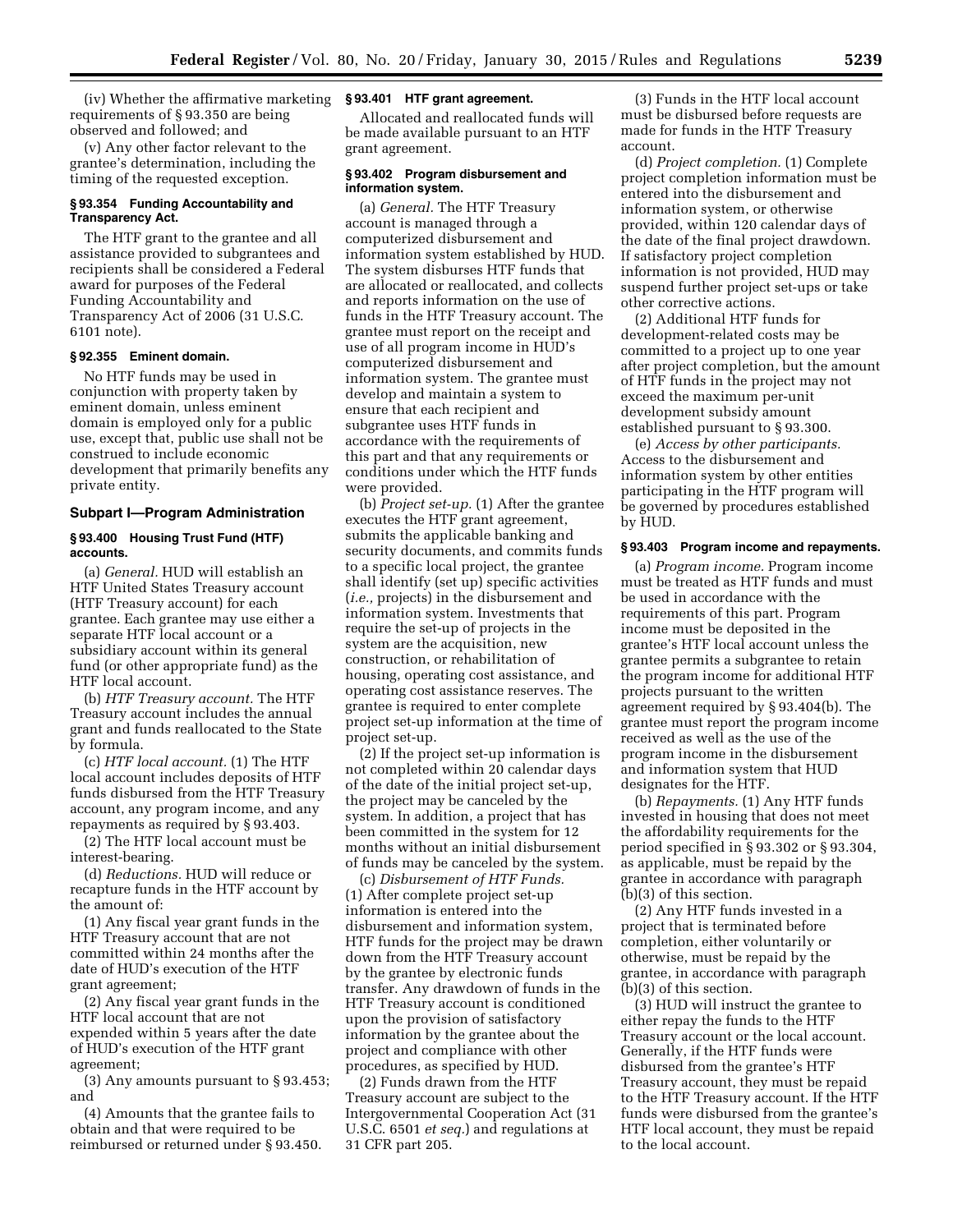(iv) Whether the affirmative marketing requirements of § 93.350 are being observed and followed; and

(v) Any other factor relevant to the grantee's determination, including the timing of the requested exception.

### § 93.354 Funding Accountability and Transparency Act.

The HTF grant to the grantee and all assistance provided to subgrantees and recipients shall be considered a Federal award for purposes of the Federal Funding Accountability and Transparency Act of 2006 (31 U.S.C. 6101 note).

### § 92.355 Eminent domain.

No HTF funds may be used in conjunction with property taken by eminent domain, unless eminent domain is employed only for a public use, except that, public use shall not be construed to include economic development that primarily benefits any private entity.

## Subpart I—Program Administration

### § 93.400 Housing Trust Fund (HTF) accounts.

(a) *General.* HUD will establish an HTF United States Treasury account (HTF Treasury account) for each grantee. Each grantee may use either a separate HTF local account or a subsidiary account within its general fund (or other appropriate fund) as the HTF local account.

(b) *HTF Treasury account.* The HTF Treasury account includes the annual grant and funds reallocated to the State by formula.

(c) *HTF local account.* (1) The HTF local account includes deposits of HTF funds disbursed from the HTF Treasury account, any program income, and any repayments as required by § 93.403.

(2) The HTF local account must be interest-bearing.

(d) *Reductions.* HUD will reduce or recapture funds in the HTF account by the amount of:

(1) Any fiscal year grant funds in the HTF Treasury account that are not committed within 24 months after the date of HUD's execution of the HTF grant agreement;

(2) Any fiscal year grant funds in the HTF local account that are not expended within 5 years after the date of HUD's execution of the HTF grant agreement;

(3) Any amounts pursuant to § 93.453; and

(4) Amounts that the grantee fails to obtain and that were required to be reimbursed or returned under § 93.450.

### § 93.401 HTF grant agreement.

Allocated and reallocated funds will be made available pursuant to an HTF grant agreement.

### § 93.402 Program disbursement and information system.

(a) *General.* The HTF Treasury account is managed through a computerized disbursement and information system established by HUD. The system disburses HTF funds that are allocated or reallocated, and collects and reports information on the use of funds in the HTF Treasury account. The grantee must report on the receipt and use of all program income in HUD's computerized disbursement and information system. The grantee must develop and maintain a system to ensure that each recipient and subgrantee uses HTF funds in accordance with the requirements of this part and that any requirements or conditions under which the HTF funds were provided.

(b) *Project set-up.* (1) After the grantee executes the HTF grant agreement, submits the applicable banking and security documents, and commits funds to a specific local project, the grantee shall identify (set up) specific activities (*i.e.,* projects) in the disbursement and information system. Investments that require the set-up of projects in the system are the acquisition, new construction, or rehabilitation of housing, operating cost assistance, and operating cost assistance reserves. The grantee is required to enter complete project set-up information at the time of project set-up.

(2) If the project set-up information is not completed within 20 calendar days of the date of the initial project set-up, the project may be canceled by the system. In addition, a project that has been committed in the system for 12 months without an initial disbursement of funds may be canceled by the system.

(c) *Disbursement of HTF Funds.* (1) After complete project set-up information is entered into the disbursement and information system, HTF funds for the project may be drawn down from the HTF Treasury account by the grantee by electronic funds transfer. Any drawdown of funds in the HTF Treasury account is conditioned upon the provision of satisfactory information by the grantee about the project and compliance with other procedures, as specified by HUD.

(2) Funds drawn from the HTF Treasury account are subject to the Intergovernmental Cooperation Act (31 U.S.C. 6501 *et seq.*) and regulations at 31 CFR part 205.

(3) Funds in the HTF local account must be disbursed before requests are made for funds in the HTF Treasury account.

(d) *Project completion.* (1) Complete project completion information must be entered into the disbursement and information system, or otherwise provided, within 120 calendar days of the date of the final project drawdown. If satisfactory project completion information is not provided, HUD may suspend further project set-ups or take other corrective actions.

(2) Additional HTF funds for development-related costs may be committed to a project up to one year after project completion, but the amount of HTF funds in the project may not exceed the maximum per-unit development subsidy amount established pursuant to § 93.300.

(e) *Access by other participants.* Access to the disbursement and information system by other entities participating in the HTF program will be governed by procedures established by HUD.

### § 93.403 Program income and repayments.

(a) *Program income.* Program income must be treated as HTF funds and must be used in accordance with the requirements of this part. Program income must be deposited in the grantee's HTF local account unless the grantee permits a subgrantee to retain the program income for additional HTF projects pursuant to the written agreement required by § 93.404(b). The grantee must report the program income received as well as the use of the program income in the disbursement and information system that HUD designates for the HTF.

(b) *Repayments.* (1) Any HTF funds invested in housing that does not meet the affordability requirements for the period specified in § 93.302 or § 93.304, as applicable, must be repaid by the grantee in accordance with paragraph (b)(3) of this section.

(2) Any HTF funds invested in a project that is terminated before completion, either voluntarily or otherwise, must be repaid by the grantee, in accordance with paragraph (b)(3) of this section.

(3) HUD will instruct the grantee to either repay the funds to the HTF Treasury account or the local account. Generally, if the HTF funds were disbursed from the grantee's HTF Treasury account, they must be repaid to the HTF Treasury account. If the HTF funds were disbursed from the grantee's HTF local account, they must be repaid to the local account.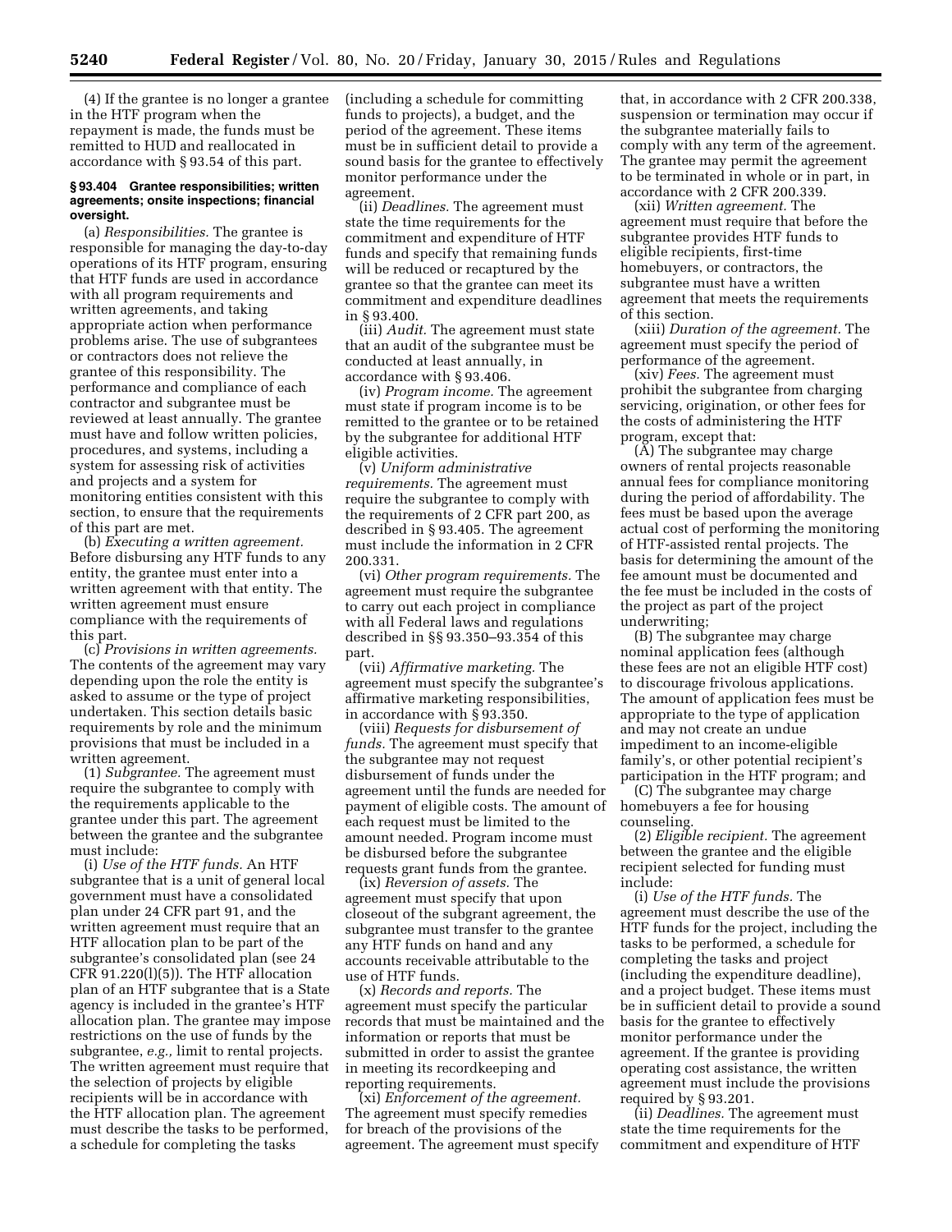(4) If the grantee is no longer a grantee in the HTF program when the repayment is made, the funds must be remitted to HUD and reallocated in accordance with § 93.54 of this part.

### § 93.404 Grantee responsibilities; written agreements; onsite inspections; financial oversight.

(a) *Responsibilities.* The grantee is responsible for managing the day-to-day operations of its HTF program, ensuring that HTF funds are used in accordance with all program requirements and written agreements, and taking appropriate action when performance problems arise. The use of subgrantees or contractors does not relieve the grantee of this responsibility. The performance and compliance of each contractor and subgrantee must be reviewed at least annually. The grantee must have and follow written policies, procedures, and systems, including a system for assessing risk of activities and projects and a system for monitoring entities consistent with this section, to ensure that the requirements of this part are met.

(b) *Executing a written agreement.* Before disbursing any HTF funds to any entity, the grantee must enter into a written agreement with that entity. The written agreement must ensure compliance with the requirements of this part.

(c) *Provisions in written agreements.* The contents of the agreement may vary depending upon the role the entity is asked to assume or the type of project undertaken. This section details basic requirements by role and the minimum provisions that must be included in a written agreement.

(1) *Subgrantee.* The agreement must require the subgrantee to comply with the requirements applicable to the grantee under this part. The agreement between the grantee and the subgrantee must include:

(i) *Use of the HTF funds.* An HTF subgrantee that is a unit of general local government must have a consolidated plan under 24 CFR part 91, and the written agreement must require that an HTF allocation plan to be part of the subgrantee's consolidated plan (see 24 CFR 91.220(l)(5)). The HTF allocation plan of an HTF subgrantee that is a State agency is included in the grantee's HTF allocation plan. The grantee may impose restrictions on the use of funds by the subgrantee, *e.g.,* limit to rental projects. The written agreement must require that the selection of projects by eligible recipients will be in accordance with the HTF allocation plan. The agreement must describe the tasks to be performed, a schedule for completing the tasks (including a schedule for committing funds to projects), a budget, and the period of the agreement. These items must be in sufficient detail to provide a sound basis for the grantee to effectively monitor performance under the agreement.

(ii) *Deadlines.* The agreement must state the time requirements for the commitment and expenditure of HTF funds and specify that remaining funds will be reduced or recaptured by the grantee so that the grantee can meet its commitment and expenditure deadlines in § 93.400.

(iii) *Audit.* The agreement must state that an audit of the subgrantee must be conducted at least annually, in accordance with § 93.406.

(iv) *Program income.* The agreement must state if program income is to be remitted to the grantee or to be retained by the subgrantee for additional HTF eligible activities.

(v) *Uniform administrative requirements.* The agreement must require the subgrantee to comply with the requirements of 2 CFR part 200, as described in § 93.405. The agreement must include the information in 2 CFR 200.331.

(vi) *Other program requirements.* The agreement must require the subgrantee to carry out each project in compliance with all Federal laws and regulations described in §§ 93.350–93.354 of this part.

(vii) *Affirmative marketing.* The agreement must specify the subgrantee's affirmative marketing responsibilities, in accordance with § 93.350.

(viii) *Requests for disbursement of funds.* The agreement must specify that the subgrantee may not request disbursement of funds under the agreement until the funds are needed for payment of eligible costs. The amount of each request must be limited to the amount needed. Program income must be disbursed before the subgrantee requests grant funds from the grantee.

(ix) *Reversion of assets.* The agreement must specify that upon closeout of the subgrant agreement, the subgrantee must transfer to the grantee any HTF funds on hand and any accounts receivable attributable to the use of HTF funds.

(x) *Records and reports.* The agreement must specify the particular records that must be maintained and the information or reports that must be submitted in order to assist the grantee in meeting its recordkeeping and reporting requirements.

(xi) *Enforcement of the agreement.* The agreement must specify remedies for breach of the provisions of the agreement. The agreement must specify that, in accordance with 2 CFR 200.338, suspension or termination may occur if the subgrantee materially fails to comply with any term of the agreement. The grantee may permit the agreement to be terminated in whole or in part, in accordance with 2 CFR 200.339.

(xii) *Written agreement.* The agreement must require that before the subgrantee provides HTF funds to eligible recipients, first-time homebuyers, or contractors, the subgrantee must have a written agreement that meets the requirements of this section.

(xiii) *Duration of the agreement.* The agreement must specify the period of performance of the agreement.

(xiv) *Fees.* The agreement must prohibit the subgrantee from charging servicing, origination, or other fees for the costs of administering the HTF program, except that:

(A) The subgrantee may charge owners of rental projects reasonable annual fees for compliance monitoring during the period of affordability. The fees must be based upon the average actual cost of performing the monitoring of HTF-assisted rental projects. The basis for determining the amount of the fee amount must be documented and the fee must be included in the costs of the project as part of the project underwriting;

(B) The subgrantee may charge nominal application fees (although these fees are not an eligible HTF cost) to discourage frivolous applications. The amount of application fees must be appropriate to the type of application and may not create an undue impediment to an income-eligible family's, or other potential recipient's participation in the HTF program; and

(C) The subgrantee may charge homebuyers a fee for housing counseling.

(2) *Eligible recipient.* The agreement between the grantee and the eligible recipient selected for funding must include:

(i) *Use of the HTF funds.* The agreement must describe the use of the HTF funds for the project, including the tasks to be performed, a schedule for completing the tasks and project (including the expenditure deadline), and a project budget. These items must be in sufficient detail to provide a sound basis for the grantee to effectively monitor performance under the agreement. If the grantee is providing operating cost assistance, the written agreement must include the provisions required by § 93.201.

(ii) *Deadlines.* The agreement must state the time requirements for the commitment and expenditure of HTF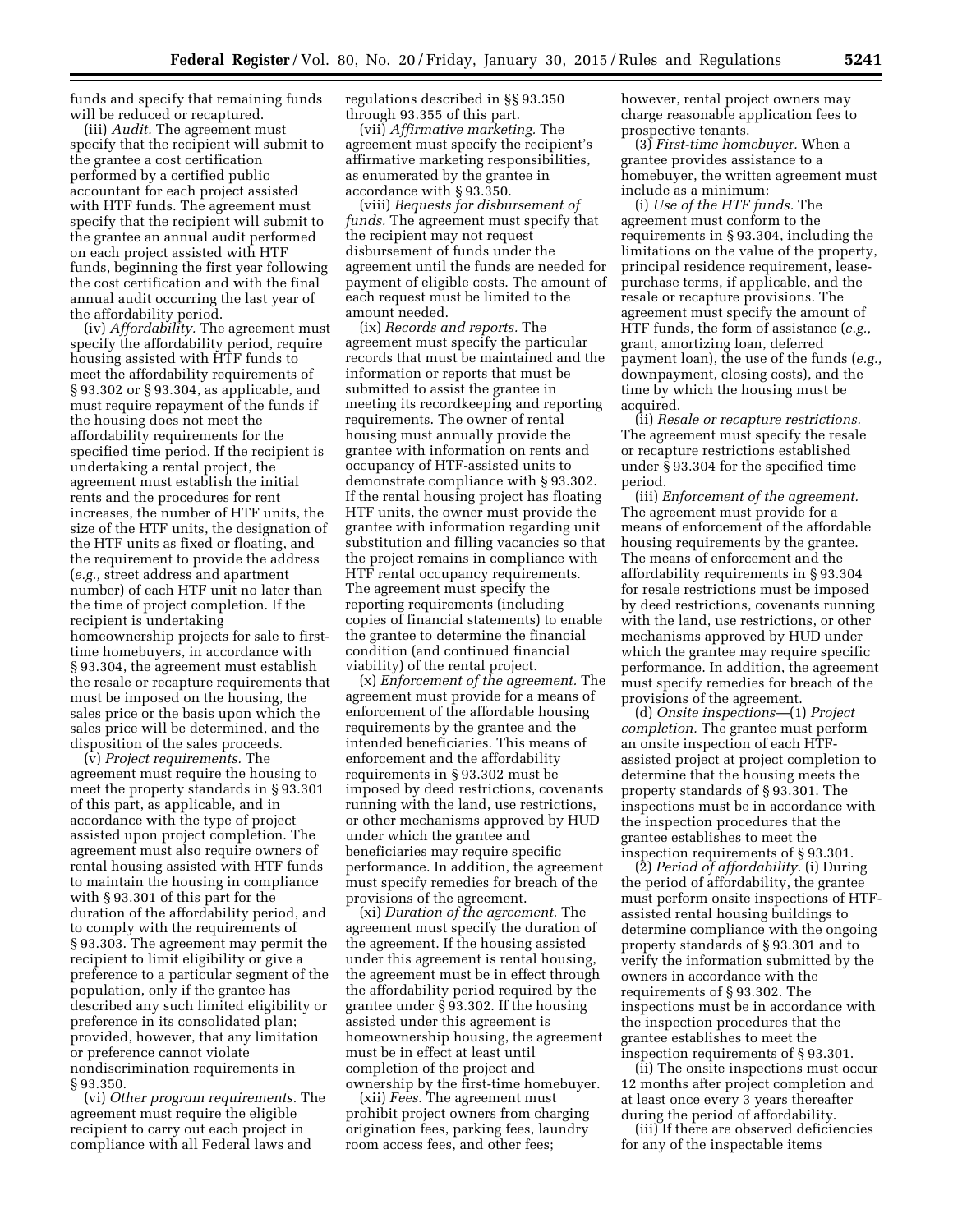funds and specify that remaining funds will be reduced or recaptured.

(iii) *Audit.* The agreement must specify that the recipient will submit to the grantee a cost certification performed by a certified public accountant for each project assisted with HTF funds. The agreement must specify that the recipient will submit to the grantee an annual audit performed on each project assisted with HTF funds, beginning the first year following the cost certification and with the final annual audit occurring the last year of the affordability period.

(iv) *Affordability.* The agreement must specify the affordability period, require housing assisted with HTF funds to meet the affordability requirements of § 93.302 or § 93.304, as applicable, and must require repayment of the funds if the housing does not meet the affordability requirements for the specified time period. If the recipient is undertaking a rental project, the agreement must establish the initial rents and the procedures for rent increases, the number of HTF units, the size of the HTF units, the designation of the HTF units as fixed or floating, and the requirement to provide the address (*e.g.,* street address and apartment number) of each HTF unit no later than the time of project completion. If the recipient is undertaking homeownership projects for sale to first-time homebuyers, in accordance with § 93.304, the agreement must establish the resale or recapture requirements that must be imposed on the housing, the sales price or the basis upon which the sales price will be determined, and the disposition of the sales proceeds.

(v) *Project requirements.* The agreement must require the housing to meet the property standards in § 93.301 of this part, as applicable, and in accordance with the type of project assisted upon project completion. The agreement must also require owners of rental housing assisted with HTF funds to maintain the housing in compliance with § 93.301 of this part for the duration of the affordability period, and to comply with the requirements of § 93.303. The agreement may permit the recipient to limit eligibility or give a preference to a particular segment of the population, only if the grantee has described any such limited eligibility or preference in its consolidated plan; provided, however, that any limitation or preference cannot violate nondiscrimination requirements in § 93.350.

(vi) *Other program requirements.* The agreement must require the eligible recipient to carry out each project in compliance with all Federal laws and regulations described in §§ 93.350 through 93.355 of this part.

(vii) *Affirmative marketing.* The agreement must specify the recipient's affirmative marketing responsibilities, as enumerated by the grantee in accordance with § 93.350.

(viii) *Requests for disbursement of funds.* The agreement must specify that the recipient may not request disbursement of funds under the agreement until the funds are needed for payment of eligible costs. The amount of each request must be limited to the amount needed.

(ix) *Records and reports.* The agreement must specify the particular records that must be maintained and the information or reports that must be submitted to assist the grantee in meeting its recordkeeping and reporting requirements. The owner of rental housing must annually provide the grantee with information on rents and occupancy of HTF-assisted units to demonstrate compliance with § 93.302. If the rental housing project has floating HTF units, the owner must provide the grantee with information regarding unit substitution and filling vacancies so that the project remains in compliance with HTF rental occupancy requirements. The agreement must specify the reporting requirements (including copies of financial statements) to enable the grantee to determine the financial condition (and continued financial viability) of the rental project.

(x) *Enforcement of the agreement.* The agreement must provide for a means of enforcement of the affordable housing requirements by the grantee and the intended beneficiaries. This means of enforcement and the affordability requirements in § 93.302 must be imposed by deed restrictions, covenants running with the land, use restrictions, or other mechanisms approved by HUD under which the grantee and beneficiaries may require specific performance. In addition, the agreement must specify remedies for breach of the provisions of the agreement.

(xi) *Duration of the agreement.* The agreement must specify the duration of the agreement. If the housing assisted under this agreement is rental housing, the agreement must be in effect through the affordability period required by the grantee under § 93.302. If the housing assisted under this agreement is homeownership housing, the agreement must be in effect at least until completion of the project and ownership by the first-time homebuyer.

(xii) *Fees.* The agreement must prohibit project owners from charging origination fees, parking fees, laundry room access fees, and other fees; however, rental project owners may charge reasonable application fees to prospective tenants.

(3) *First-time homebuyer.* When a grantee provides assistance to a homebuyer, the written agreement must include as a minimum:

(i) *Use of the HTF funds.* The agreement must conform to the requirements in § 93.304, including the limitations on the value of the property, principal residence requirement, lease-purchase terms, if applicable, and the resale or recapture provisions. The agreement must specify the amount of HTF funds, the form of assistance (*e.g.,* grant, amortizing loan, deferred payment loan), the use of the funds (*e.g.,* downpayment, closing costs), and the time by which the housing must be acquired.

(ii) *Resale or recapture restrictions.* The agreement must specify the resale or recapture restrictions established under § 93.304 for the specified time period.

(iii) *Enforcement of the agreement.* The agreement must provide for a means of enforcement of the affordable housing requirements by the grantee. The means of enforcement and the affordability requirements in § 93.304 for resale restrictions must be imposed by deed restrictions, covenants running with the land, use restrictions, or other mechanisms approved by HUD under which the grantee may require specific performance. In addition, the agreement must specify remedies for breach of the provisions of the agreement.

(d) *Onsite inspections*—(1) *Project completion.* The grantee must perform an onsite inspection of each HTF-assisted project at project completion to determine that the housing meets the property standards of § 93.301. The inspections must be in accordance with the inspection procedures that the grantee establishes to meet the inspection requirements of § 93.301.

(2) *Period of affordability.* (i) During the period of affordability, the grantee must perform onsite inspections of HTF-assisted rental housing buildings to determine compliance with the ongoing property standards of § 93.301 and to verify the information submitted by the owners in accordance with the requirements of § 93.302. The inspections must be in accordance with the inspection procedures that the grantee establishes to meet the inspection requirements of § 93.301.

(ii) The onsite inspections must occur 12 months after project completion and at least once every 3 years thereafter during the period of affordability.

(iii) If there are observed deficiencies for any of the inspectable items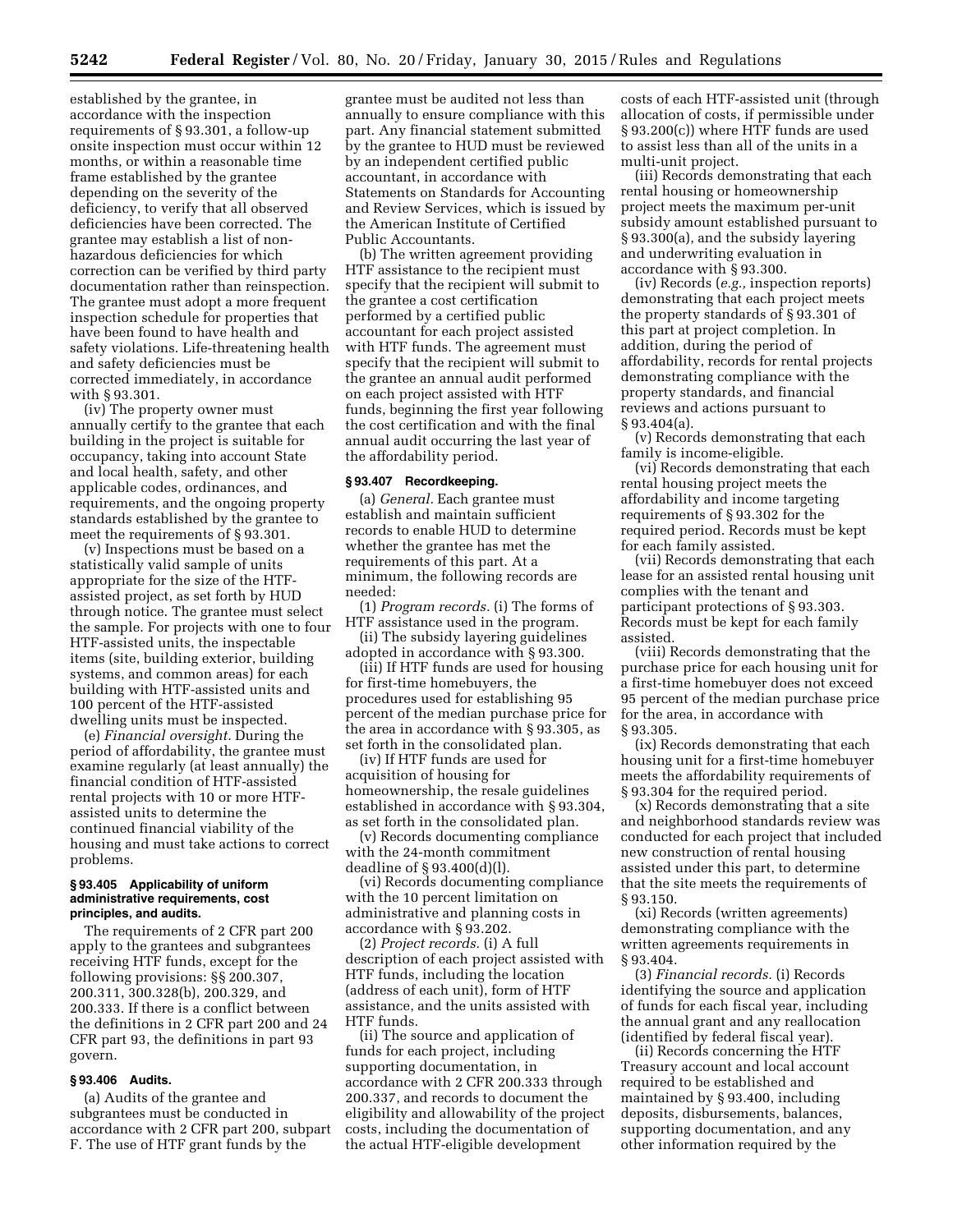established by the grantee, in accordance with the inspection requirements of § 93.301, a follow-up onsite inspection must occur within 12 months, or within a reasonable time frame established by the grantee depending on the severity of the deficiency, to verify that all observed deficiencies have been corrected. The grantee may establish a list of non-hazardous deficiencies for which correction can be verified by third party documentation rather than reinspection. The grantee must adopt a more frequent inspection schedule for properties that have been found to have health and safety violations. Life-threatening health and safety deficiencies must be corrected immediately, in accordance with § 93.301.

(iv) The property owner must annually certify to the grantee that each building in the project is suitable for occupancy, taking into account State and local health, safety, and other applicable codes, ordinances, and requirements, and the ongoing property standards established by the grantee to meet the requirements of § 93.301.

(v) Inspections must be based on a statistically valid sample of units appropriate for the size of the HTF-assisted project, as set forth by HUD through notice. The grantee must select the sample. For projects with one to four HTF-assisted units, the inspectable items (site, building exterior, building systems, and common areas) for each building with HTF-assisted units and 100 percent of the HTF-assisted dwelling units must be inspected.

(e) *Financial oversight.* During the period of affordability, the grantee must examine regularly (at least annually) the financial condition of HTF-assisted rental projects with 10 or more HTF-assisted units to determine the continued financial viability of the housing and must take actions to correct problems.

#### § 93.405 Applicability of uniform administrative requirements, cost principles, and audits.

The requirements of 2 CFR part 200 apply to the grantees and subgrantees receiving HTF funds, except for the following provisions: §§ 200.307, 200.311, 300.328(b), 200.329, and 200.333. If there is a conflict between the definitions in 2 CFR part 200 and 24 CFR part 93, the definitions in part 93 govern.

#### § 93.406 Audits.

(a) Audits of the grantee and subgrantees must be conducted in accordance with 2 CFR part 200, subpart F. The use of HTF grant funds by the grantee must be audited not less than annually to ensure compliance with this part. Any financial statement submitted by the grantee to HUD must be reviewed by an independent certified public accountant, in accordance with Statements on Standards for Accounting and Review Services, which is issued by the American Institute of Certified Public Accountants.

(b) The written agreement providing HTF assistance to the recipient must specify that the recipient will submit to the grantee a cost certification performed by a certified public accountant for each project assisted with HTF funds. The agreement must specify that the recipient will submit to the grantee an annual audit performed on each project assisted with HTF funds, beginning the first year following the cost certification and with the final annual audit occurring the last year of the affordability period.

#### § 93.407 Recordkeeping.

(a) *General.* Each grantee must establish and maintain sufficient records to enable HUD to determine whether the grantee has met the requirements of this part. At a minimum, the following records are needed:

(1) *Program records.* (i) The forms of HTF assistance used in the program.

(ii) The subsidy layering guidelines adopted in accordance with § 93.300.

(iii) If HTF funds are used for housing for first-time homebuyers, the procedures used for establishing 95 percent of the median purchase price for the area in accordance with § 93.305, as set forth in the consolidated plan.

(iv) If HTF funds are used for acquisition of housing for homeownership, the resale guidelines established in accordance with § 93.304, as set forth in the consolidated plan.

(v) Records documenting compliance with the 24-month commitment deadline of § 93.400(d)(l).

(vi) Records documenting compliance with the 10 percent limitation on administrative and planning costs in accordance with § 93.202.

(2) *Project records.* (i) A full description of each project assisted with HTF funds, including the location (address of each unit), form of HTF assistance, and the units assisted with HTF funds.

(ii) The source and application of funds for each project, including supporting documentation, in accordance with 2 CFR 200.333 through 200.337, and records to document the eligibility and allowability of the project costs, including the documentation of the actual HTF-eligible development costs of each HTF-assisted unit (through allocation of costs, if permissible under § 93.200(c)) where HTF funds are used to assist less than all of the units in a multi-unit project.

(iii) Records demonstrating that each rental housing or homeownership project meets the maximum per-unit subsidy amount established pursuant to § 93.300(a), and the subsidy layering and underwriting evaluation in accordance with § 93.300.

(iv) Records (*e.g.,* inspection reports) demonstrating that each project meets the property standards of § 93.301 of this part at project completion. In addition, during the period of affordability, records for rental projects demonstrating compliance with the property standards, and financial reviews and actions pursuant to § 93.404(a).

(v) Records demonstrating that each family is income-eligible.

(vi) Records demonstrating that each rental housing project meets the affordability and income targeting requirements of § 93.302 for the required period. Records must be kept for each family assisted.

(vii) Records demonstrating that each lease for an assisted rental housing unit complies with the tenant and participant protections of § 93.303. Records must be kept for each family assisted.

(viii) Records demonstrating that the purchase price for each housing unit for a first-time homebuyer does not exceed 95 percent of the median purchase price for the area, in accordance with § 93.305.

(ix) Records demonstrating that each housing unit for a first-time homebuyer meets the affordability requirements of § 93.304 for the required period.

(x) Records demonstrating that a site and neighborhood standards review was conducted for each project that included new construction of rental housing assisted under this part, to determine that the site meets the requirements of § 93.150.

(xi) Records (written agreements) demonstrating compliance with the written agreements requirements in § 93.404.

(3) *Financial records.* (i) Records identifying the source and application of funds for each fiscal year, including the annual grant and any reallocation (identified by federal fiscal year).

(ii) Records concerning the HTF Treasury account and local account required to be established and maintained by § 93.400, including deposits, disbursements, balances, supporting documentation, and any other information required by the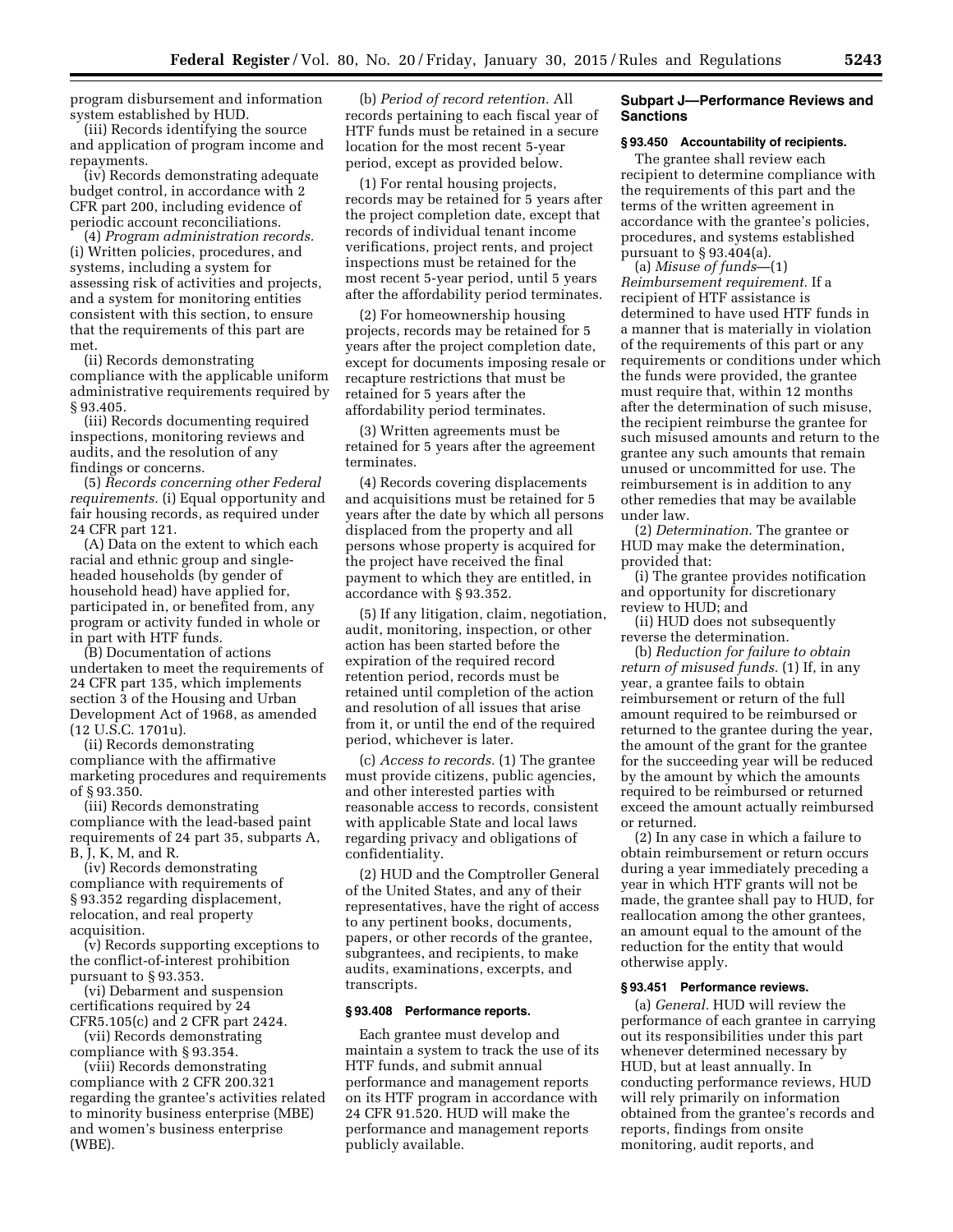program disbursement and information system established by HUD.

(iii) Records identifying the source and application of program income and repayments.

(iv) Records demonstrating adequate budget control, in accordance with 2 CFR part 200, including evidence of periodic account reconciliations.

(4) *Program administration records.* (i) Written policies, procedures, and systems, including a system for assessing risk of activities and projects, and a system for monitoring entities consistent with this section, to ensure that the requirements of this part are met.

(ii) Records demonstrating compliance with the applicable uniform administrative requirements required by § 93.405.

(iii) Records documenting required inspections, monitoring reviews and audits, and the resolution of any findings or concerns.

(5) *Records concerning other Federal requirements.* (i) Equal opportunity and fair housing records, as required under 24 CFR part 121.

(A) Data on the extent to which each racial and ethnic group and single-headed households (by gender of household head) have applied for, participated in, or benefited from, any program or activity funded in whole or in part with HTF funds.

(B) Documentation of actions undertaken to meet the requirements of 24 CFR part 135, which implements section 3 of the Housing and Urban Development Act of 1968, as amended (12 U.S.C. 1701u).

(ii) Records demonstrating compliance with the affirmative marketing procedures and requirements of § 93.350.

(iii) Records demonstrating compliance with the lead-based paint requirements of 24 part 35, subparts A, B, J, K, M, and R.

(iv) Records demonstrating compliance with requirements of § 93.352 regarding displacement, relocation, and real property acquisition.

(v) Records supporting exceptions to the conflict-of-interest prohibition pursuant to § 93.353.

(vi) Debarment and suspension certifications required by 24 CFR5.105(c) and 2 CFR part 2424.

(vii) Records demonstrating compliance with § 93.354.

(viii) Records demonstrating compliance with 2 CFR 200.321 regarding the grantee's activities related to minority business enterprise (MBE) and women's business enterprise (WBE).

(b) *Period of record retention.* All records pertaining to each fiscal year of HTF funds must be retained in a secure location for the most recent 5-year period, except as provided below.

(1) For rental housing projects, records may be retained for 5 years after the project completion date, except that records of individual tenant income verifications, project rents, and project inspections must be retained for the most recent 5-year period, until 5 years after the affordability period terminates.

(2) For homeownership housing projects, records may be retained for 5 years after the project completion date, except for documents imposing resale or recapture restrictions that must be retained for 5 years after the affordability period terminates.

(3) Written agreements must be retained for 5 years after the agreement terminates.

(4) Records covering displacements and acquisitions must be retained for 5 years after the date by which all persons displaced from the property and all persons whose property is acquired for the project have received the final payment to which they are entitled, in accordance with § 93.352.

(5) If any litigation, claim, negotiation, audit, monitoring, inspection, or other action has been started before the expiration of the required record retention period, records must be retained until completion of the action and resolution of all issues that arise from it, or until the end of the required period, whichever is later.

(c) *Access to records.* (1) The grantee must provide citizens, public agencies, and other interested parties with reasonable access to records, consistent with applicable State and local laws regarding privacy and obligations of confidentiality.

(2) HUD and the Comptroller General of the United States, and any of their representatives, have the right of access to any pertinent books, documents, papers, or other records of the grantee, subgrantees, and recipients, to make audits, examinations, excerpts, and transcripts.

#### § 93.408 Performance reports.

Each grantee must develop and maintain a system to track the use of its HTF funds, and submit annual performance and management reports on its HTF program in accordance with 24 CFR 91.520. HUD will make the performance and management reports publicly available.

### Subpart J—Performance Reviews and Sanctions

#### § 93.450 Accountability of recipients.

The grantee shall review each recipient to determine compliance with the requirements of this part and the terms of the written agreement in accordance with the grantee's policies, procedures, and systems established pursuant to § 93.404(a).

(a) *Misuse of funds*—(1) *Reimbursement requirement.* If a recipient of HTF assistance is determined to have used HTF funds in a manner that is materially in violation of the requirements of this part or any requirements or conditions under which the funds were provided, the grantee must require that, within 12 months after the determination of such misuse, the recipient reimburse the grantee for such misused amounts and return to the grantee any such amounts that remain unused or uncommitted for use. The reimbursement is in addition to any other remedies that may be available under law.

(2) *Determination.* The grantee or HUD may make the determination, provided that:

(i) The grantee provides notification and opportunity for discretionary review to HUD; and

(ii) HUD does not subsequently reverse the determination.

(b) *Reduction for failure to obtain return of misused funds.* (1) If, in any year, a grantee fails to obtain reimbursement or return of the full amount required to be reimbursed or returned to the grantee during the year, the amount of the grant for the grantee for the succeeding year will be reduced by the amount by which the amounts required to be reimbursed or returned exceed the amount actually reimbursed or returned.

(2) In any case in which a failure to obtain reimbursement or return occurs during a year immediately preceding a year in which HTF grants will not be made, the grantee shall pay to HUD, for reallocation among the other grantees, an amount equal to the amount of the reduction for the entity that would otherwise apply.

#### § 93.451 Performance reviews.

(a) *General.* HUD will review the performance of each grantee in carrying out its responsibilities under this part whenever determined necessary by HUD, but at least annually. In conducting performance reviews, HUD will rely primarily on information obtained from the grantee's records and reports, findings from onsite monitoring, audit reports, and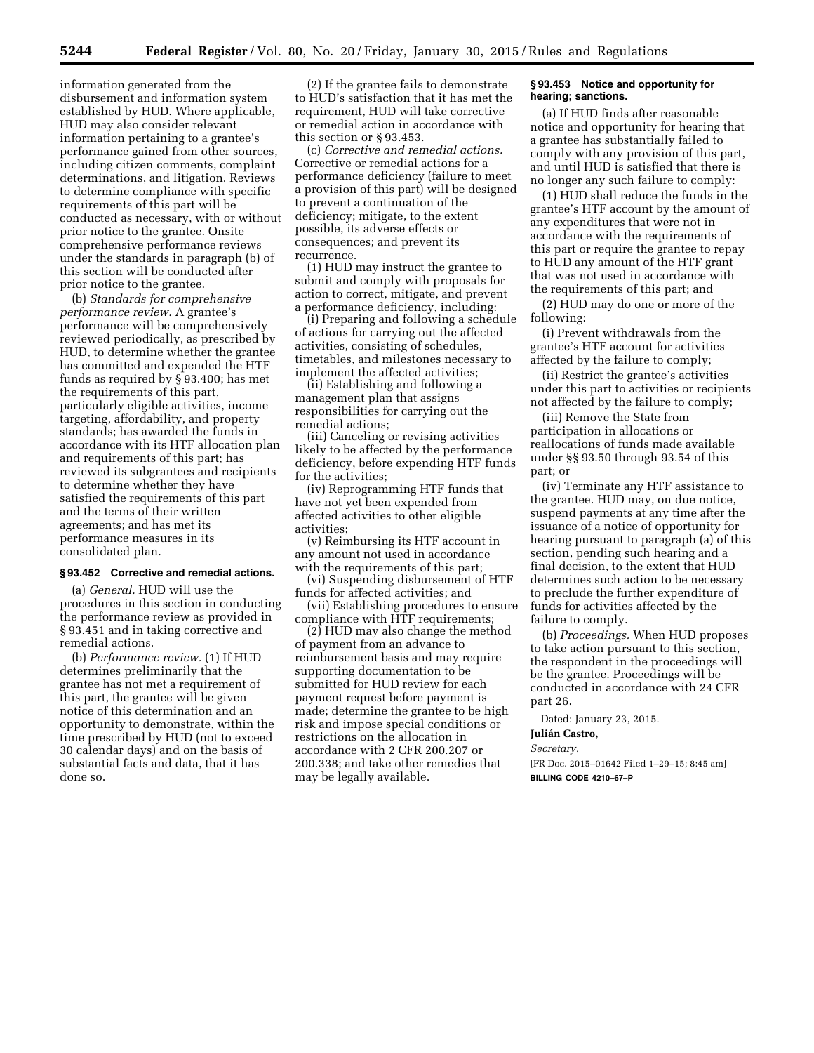information generated from the disbursement and information system established by HUD. Where applicable, HUD may also consider relevant information pertaining to a grantee's performance gained from other sources, including citizen comments, complaint determinations, and litigation. Reviews to determine compliance with specific requirements of this part will be conducted as necessary, with or without prior notice to the grantee. Onsite comprehensive performance reviews under the standards in paragraph (b) of this section will be conducted after prior notice to the grantee.

(b) *Standards for comprehensive performance review.* A grantee's performance will be comprehensively reviewed periodically, as prescribed by HUD, to determine whether the grantee has committed and expended the HTF funds as required by § 93.400; has met the requirements of this part, particularly eligible activities, income targeting, affordability, and property standards; has awarded the funds in accordance with its HTF allocation plan and requirements of this part; has reviewed its subgrantees and recipients to determine whether they have satisfied the requirements of this part and the terms of their written agreements; and has met its performance measures in its consolidated plan.

### § 93.452 Corrective and remedial actions.

(a) *General.* HUD will use the procedures in this section in conducting the performance review as provided in § 93.451 and in taking corrective and remedial actions.

(b) *Performance review.* (1) If HUD determines preliminarily that the grantee has not met a requirement of this part, the grantee will be given notice of this determination and an opportunity to demonstrate, within the time prescribed by HUD (not to exceed 30 calendar days) and on the basis of substantial facts and data, that it has done so.

(2) If the grantee fails to demonstrate to HUD's satisfaction that it has met the requirement, HUD will take corrective or remedial action in accordance with this section or § 93.453.

(c) *Corrective and remedial actions.* Corrective or remedial actions for a performance deficiency (failure to meet a provision of this part) will be designed to prevent a continuation of the deficiency; mitigate, to the extent possible, its adverse effects or consequences; and prevent its recurrence.

(1) HUD may instruct the grantee to submit and comply with proposals for action to correct, mitigate, and prevent a performance deficiency, including:

(i) Preparing and following a schedule of actions for carrying out the affected activities, consisting of schedules, timetables, and milestones necessary to implement the affected activities;

(ii) Establishing and following a management plan that assigns responsibilities for carrying out the remedial actions;

(iii) Canceling or revising activities likely to be affected by the performance deficiency, before expending HTF funds for the activities;

(iv) Reprogramming HTF funds that have not yet been expended from affected activities to other eligible activities;

(v) Reimbursing its HTF account in any amount not used in accordance with the requirements of this part;

(vi) Suspending disbursement of HTF funds for affected activities; and

(vii) Establishing procedures to ensure compliance with HTF requirements;

(2) HUD may also change the method of payment from an advance to reimbursement basis and may require supporting documentation to be submitted for HUD review for each payment request before payment is made; determine the grantee to be high risk and impose special conditions or restrictions on the allocation in accordance with 2 CFR 200.207 or 200.338; and take other remedies that may be legally available.

### § 93.453 Notice and opportunity for hearing; sanctions.

(a) If HUD finds after reasonable notice and opportunity for hearing that a grantee has substantially failed to comply with any provision of this part, and until HUD is satisfied that there is no longer any such failure to comply:

(1) HUD shall reduce the funds in the grantee's HTF account by the amount of any expenditures that were not in accordance with the requirements of this part or require the grantee to repay to HUD any amount of the HTF grant that was not used in accordance with the requirements of this part; and

(2) HUD may do one or more of the following:

(i) Prevent withdrawals from the grantee's HTF account for activities affected by the failure to comply;

(ii) Restrict the grantee's activities under this part to activities or recipients not affected by the failure to comply;

(iii) Remove the State from participation in allocations or reallocations of funds made available under §§ 93.50 through 93.54 of this part; or

(iv) Terminate any HTF assistance to the grantee. HUD may, on due notice, suspend payments at any time after the issuance of a notice of opportunity for hearing pursuant to paragraph (a) of this section, pending such hearing and a final decision, to the extent that HUD determines such action to be necessary to preclude the further expenditure of funds for activities affected by the failure to comply.

(b) *Proceedings.* When HUD proposes to take action pursuant to this section, the respondent in the proceedings will be the grantee. Proceedings will be conducted in accordance with 24 CFR part 26.

Dated: January 23, 2015.

**Julián Castro,**

*Secretary.*

[FR Doc. 2015–01642 Filed 1–29–15; 8:45 am]

**BILLING CODE 4210–67–P**